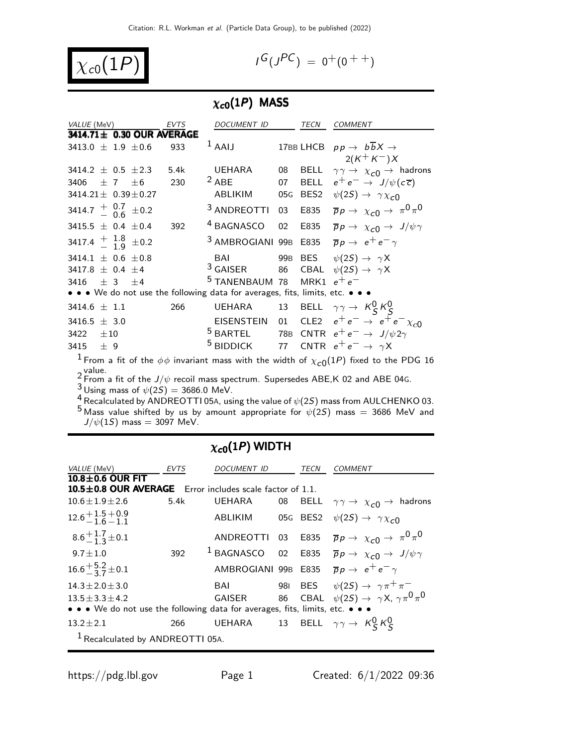Citation: R.L. Workman *et al.* (Particle Data Group), to be published (2022)

# $\chi_{c0}(1P)$

$I^G(J^{PC}) = 0^+(0^{++})$

## $\chi_{c0}(1P)$ MASS

| VALUE (MeV) | EVTS | DOCUMENT ID | | TECN | COMMENT |
|---|---|---|---|---|---|
| **3414.71± 0.30 OUR AVERAGE** | | | | | |
| $3413.0 \pm 1.9 \pm 0.6$ | 933 | [1] AAIJ | 17BB | LHCB | $pp \to b\overline{b}X \to 2(K^+K^-)X$ |
| $3414.2 \pm 0.5 \pm 2.3$ | 5.4k | UEHARA | 08 | BELL | $\gamma\gamma \to \chi_{c0} \to$ hadrons |
| $3406 \pm 7 \pm 6$ | 230 | [2] ABE | 07 | BELL | $e^+e^- \to J/\psi(c\overline{c})$ |
| $3414.21 \pm 0.39 \pm 0.27$ | | ABLIKIM | 05G | BES2 | $\psi(2S) \to \gamma\chi_{c0}$ |
| $3414.7 {}^{+0.7}_{-0.6} \pm 0.2$ | | [3] ANDREOTTI | 03 | E835 | $\overline{p}p \to \chi_{c0} \to \pi^0\pi^0$ |
| $3415.5 \pm 0.4 \pm 0.4$ | 392 | [4] BAGNASCO | 02 | E835 | $\overline{p}p \to \chi_{c0} \to J/\psi\gamma$ |
| $3417.4 {}^{+1.8}_{-1.9} \pm 0.2$ | | [3] AMBROGIANI | 99B | E835 | $\overline{p}p \to e^+e^-\gamma$ |
| $3414.1 \pm 0.6 \pm 0.8$ | | BAI | 99B | BES | $\psi(2S) \to \gamma X$ |
| $3417.8 \pm 0.4 \pm 4$ | | [3] GAISER | 86 | CBAL | $\psi(2S) \to \gamma X$ |
| $3416 \pm 3 \pm 4$ | | [5] TANENBAUM | 78 | MRK1 | $e^+e^-$ |
| • • • We do not use the following data for averages, fits, limits, etc. • • • | | | | | |
| $3414.6 \pm 1.1$ | 266 | UEHARA | 13 | BELL | $\gamma\gamma \to K^0_S K^0_S$ |
| $3416.5 \pm 3.0$ | | EISENSTEIN | 01 | CLE2 | $e^+e^- \to e^+e^-\chi_{c0}$ |
| $3422 \pm 10$ | | [5] BARTEL | 78B | CNTR | $e^+e^- \to J/\psi 2\gamma$ |
| $3415 \pm 9$ | | [5] BIDDICK | 77 | CNTR | $e^+e^- \to \gamma X$ |

[1] From a fit of the $\phi\phi$ invariant mass with the width of $\chi_{c0}(1P)$ fixed to the PDG 16 value.
[2] From a fit of the $J/\psi$ recoil mass spectrum. Supersedes ABE,K 02 and ABE 04G.
[3] Using mass of $\psi(2S) = 3686.0$ MeV.
[4] Recalculated by ANDREOTTI 05A, using the value of $\psi(2S)$ mass from AULCHENKO 03.
[5] Mass value shifted by us by amount appropriate for $\psi(2S)$ mass = 3686 MeV and $J/\psi(1S)$ mass = 3097 MeV.

## $\chi_{c0}(1P)$ WIDTH

| VALUE (MeV) | EVTS | DOCUMENT ID | | TECN | COMMENT |
|---|---|---|---|---|---|
| **10.8±0.6 OUR FIT** | | | | | |
| **10.5±0.8 OUR AVERAGE** | | Error includes scale factor of 1.1. | | | |
| $10.6 \pm 1.9 \pm 2.6$ | 5.4k | UEHARA | 08 | BELL | $\gamma\gamma \to \chi_{c0} \to$ hadrons |
| $12.6 {}^{+1.5}_{-1.6} {}^{+0.9}_{-1.1}$ | | ABLIKIM | 05G | BES2 | $\psi(2S) \to \gamma\chi_{c0}$ |
| $8.6 {}^{+1.7}_{-1.3} \pm 0.1$ | | ANDREOTTI | 03 | E835 | $\overline{p}p \to \chi_{c0} \to \pi^0\pi^0$ |
| $9.7 \pm 1.0$ | 392 | [1] BAGNASCO | 02 | E835 | $\overline{p}p \to \chi_{c0} \to J/\psi\gamma$ |
| $16.6 {}^{+5.2}_{-3.7} \pm 0.1$ | | AMBROGIANI | 99B | E835 | $\overline{p}p \to e^+e^-\gamma$ |
| $14.3 \pm 2.0 \pm 3.0$ | | BAI | 98I | BES | $\psi(2S) \to \gamma\pi^+\pi^-$ |
| $13.5 \pm 3.3 \pm 4.2$ | | GAISER | 86 | CBAL | $\psi(2S) \to \gamma X, \gamma\pi^0\pi^0$ |
| • • • We do not use the following data for averages, fits, limits, etc. • • • | | | | | |
| $13.2 \pm 2.1$ | 266 | UEHARA | 13 | BELL | $\gamma\gamma \to K^0_S K^0_S$ |

[1] Recalculated by ANDREOTTI 05A.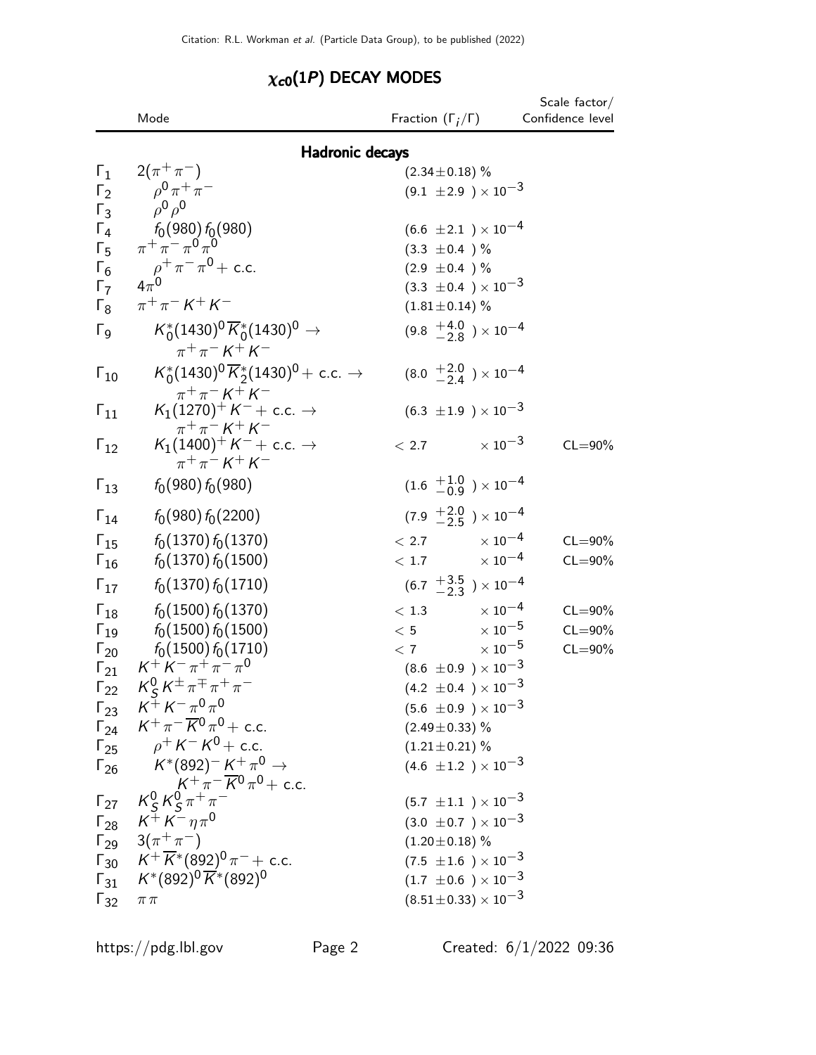## $\chi_{c0}(1P)$ DECAY MODES

| | Mode | Fraction ($\Gamma_i/\Gamma$) | Scale factor/ Confidence level |
|---|---|---|---|
| | **Hadronic decays** | | |
| $\Gamma_1$ | $2(\pi^+\pi^-)$ | $(2.34\pm0.18)$ % | |
| $\Gamma_2$ | $\rho^0\pi^+\pi^-$ | $(9.1\ \pm2.9\ )\times10^{-3}$ | |
| $\Gamma_3$ | $\rho^0\rho^0$ | | |
| $\Gamma_4$ | $f_0(980)f_0(980)$ | $(6.6\ \pm2.1\ )\times10^{-4}$ | |
| $\Gamma_5$ | $\pi^+\pi^-\pi^0\pi^0$ | $(3.3\ \pm0.4\ )$ % | |
| $\Gamma_6$ | $\rho^+\pi^-\pi^0+$ c.c. | $(2.9\ \pm0.4\ )$ % | |
| $\Gamma_7$ | $4\pi^0$ | $(3.3\ \pm0.4\ )\times10^{-3}$ | |
| $\Gamma_8$ | $\pi^+\pi^-K^+K^-$ | $(1.81\pm0.14)$ % | |
| $\Gamma_9$ | $K_0^*(1430)^0\overline{K}_0^*(1430)^0\to\pi^+\pi^-K^+K^-$ | $(9.8\ ^{+4.0}_{-2.8}\ )\times10^{-4}$ | |
| $\Gamma_{10}$ | $K_0^*(1430)^0\overline{K}_2^*(1430)^0+$ c.c. $\to\pi^+\pi^-K^+K^-$ | $(8.0\ ^{+2.0}_{-2.4}\ )\times10^{-4}$ | |
| $\Gamma_{11}$ | $K_1(1270)^+K^-+$ c.c. $\to\pi^+\pi^-K^+K^-$ | $(6.3\ \pm1.9\ )\times10^{-3}$ | |
| $\Gamma_{12}$ | $K_1(1400)^+K^-+$ c.c. $\to\pi^+\pi^-K^+K^-$ | $<2.7\ \times10^{-3}$ | CL=90% |
| $\Gamma_{13}$ | $f_0(980)f_0(980)$ | $(1.6\ ^{+1.0}_{-0.9}\ )\times10^{-4}$ | |
| $\Gamma_{14}$ | $f_0(980)f_0(2200)$ | $(7.9\ ^{+2.0}_{-2.5}\ )\times10^{-4}$ | |
| $\Gamma_{15}$ | $f_0(1370)f_0(1370)$ | $<2.7\ \times10^{-4}$ | CL=90% |
| $\Gamma_{16}$ | $f_0(1370)f_0(1500)$ | $<1.7\ \times10^{-4}$ | CL=90% |
| $\Gamma_{17}$ | $f_0(1370)f_0(1710)$ | $(6.7\ ^{+3.5}_{-2.3}\ )\times10^{-4}$ | |
| $\Gamma_{18}$ | $f_0(1500)f_0(1370)$ | $<1.3\ \times10^{-4}$ | CL=90% |
| $\Gamma_{19}$ | $f_0(1500)f_0(1500)$ | $<5\ \times10^{-5}$ | CL=90% |
| $\Gamma_{20}$ | $f_0(1500)f_0(1710)$ | $<7\ \times10^{-5}$ | CL=90% |
| $\Gamma_{21}$ | $K^+K^-\pi^+\pi^-\pi^0$ | $(8.6\ \pm0.9\ )\times10^{-3}$ | |
| $\Gamma_{22}$ | $K_S^0K^\pm\pi^\mp\pi^+\pi^-$ | $(4.2\ \pm0.4\ )\times10^{-3}$ | |
| $\Gamma_{23}$ | $K^+K^-\pi^0\pi^0$ | $(5.6\ \pm0.9\ )\times10^{-3}$ | |
| $\Gamma_{24}$ | $K^+\pi^-\overline{K}^0\pi^0+$ c.c. | $(2.49\pm0.33)$ % | |
| $\Gamma_{25}$ | $\rho^+K^-K^0+$ c.c. | $(1.21\pm0.21)$ % | |
| $\Gamma_{26}$ | $K^*(892)^-K^+\pi^0\to K^+\pi^-\overline{K}^0\pi^0+$ c.c. | $(4.6\ \pm1.2\ )\times10^{-3}$ | |
| $\Gamma_{27}$ | $K_S^0K_S^0\pi^+\pi^-$ | $(5.7\ \pm1.1\ )\times10^{-3}$ | |
| $\Gamma_{28}$ | $K^+K^-\eta\pi^0$ | $(3.0\ \pm0.7\ )\times10^{-3}$ | |
| $\Gamma_{29}$ | $3(\pi^+\pi^-)$ | $(1.20\pm0.18)$ % | |
| $\Gamma_{30}$ | $K^+\overline{K}^*(892)^0\pi^-+$ c.c. | $(7.5\ \pm1.6\ )\times10^{-3}$ | |
| $\Gamma_{31}$ | $K^*(892)^0\overline{K}^*(892)^0$ | $(1.7\ \pm0.6\ )\times10^{-3}$ | |
| $\Gamma_{32}$ | $\pi\pi$ | $(8.51\pm0.33)\times10^{-3}$ | |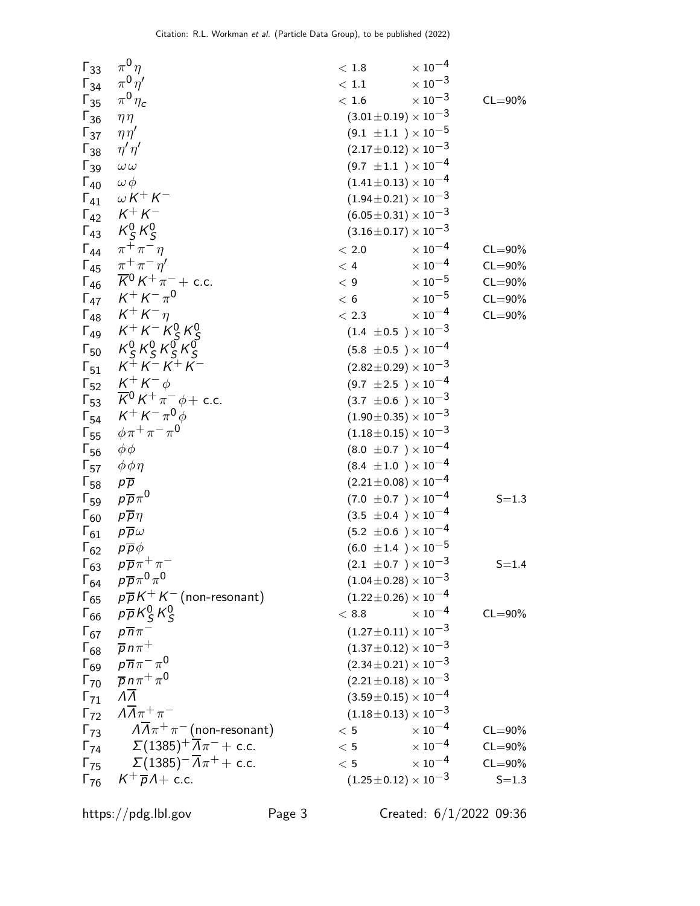| | Mode | Fraction | | Scale factor/ Conf. level |
|---|---|---|---|---|
| $\Gamma_{33}$ | $\pi^0 \eta$ | $< 1.8$ | $\times 10^{-4}$ | |
| $\Gamma_{34}$ | $\pi^0 \eta'$ | $< 1.1$ | $\times 10^{-3}$ | |
| $\Gamma_{35}$ | $\pi^0 \eta_c$ | $< 1.6$ | $\times 10^{-3}$ | CL=90% |
| $\Gamma_{36}$ | $\eta \eta$ | $(3.01 \pm 0.19) \times 10^{-3}$ | | |
| $\Gamma_{37}$ | $\eta \eta'$ | $(9.1 \pm 1.1) \times 10^{-5}$ | | |
| $\Gamma_{38}$ | $\eta' \eta'$ | $(2.17 \pm 0.12) \times 10^{-3}$ | | |
| $\Gamma_{39}$ | $\omega \omega$ | $(9.7 \pm 1.1) \times 10^{-4}$ | | |
| $\Gamma_{40}$ | $\omega \phi$ | $(1.41 \pm 0.13) \times 10^{-4}$ | | |
| $\Gamma_{41}$ | $\omega K^+ K^-$ | $(1.94 \pm 0.21) \times 10^{-3}$ | | |
| $\Gamma_{42}$ | $K^+ K^-$ | $(6.05 \pm 0.31) \times 10^{-3}$ | | |
| $\Gamma_{43}$ | $K^0_S K^0_S$ | $(3.16 \pm 0.17) \times 10^{-3}$ | | |
| $\Gamma_{44}$ | $\pi^+ \pi^- \eta$ | $< 2.0$ | $\times 10^{-4}$ | CL=90% |
| $\Gamma_{45}$ | $\pi^+ \pi^- \eta'$ | $< 4$ | $\times 10^{-4}$ | CL=90% |
| $\Gamma_{46}$ | $\overline{K}^0 K^+ \pi^- +$ c.c. | $< 9$ | $\times 10^{-5}$ | CL=90% |
| $\Gamma_{47}$ | $K^+ K^- \pi^0$ | $< 6$ | $\times 10^{-5}$ | CL=90% |
| $\Gamma_{48}$ | $K^+ K^- \eta$ | $< 2.3$ | $\times 10^{-4}$ | CL=90% |
| $\Gamma_{49}$ | $K^+ K^- K^0_S K^0_S$ | $(1.4 \pm 0.5) \times 10^{-3}$ | | |
| $\Gamma_{50}$ | $K^0_S K^0_S K^0_S K^0_S$ | $(5.8 \pm 0.5) \times 10^{-4}$ | | |
| $\Gamma_{51}$ | $K^+ K^- K^+ K^-$ | $(2.82 \pm 0.29) \times 10^{-3}$ | | |
| $\Gamma_{52}$ | $K^+ K^- \phi$ | $(9.7 \pm 2.5) \times 10^{-4}$ | | |
| $\Gamma_{53}$ | $\overline{K}^0 K^+ \pi^- \phi +$ c.c. | $(3.7 \pm 0.6) \times 10^{-3}$ | | |
| $\Gamma_{54}$ | $K^+ K^- \pi^0 \phi$ | $(1.90 \pm 0.35) \times 10^{-3}$ | | |
| $\Gamma_{55}$ | $\phi \pi^+ \pi^- \pi^0$ | $(1.18 \pm 0.15) \times 10^{-3}$ | | |
| $\Gamma_{56}$ | $\phi \phi$ | $(8.0 \pm 0.7) \times 10^{-4}$ | | |
| $\Gamma_{57}$ | $\phi \phi \eta$ | $(8.4 \pm 1.0) \times 10^{-4}$ | | |
| $\Gamma_{58}$ | $p \overline{p}$ | $(2.21 \pm 0.08) \times 10^{-4}$ | | |
| $\Gamma_{59}$ | $p \overline{p} \pi^0$ | $(7.0 \pm 0.7) \times 10^{-4}$ | | S=1.3 |
| $\Gamma_{60}$ | $p \overline{p} \eta$ | $(3.5 \pm 0.4) \times 10^{-4}$ | | |
| $\Gamma_{61}$ | $p \overline{p} \omega$ | $(5.2 \pm 0.6) \times 10^{-4}$ | | |
| $\Gamma_{62}$ | $p \overline{p} \phi$ | $(6.0 \pm 1.4) \times 10^{-5}$ | | |
| $\Gamma_{63}$ | $p \overline{p} \pi^+ \pi^-$ | $(2.1 \pm 0.7) \times 10^{-3}$ | | S=1.4 |
| $\Gamma_{64}$ | $p \overline{p} \pi^0 \pi^0$ | $(1.04 \pm 0.28) \times 10^{-3}$ | | |
| $\Gamma_{65}$ | $p \overline{p} K^+ K^-$ (non-resonant) | $(1.22 \pm 0.26) \times 10^{-4}$ | | |
| $\Gamma_{66}$ | $p \overline{p} K^0_S K^0_S$ | $< 8.8$ | $\times 10^{-4}$ | CL=90% |
| $\Gamma_{67}$ | $p \overline{n} \pi^-$ | $(1.27 \pm 0.11) \times 10^{-3}$ | | |
| $\Gamma_{68}$ | $\overline{p} n \pi^+$ | $(1.37 \pm 0.12) \times 10^{-3}$ | | |
| $\Gamma_{69}$ | $p \overline{n} \pi^- \pi^0$ | $(2.34 \pm 0.21) \times 10^{-3}$ | | |
| $\Gamma_{70}$ | $\overline{p} n \pi^+ \pi^0$ | $(2.21 \pm 0.18) \times 10^{-3}$ | | |
| $\Gamma_{71}$ | $\Lambda \overline{\Lambda}$ | $(3.59 \pm 0.15) \times 10^{-4}$ | | |
| $\Gamma_{72}$ | $\Lambda \overline{\Lambda} \pi^+ \pi^-$ | $(1.18 \pm 0.13) \times 10^{-3}$ | | |
| $\Gamma_{73}$ | $\Lambda \overline{\Lambda} \pi^+ \pi^-$ (non-resonant) | $< 5$ | $\times 10^{-4}$ | CL=90% |
| $\Gamma_{74}$ | $\Sigma(1385)^+ \overline{\Lambda} \pi^- +$ c.c. | $< 5$ | $\times 10^{-4}$ | CL=90% |
| $\Gamma_{75}$ | $\Sigma(1385)^- \overline{\Lambda} \pi^+ +$ c.c. | $< 5$ | $\times 10^{-4}$ | CL=90% |
| $\Gamma_{76}$ | $K^+ \overline{p} \Lambda +$ c.c. | $(1.25 \pm 0.12) \times 10^{-3}$ | | S=1.3 |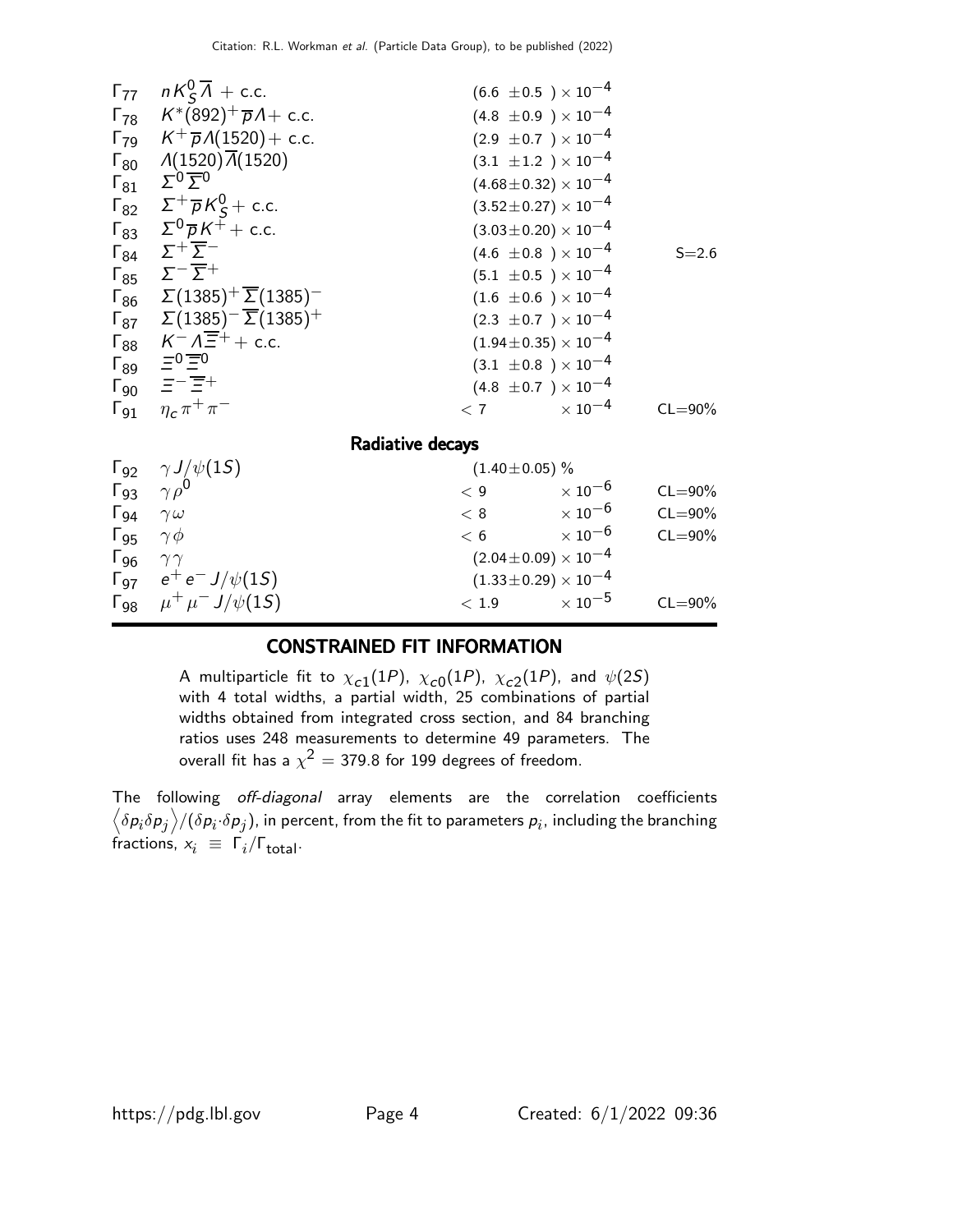| | Mode | Fraction ($\Gamma_i/\Gamma$) | Scale factor/ Confidence level |
|---|---|---|---|
| $\Gamma_{77}$ | $n K^0_S \overline{\Lambda}$ + c.c. | $(6.6 \pm 0.5) \times 10^{-4}$ | |
| $\Gamma_{78}$ | $K^*(892)^+ \overline{p} \Lambda$+ c.c. | $(4.8 \pm 0.9) \times 10^{-4}$ | |
| $\Gamma_{79}$ | $K^+ \overline{p} \Lambda(1520)$+ c.c. | $(2.9 \pm 0.7) \times 10^{-4}$ | |
| $\Gamma_{80}$ | $\Lambda(1520) \overline{\Lambda}(1520)$ | $(3.1 \pm 1.2) \times 10^{-4}$ | |
| $\Gamma_{81}$ | $\Sigma^0 \overline{\Sigma}^0$ | $(4.68 \pm 0.32) \times 10^{-4}$ | |
| $\Gamma_{82}$ | $\Sigma^+ \overline{p} K^0_S$ + c.c. | $(3.52 \pm 0.27) \times 10^{-4}$ | |
| $\Gamma_{83}$ | $\Sigma^0 \overline{p} K^+$ + c.c. | $(3.03 \pm 0.20) \times 10^{-4}$ | |
| $\Gamma_{84}$ | $\Sigma^+ \overline{\Sigma}^-$ | $(4.6 \pm 0.8) \times 10^{-4}$ | S=2.6 |
| $\Gamma_{85}$ | $\Sigma^- \overline{\Sigma}^+$ | $(5.1 \pm 0.5) \times 10^{-4}$ | |
| $\Gamma_{86}$ | $\Sigma(1385)^+ \overline{\Sigma}(1385)^-$ | $(1.6 \pm 0.6) \times 10^{-4}$ | |
| $\Gamma_{87}$ | $\Sigma(1385)^- \overline{\Sigma}(1385)^+$ | $(2.3 \pm 0.7) \times 10^{-4}$ | |
| $\Gamma_{88}$ | $K^- \Lambda \overline{\Xi}^+$ + c.c. | $(1.94 \pm 0.35) \times 10^{-4}$ | |
| $\Gamma_{89}$ | $\Xi^0 \overline{\Xi}^0$ | $(3.1 \pm 0.8) \times 10^{-4}$ | |
| $\Gamma_{90}$ | $\Xi^- \overline{\Xi}^+$ | $(4.8 \pm 0.7) \times 10^{-4}$ | |
| $\Gamma_{91}$ | $\eta_c \pi^+ \pi^-$ | $< 7 \times 10^{-4}$ | CL=90% |

**Radiative decays**

| | Mode | Fraction ($\Gamma_i/\Gamma$) | Confidence level |
|---|---|---|---|
| $\Gamma_{92}$ | $\gamma J/\psi(1S)$ | $(1.40 \pm 0.05)$ % | |
| $\Gamma_{93}$ | $\gamma \rho^0$ | $< 9 \times 10^{-6}$ | CL=90% |
| $\Gamma_{94}$ | $\gamma \omega$ | $< 8 \times 10^{-6}$ | CL=90% |
| $\Gamma_{95}$ | $\gamma \phi$ | $< 6 \times 10^{-6}$ | CL=90% |
| $\Gamma_{96}$ | $\gamma \gamma$ | $(2.04 \pm 0.09) \times 10^{-4}$ | |
| $\Gamma_{97}$ | $e^+ e^- J/\psi(1S)$ | $(1.33 \pm 0.29) \times 10^{-4}$ | |
| $\Gamma_{98}$ | $\mu^+ \mu^- J/\psi(1S)$ | $< 1.9 \times 10^{-5}$ | CL=90% |

## CONSTRAINED FIT INFORMATION

A multiparticle fit to $\chi_{c1}(1P)$, $\chi_{c0}(1P)$, $\chi_{c2}(1P)$, and $\psi(2S)$ with 4 total widths, a partial width, 25 combinations of partial widths obtained from integrated cross section, and 84 branching ratios uses 248 measurements to determine 49 parameters. The overall fit has a $\chi^2 = 379.8$ for 199 degrees of freedom.

The following *off-diagonal* array elements are the correlation coefficients $\left\langle \delta p_i \delta p_j \right\rangle / (\delta p_i \cdot \delta p_j)$, in percent, from the fit to parameters $p_i$, including the branching fractions, $x_i \equiv \Gamma_i / \Gamma_{\text{total}}$.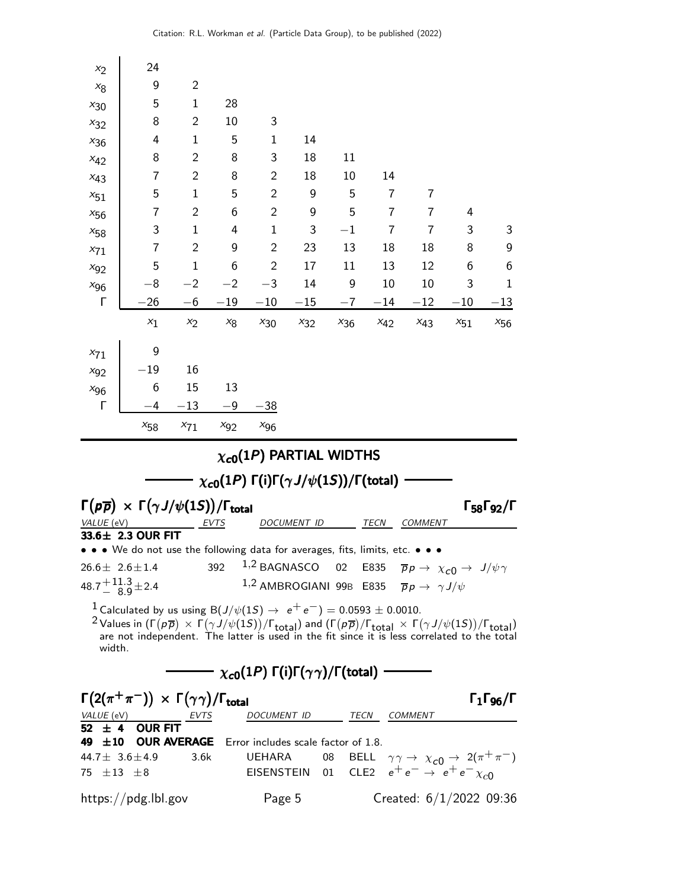|  | | | | | | | | | | |
|---|---|---|---|---|---|---|---|---|---|---|
| $x_2$ | 24 | | | | | | | | | |
| $x_8$ | 9 | 2 | | | | | | | | |
| $x_{30}$ | 5 | 1 | 28 | | | | | | | |
| $x_{32}$ | 8 | 2 | 10 | 3 | | | | | | |
| $x_{36}$ | 4 | 1 | 5 | 1 | 14 | | | | | |
| $x_{42}$ | 8 | 2 | 8 | 3 | 18 | 11 | | | | |
| $x_{43}$ | 7 | 2 | 8 | 2 | 18 | 10 | 14 | | | |
| $x_{51}$ | 5 | 1 | 5 | 2 | 9 | 5 | 7 | 7 | | |
| $x_{56}$ | 7 | 2 | 6 | 2 | 9 | 5 | 7 | 7 | 4 | |
| $x_{58}$ | 3 | 1 | 4 | 1 | 3 | −1 | 7 | 7 | 3 | 3 |
| $x_{71}$ | 7 | 2 | 9 | 2 | 23 | 13 | 18 | 18 | 8 | 9 |
| $x_{92}$ | 5 | 1 | 6 | 2 | 17 | 11 | 13 | 12 | 6 | 6 |
| $x_{96}$ | −8 | −2 | −2 | −3 | 14 | 9 | 10 | 10 | 3 | 1 |
| Γ | −26 | −6 | −19 | −10 | −15 | −7 | −14 | −12 | −10 | −13 |
| | $x_1$ | $x_2$ | $x_8$ | $x_{30}$ | $x_{32}$ | $x_{36}$ | $x_{42}$ | $x_{43}$ | $x_{51}$ | $x_{56}$ |

| | | | | |
|---|---|---|---|---|
| $x_{71}$ | 9 | | | |
| $x_{92}$ | −19 | 16 | | |
| $x_{96}$ | 6 | 15 | 13 | |
| Γ | −4 | −13 | −9 | −38 |
| | $x_{58}$ | $x_{71}$ | $x_{92}$ | $x_{96}$ |

# $\chi_{c0}(1P)$ PARTIAL WIDTHS

## $\chi_{c0}(1P)$ $\Gamma(i)\Gamma(\gamma J/\psi(1S))/\Gamma(\text{total})$

### $\Gamma(p\overline{p}) \times \Gamma(\gamma J/\psi(1S))/\Gamma_{\text{total}}$ — $\Gamma_{58}\Gamma_{92}/\Gamma$

| VALUE (eV) | EVTS | DOCUMENT ID | | TECN | COMMENT |
|---|---|---|---|---|---|
| **33.6± 2.3 OUR FIT** | | | | | |
| • • • We do not use the following data for averages, fits, limits, etc. • • • | | | | | |
| $26.6\pm 2.6\pm1.4$ | 392 | [1,2] BAGNASCO | 02 | E835 | $\overline{p}p \to \chi_{c0} \to J/\psi\gamma$ |
| $48.7^{+11.3}_{-8.9}\pm2.4$ | | [1,2] AMBROGIANI | 99B | E835 | $\overline{p}p \to \gamma J/\psi$ |

[1] Calculated by us using $B(J/\psi(1S) \to e^+e^-) = 0.0593 \pm 0.0010$.

[2] Values in $(\Gamma(p\overline{p}) \times \Gamma(\gamma J/\psi(1S))/\Gamma_{\text{total}})$ and $(\Gamma(p\overline{p})/\Gamma_{\text{total}} \times \Gamma(\gamma J/\psi(1S))/\Gamma_{\text{total}})$ are not independent. The latter is used in the fit since it is less correlated to the total width.

## $\chi_{c0}(1P)$ $\Gamma(i)\Gamma(\gamma\gamma)/\Gamma(\text{total})$

### $\Gamma(2(\pi^+\pi^-)) \times \Gamma(\gamma\gamma)/\Gamma_{\text{total}}$ — $\Gamma_1\Gamma_{96}/\Gamma$

| VALUE (eV) | EVTS | DOCUMENT ID | | TECN | COMMENT |
|---|---|---|---|---|---|
| **52 ± 4 OUR FIT** | | | | | |
| **49 ±10 OUR AVERAGE** | Error includes scale factor of 1.8. | | | | |
| $44.7\pm 3.6\pm4.9$ | 3.6k | UEHARA | 08 | BELL | $\gamma\gamma \to \chi_{c0} \to 2(\pi^+\pi^-)$ |
| $75 \pm13 \pm8$ | | EISENSTEIN | 01 | CLE2 | $e^+e^- \to e^+e^-\chi_{c0}$ |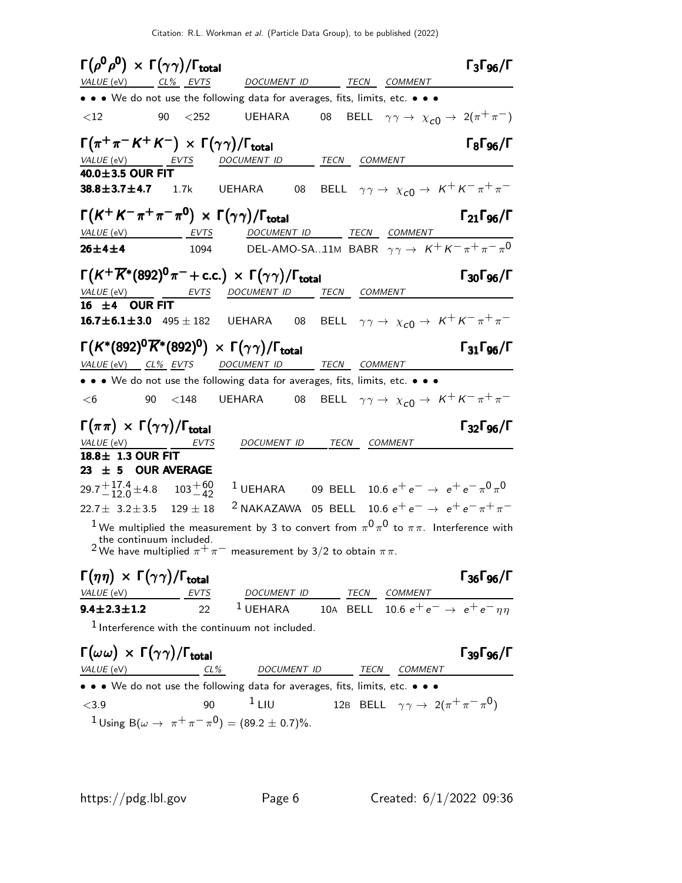### $\Gamma(\rho^0\rho^0) \times \Gamma(\gamma\gamma)/\Gamma_{\rm total}$ — $\Gamma_3\Gamma_{96}/\Gamma$

| VALUE (eV) | CL% | EVTS | DOCUMENT ID | | TECN | COMMENT |
|---|---|---|---|---|---|---|
| • • • We do not use the following data for averages, fits, limits, etc. • • • | | | | | | |
| $<12$ | 90 | $<252$ | UEHARA | 08 | BELL | $\gamma\gamma \to \chi_{c0} \to 2(\pi^+\pi^-)$ |

### $\Gamma(\pi^+\pi^-K^+K^-) \times \Gamma(\gamma\gamma)/\Gamma_{\rm total}$ — $\Gamma_8\Gamma_{96}/\Gamma$

| VALUE (eV) | EVTS | DOCUMENT ID | | TECN | COMMENT |
|---|---|---|---|---|---|
| **40.0±3.5 OUR FIT** | | | | | |
| **38.8±3.7±4.7** | 1.7k | UEHARA | 08 | BELL | $\gamma\gamma \to \chi_{c0} \to K^+K^-\pi^+\pi^-$ |

### $\Gamma(K^+K^-\pi^+\pi^-\pi^0) \times \Gamma(\gamma\gamma)/\Gamma_{\rm total}$ — $\Gamma_{21}\Gamma_{96}/\Gamma$

| VALUE (eV) | EVTS | DOCUMENT ID | | TECN | COMMENT |
|---|---|---|---|---|---|
| **26±4±4** | 1094 | DEL-AMO-SA... | 11M | BABR | $\gamma\gamma \to K^+K^-\pi^+\pi^-\pi^0$ |

### $\Gamma(K^+\overline{K}^*(892)^0\pi^- + {\rm c.c.}) \times \Gamma(\gamma\gamma)/\Gamma_{\rm total}$ — $\Gamma_{30}\Gamma_{96}/\Gamma$

| VALUE (eV) | EVTS | DOCUMENT ID | | TECN | COMMENT |
|---|---|---|---|---|---|
| **16 ±4 OUR FIT** | | | | | |
| **16.7±6.1±3.0** | $495 \pm 182$ | UEHARA | 08 | BELL | $\gamma\gamma \to \chi_{c0} \to K^+K^-\pi^+\pi^-$ |

### $\Gamma(K^*(892)^0\overline{K}^*(892)^0) \times \Gamma(\gamma\gamma)/\Gamma_{\rm total}$ — $\Gamma_{31}\Gamma_{96}/\Gamma$

| VALUE (eV) | CL% | EVTS | DOCUMENT ID | | TECN | COMMENT |
|---|---|---|---|---|---|---|
| • • • We do not use the following data for averages, fits, limits, etc. • • • | | | | | | |
| $<6$ | 90 | $<148$ | UEHARA | 08 | BELL | $\gamma\gamma \to \chi_{c0} \to K^+K^-\pi^+\pi^-$ |

### $\Gamma(\pi\pi) \times \Gamma(\gamma\gamma)/\Gamma_{\rm total}$ — $\Gamma_{32}\Gamma_{96}/\Gamma$

| VALUE (eV) | EVTS | DOCUMENT ID | | TECN | COMMENT |
|---|---|---|---|---|---|
| **18.8± 1.3 OUR FIT** | | | | | |
| **23 ± 5 OUR AVERAGE** | | | | | |
| $29.7^{+17.4}_{-12.0}\pm4.8$ | $103^{+60}_{-42}$ | [1] UEHARA | 09 | BELL | $10.6\ e^+e^- \to e^+e^-\pi^0\pi^0$ |
| $22.7\pm\ 3.2\pm3.5$ | $129 \pm 18$ | [2] NAKAZAWA | 05 | BELL | $10.6\ e^+e^- \to e^+e^-\pi^+\pi^-$ |

[1] We multiplied the measurement by 3 to convert from $\pi^0\pi^0$ to $\pi\pi$. Interference with the continuum included.
[2] We have multiplied $\pi^+\pi^-$ measurement by 3/2 to obtain $\pi\pi$.

### $\Gamma(\eta\eta) \times \Gamma(\gamma\gamma)/\Gamma_{\rm total}$ — $\Gamma_{36}\Gamma_{96}/\Gamma$

| VALUE (eV) | EVTS | DOCUMENT ID | | TECN | COMMENT |
|---|---|---|---|---|---|
| **9.4±2.3±1.2** | 22 | [1] UEHARA | 10A | BELL | $10.6\ e^+e^- \to e^+e^-\eta\eta$ |

[1] Interference with the continuum not included.

### $\Gamma(\omega\omega) \times \Gamma(\gamma\gamma)/\Gamma_{\rm total}$ — $\Gamma_{39}\Gamma_{96}/\Gamma$

| VALUE (eV) | CL% | DOCUMENT ID | | TECN | COMMENT |
|---|---|---|---|---|---|
| • • • We do not use the following data for averages, fits, limits, etc. • • • | | | | | |
| $<3.9$ | 90 | [1] LIU | 12B | BELL | $\gamma\gamma \to 2(\pi^+\pi^-\pi^0)$ |

[1] Using $B(\omega \to \pi^+\pi^-\pi^0) = (89.2 \pm 0.7)\%$.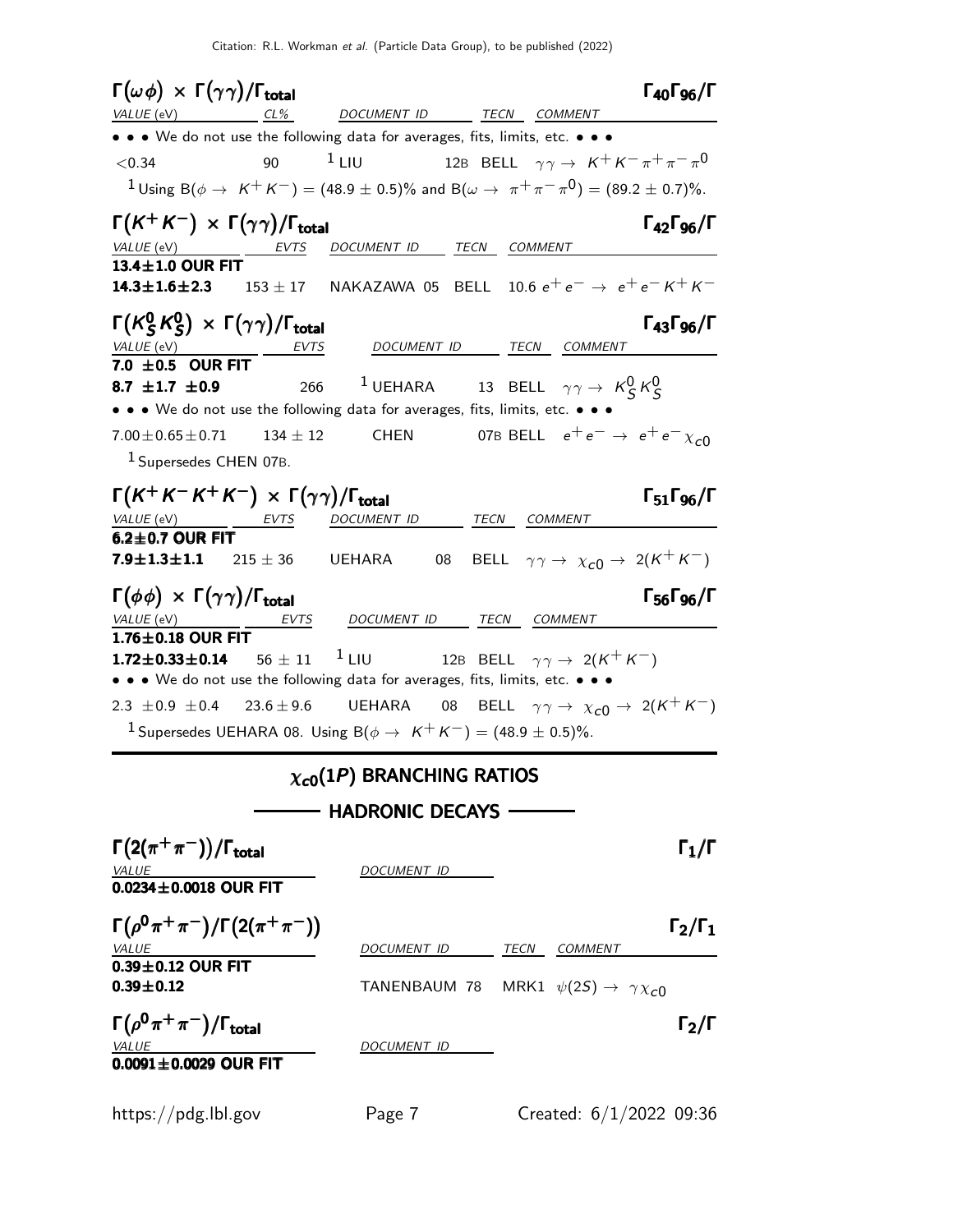### $\Gamma(\omega\phi) \times \Gamma(\gamma\gamma)/\Gamma_{total}$ $\Gamma_{40}\Gamma_{96}/\Gamma$

| VALUE (eV) | CL% | DOCUMENT ID | TECN | COMMENT |
|---|---|---|---|---|
| • • • We do not use the following data for averages, fits, limits, etc. • • • | | | | |
| $<0.34$ | 90 | [1] LIU 12B | BELL | $\gamma\gamma \to K^+K^-\pi^+\pi^-\pi^0$ |

[1] Using $B(\phi \to K^+K^-) = (48.9 \pm 0.5)\%$ and $B(\omega \to \pi^+\pi^-\pi^0) = (89.2 \pm 0.7)\%$.

### $\Gamma(K^+K^-) \times \Gamma(\gamma\gamma)/\Gamma_{total}$ $\Gamma_{42}\Gamma_{96}/\Gamma$

| VALUE (eV) | EVTS | DOCUMENT ID | TECN | COMMENT |
|---|---|---|---|---|
| **13.4±1.0 OUR FIT** | | | | |
| **14.3±1.6±2.3** | $153 \pm 17$ | NAKAZAWA 05 | BELL | $10.6\ e^+e^- \to e^+e^-K^+K^-$ |

### $\Gamma(K^0_S K^0_S) \times \Gamma(\gamma\gamma)/\Gamma_{total}$ $\Gamma_{43}\Gamma_{96}/\Gamma$

| VALUE (eV) | EVTS | DOCUMENT ID | TECN | COMMENT |
|---|---|---|---|---|
| **7.0 ±0.5 OUR FIT** | | | | |
| **8.7 ±1.7 ±0.9** | 266 | [1] UEHARA 13 | BELL | $\gamma\gamma \to K^0_S K^0_S$ |
| • • • We do not use the following data for averages, fits, limits, etc. • • • | | | | |
| $7.00\pm0.65\pm0.71$ | $134 \pm 12$ | CHEN 07B | BELL | $e^+e^- \to e^+e^-\chi_{c0}$ |

[1] Supersedes CHEN 07B.

### $\Gamma(K^+K^-K^+K^-) \times \Gamma(\gamma\gamma)/\Gamma_{total}$ $\Gamma_{51}\Gamma_{96}/\Gamma$

| VALUE (eV) | EVTS | DOCUMENT ID | TECN | COMMENT |
|---|---|---|---|---|
| **6.2±0.7 OUR FIT** | | | | |
| **7.9±1.3±1.1** | $215 \pm 36$ | UEHARA 08 | BELL | $\gamma\gamma \to \chi_{c0} \to 2(K^+K^-)$ |

### $\Gamma(\phi\phi) \times \Gamma(\gamma\gamma)/\Gamma_{total}$ $\Gamma_{56}\Gamma_{96}/\Gamma$

| VALUE (eV) | EVTS | DOCUMENT ID | TECN | COMMENT |
|---|---|---|---|---|
| **1.76±0.18 OUR FIT** | | | | |
| **1.72±0.33±0.14** | $56 \pm 11$ | [1] LIU 12B | BELL | $\gamma\gamma \to 2(K^+K^-)$ |
| • • • We do not use the following data for averages, fits, limits, etc. • • • | | | | |
| $2.3 \pm0.9 \pm0.4$ | $23.6 \pm 9.6$ | UEHARA 08 | BELL | $\gamma\gamma \to \chi_{c0} \to 2(K^+K^-)$ |

[1] Supersedes UEHARA 08. Using $B(\phi \to K^+K^-) = (48.9 \pm 0.5)\%$.

## $\chi_{c0}(1P)$ BRANCHING RATIOS

### HADRONIC DECAYS

### $\Gamma(2(\pi^+\pi^-))/\Gamma_{total}$ $\Gamma_1/\Gamma$

| VALUE | DOCUMENT ID |
|---|---|
| **0.0234±0.0018 OUR FIT** | |

### $\Gamma(\rho^0\pi^+\pi^-)/\Gamma(2(\pi^+\pi^-))$ $\Gamma_2/\Gamma_1$

| VALUE | DOCUMENT ID | TECN | COMMENT |
|---|---|---|---|
| **0.39±0.12 OUR FIT** | | | |
| **0.39±0.12** | TANENBAUM 78 | MRK1 | $\psi(2S) \to \gamma\chi_{c0}$ |

### $\Gamma(\rho^0\pi^+\pi^-)/\Gamma_{total}$ $\Gamma_2/\Gamma$

| VALUE | DOCUMENT ID |
|---|---|
| **0.0091±0.0029 OUR FIT** | |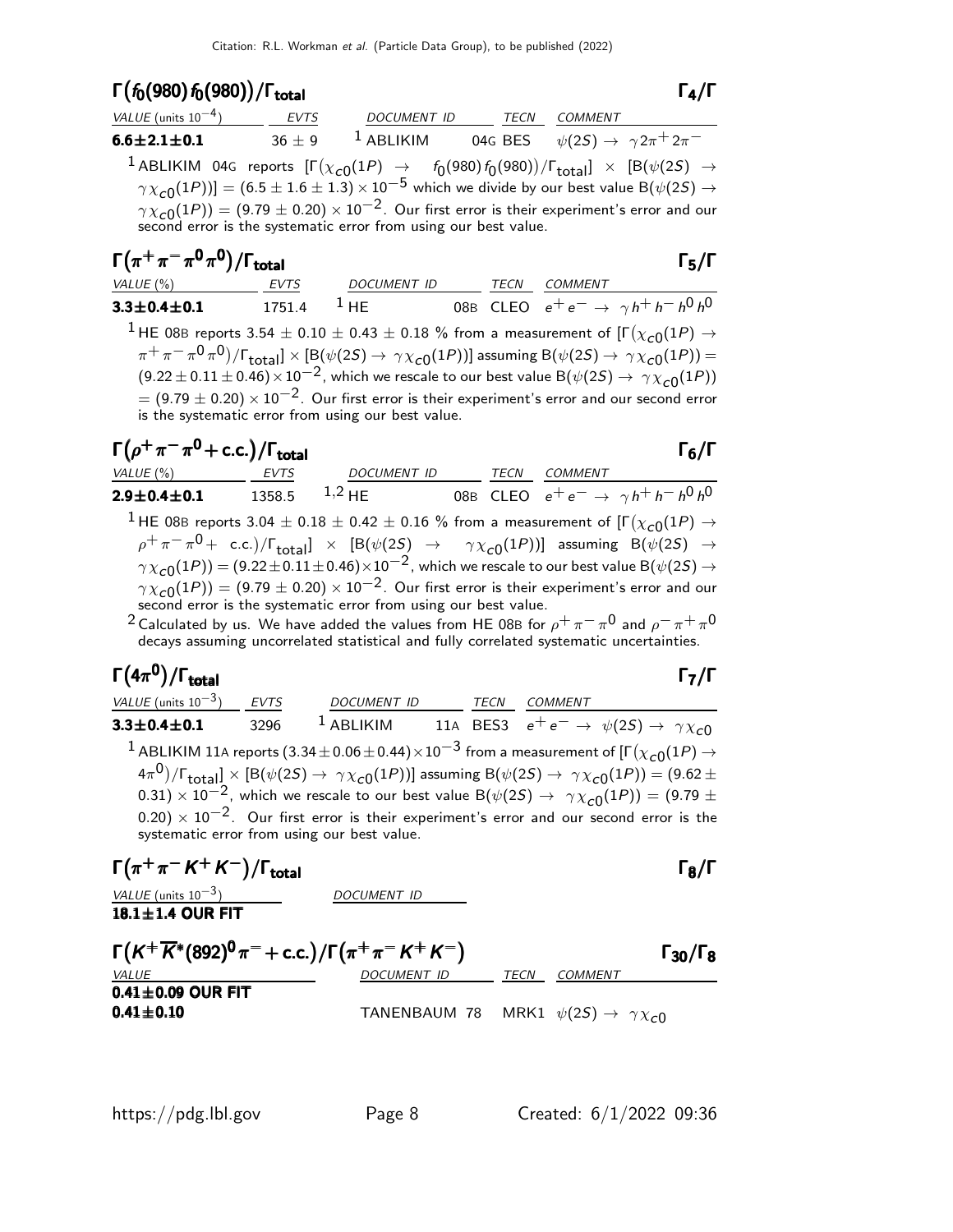## $\Gamma(f_0(980) f_0(980))/\Gamma_{\text{total}}$ $\Gamma_4/\Gamma$

| VALUE (units $10^{-4}$) | EVTS | DOCUMENT ID | TECN | COMMENT |
|---|---|---|---|---|
| **$6.6 \pm 2.1 \pm 0.1$** | $36 \pm 9$ | [1] ABLIKIM | 04G BES | $\psi(2S) \rightarrow \gamma 2\pi^+ 2\pi^-$ |

[1] ABLIKIM 04G reports $[\Gamma(\chi_{c0}(1P) \rightarrow f_0(980) f_0(980))/\Gamma_{\text{total}}] \times [B(\psi(2S) \rightarrow \gamma \chi_{c0}(1P))] = (6.5 \pm 1.6 \pm 1.3) \times 10^{-5}$ which we divide by our best value $B(\psi(2S) \rightarrow \gamma \chi_{c0}(1P)) = (9.79 \pm 0.20) \times 10^{-2}$. Our first error is their experiment's error and our second error is the systematic error from using our best value.

## $\Gamma(\pi^+ \pi^- \pi^0 \pi^0)/\Gamma_{\text{total}}$ $\Gamma_5/\Gamma$

| VALUE (%) | EVTS | DOCUMENT ID | TECN | COMMENT |
|---|---|---|---|---|
| **$3.3 \pm 0.4 \pm 0.1$** | 1751.4 | [1] HE | 08B CLEO | $e^+ e^- \rightarrow \gamma h^+ h^- h^0 h^0$ |

[1] HE 08B reports $3.54 \pm 0.10 \pm 0.43 \pm 0.18$ % from a measurement of $[\Gamma(\chi_{c0}(1P) \rightarrow \pi^+ \pi^- \pi^0 \pi^0)/\Gamma_{\text{total}}] \times [B(\psi(2S) \rightarrow \gamma \chi_{c0}(1P))]$ assuming $B(\psi(2S) \rightarrow \gamma \chi_{c0}(1P)) = (9.22 \pm 0.11 \pm 0.46) \times 10^{-2}$, which we rescale to our best value $B(\psi(2S) \rightarrow \gamma \chi_{c0}(1P)) = (9.79 \pm 0.20) \times 10^{-2}$. Our first error is their experiment's error and our second error is the systematic error from using our best value.

## $\Gamma(\rho^+ \pi^- \pi^0 + \text{c.c.})/\Gamma_{\text{total}}$ $\Gamma_6/\Gamma$

| VALUE (%) | EVTS | DOCUMENT ID | TECN | COMMENT |
|---|---|---|---|---|
| **$2.9 \pm 0.4 \pm 0.1$** | 1358.5 | [1,2] HE | 08B CLEO | $e^+ e^- \rightarrow \gamma h^+ h^- h^0 h^0$ |

[1] HE 08B reports $3.04 \pm 0.18 \pm 0.42 \pm 0.16$ % from a measurement of $[\Gamma(\chi_{c0}(1P) \rightarrow \rho^+ \pi^- \pi^0 + \text{ c.c.})/\Gamma_{\text{total}}] \times [B(\psi(2S) \rightarrow \gamma \chi_{c0}(1P))]$ assuming $B(\psi(2S) \rightarrow \gamma \chi_{c0}(1P)) = (9.22 \pm 0.11 \pm 0.46) \times 10^{-2}$, which we rescale to our best value $B(\psi(2S) \rightarrow \gamma \chi_{c0}(1P)) = (9.79 \pm 0.20) \times 10^{-2}$. Our first error is their experiment's error and our second error is the systematic error from using our best value.

[2] Calculated by us. We have added the values from HE 08B for $\rho^+ \pi^- \pi^0$ and $\rho^- \pi^+ \pi^0$ decays assuming uncorrelated statistical and fully correlated systematic uncertainties.

## $\Gamma(4\pi^0)/\Gamma_{\text{total}}$ $\Gamma_7/\Gamma$

| VALUE (units $10^{-3}$) | EVTS | DOCUMENT ID | TECN | COMMENT |
|---|---|---|---|---|
| **$3.3 \pm 0.4 \pm 0.1$** | 3296 | [1] ABLIKIM | 11A BES3 | $e^+ e^- \rightarrow \psi(2S) \rightarrow \gamma \chi_{c0}$ |

[1] ABLIKIM 11A reports $(3.34 \pm 0.06 \pm 0.44) \times 10^{-3}$ from a measurement of $[\Gamma(\chi_{c0}(1P) \rightarrow 4\pi^0)/\Gamma_{\text{total}}] \times [B(\psi(2S) \rightarrow \gamma \chi_{c0}(1P))]$ assuming $B(\psi(2S) \rightarrow \gamma \chi_{c0}(1P)) = (9.62 \pm 0.31) \times 10^{-2}$, which we rescale to our best value $B(\psi(2S) \rightarrow \gamma \chi_{c0}(1P)) = (9.79 \pm 0.20) \times 10^{-2}$. Our first error is their experiment's error and our second error is the systematic error from using our best value.

## $\Gamma(\pi^+ \pi^- K^+ K^-)/\Gamma_{\text{total}}$ $\Gamma_8/\Gamma$

| VALUE (units $10^{-3}$) | DOCUMENT ID |
|---|---|
| **$18.1 \pm 1.4$ OUR FIT** | |

## $\Gamma(K^+ \overline{K}^*(892)^0 \pi^- + \text{c.c.})/\Gamma(\pi^+ \pi^- K^+ K^-)$ $\Gamma_{30}/\Gamma_8$

| VALUE | DOCUMENT ID | TECN | COMMENT |
|---|---|---|---|
| **$0.41 \pm 0.09$ OUR FIT** | | | |
| **$0.41 \pm 0.10$** | TANENBAUM 78 | MRK1 | $\psi(2S) \rightarrow \gamma \chi_{c0}$ |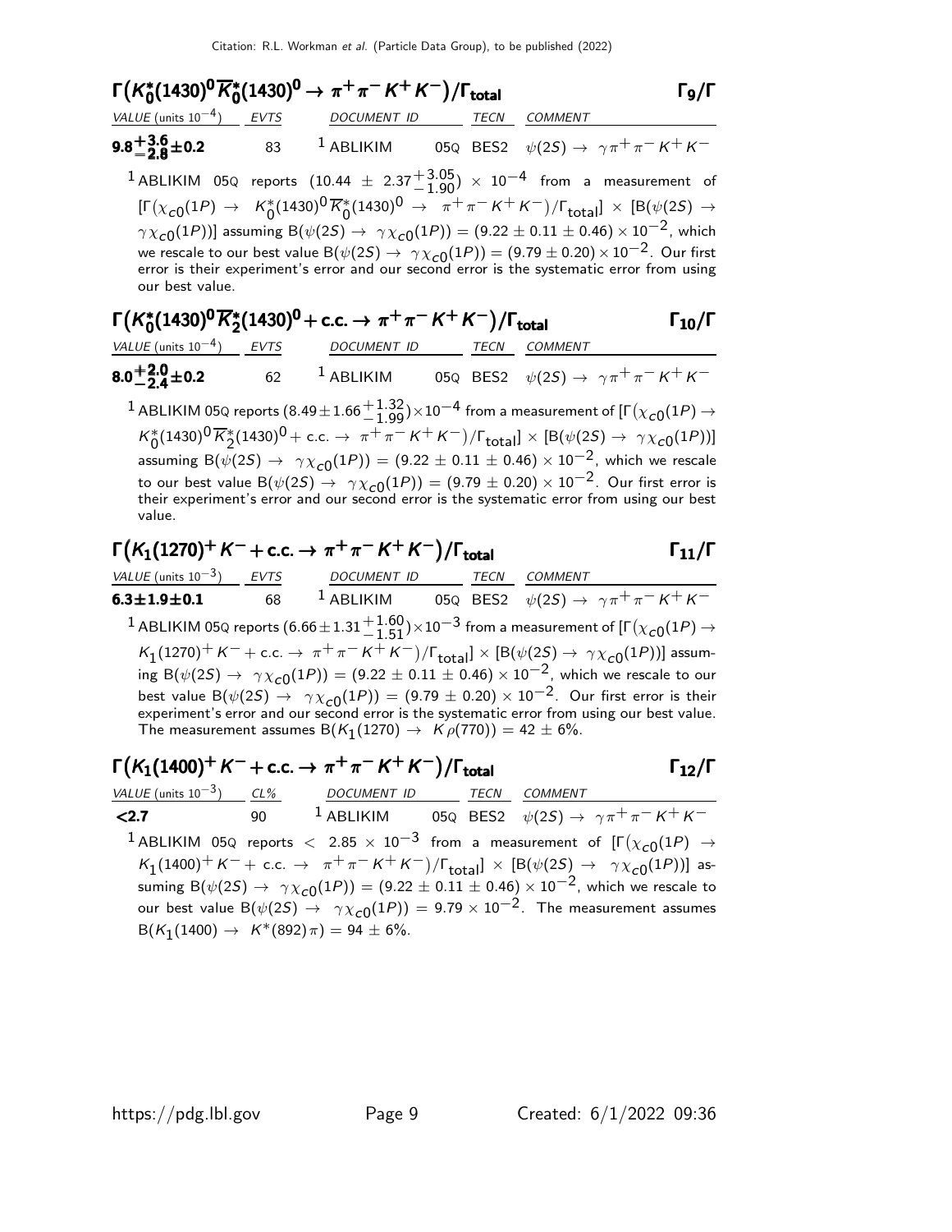### $\Gamma\big(K_0^*(1430)^0 \overline{K}_0^*(1430)^0 \to \pi^+\pi^-K^+K^-\big)/\Gamma_{\text{total}}$ $\Gamma_9/\Gamma$

| VALUE (units $10^{-4}$) | EVTS | DOCUMENT ID | TECN | COMMENT |
|---|---|---|---|---|
| $\mathbf{9.8^{+3.6}_{-2.8}\pm0.2}$ | 83 | [1] ABLIKIM 05Q | BES2 | $\psi(2S) \to \gamma\pi^+\pi^-K^+K^-$ |

[1] ABLIKIM 05Q reports $(10.44 \pm 2.37^{+3.05}_{-1.90}) \times 10^{-4}$ from a measurement of $[\Gamma(\chi_{c0}(1P) \to K_0^*(1430)^0\overline{K}_0^*(1430)^0 \to \pi^+\pi^-K^+K^-)/\Gamma_{\text{total}}] \times [B(\psi(2S) \to \gamma\chi_{c0}(1P))]$ assuming $B(\psi(2S) \to \gamma\chi_{c0}(1P)) = (9.22 \pm 0.11 \pm 0.46) \times 10^{-2}$, which we rescale to our best value $B(\psi(2S) \to \gamma\chi_{c0}(1P)) = (9.79 \pm 0.20) \times 10^{-2}$. Our first error is their experiment's error and our second error is the systematic error from using our best value.

### $\Gamma\big(K_0^*(1430)^0 \overline{K}_2^*(1430)^0 + \text{c.c.} \to \pi^+\pi^-K^+K^-\big)/\Gamma_{\text{total}}$ $\Gamma_{10}/\Gamma$

| VALUE (units $10^{-4}$) | EVTS | DOCUMENT ID | TECN | COMMENT |
|---|---|---|---|---|
| $\mathbf{8.0^{+2.0}_{-2.4}\pm0.2}$ | 62 | [1] ABLIKIM 05Q | BES2 | $\psi(2S) \to \gamma\pi^+\pi^-K^+K^-$ |

[1] ABLIKIM 05Q reports $(8.49 \pm 1.66^{+1.32}_{-1.99}) \times 10^{-4}$ from a measurement of $[\Gamma(\chi_{c0}(1P) \to K_0^*(1430)^0\overline{K}_2^*(1430)^0 + \text{c.c.} \to \pi^+\pi^-K^+K^-)/\Gamma_{\text{total}}] \times [B(\psi(2S) \to \gamma\chi_{c0}(1P))]$ assuming $B(\psi(2S) \to \gamma\chi_{c0}(1P)) = (9.22 \pm 0.11 \pm 0.46) \times 10^{-2}$, which we rescale to our best value $B(\psi(2S) \to \gamma\chi_{c0}(1P)) = (9.79 \pm 0.20) \times 10^{-2}$. Our first error is their experiment's error and our second error is the systematic error from using our best value.

### $\Gamma\big(K_1(1270)^+K^- + \text{c.c.} \to \pi^+\pi^-K^+K^-\big)/\Gamma_{\text{total}}$ $\Gamma_{11}/\Gamma$

| VALUE (units $10^{-3}$) | EVTS | DOCUMENT ID | TECN | COMMENT |
|---|---|---|---|---|
| $\mathbf{6.3\pm1.9\pm0.1}$ | 68 | [1] ABLIKIM 05Q | BES2 | $\psi(2S) \to \gamma\pi^+\pi^-K^+K^-$ |

[1] ABLIKIM 05Q reports $(6.66 \pm 1.31^{+1.60}_{-1.51}) \times 10^{-3}$ from a measurement of $[\Gamma(\chi_{c0}(1P) \to K_1(1270)^+K^- + \text{c.c.} \to \pi^+\pi^-K^+K^-)/\Gamma_{\text{total}}] \times [B(\psi(2S) \to \gamma\chi_{c0}(1P))]$ assuming $B(\psi(2S) \to \gamma\chi_{c0}(1P)) = (9.22 \pm 0.11 \pm 0.46) \times 10^{-2}$, which we rescale to our best value $B(\psi(2S) \to \gamma\chi_{c0}(1P)) = (9.79 \pm 0.20) \times 10^{-2}$. Our first error is their experiment's error and our second error is the systematic error from using our best value. The measurement assumes $B(K_1(1270) \to K\rho(770)) = 42 \pm 6\%$.

### $\Gamma\big(K_1(1400)^+K^- + \text{c.c.} \to \pi^+\pi^-K^+K^-\big)/\Gamma_{\text{total}}$ $\Gamma_{12}/\Gamma$

| VALUE (units $10^{-3}$) | CL% | DOCUMENT ID | TECN | COMMENT |
|---|---|---|---|---|
| $\mathbf{<2.7}$ | 90 | [1] ABLIKIM 05Q | BES2 | $\psi(2S) \to \gamma\pi^+\pi^-K^+K^-$ |

[1] ABLIKIM 05Q reports $< 2.85 \times 10^{-3}$ from a measurement of $[\Gamma(\chi_{c0}(1P) \to K_1(1400)^+K^- + \text{c.c.} \to \pi^+\pi^-K^+K^-)/\Gamma_{\text{total}}] \times [B(\psi(2S) \to \gamma\chi_{c0}(1P))]$ assuming $B(\psi(2S) \to \gamma\chi_{c0}(1P)) = (9.22 \pm 0.11 \pm 0.46) \times 10^{-2}$, which we rescale to our best value $B(\psi(2S) \to \gamma\chi_{c0}(1P)) = 9.79 \times 10^{-2}$. The measurement assumes $B(K_1(1400) \to K^*(892)\pi) = 94 \pm 6\%$.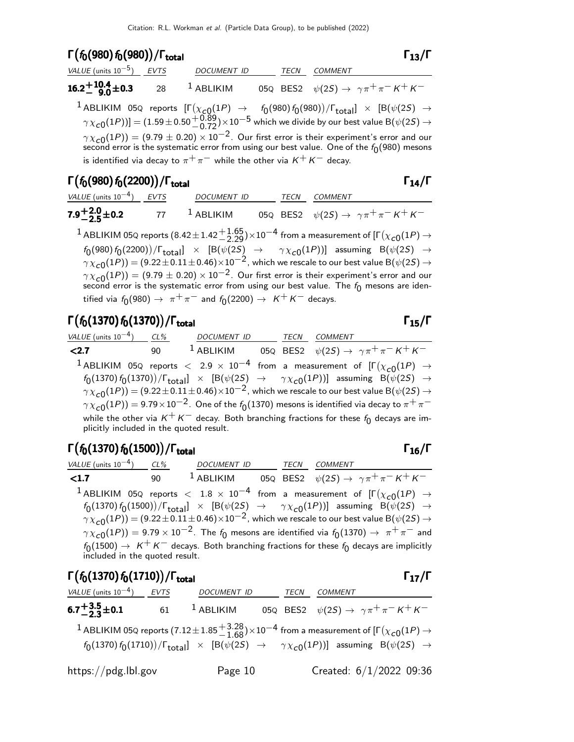## $\Gamma(f_0(980) f_0(980))/\Gamma_{total}$ $\Gamma_{13}/\Gamma$

| VALUE (units $10^{-5}$) | EVTS | DOCUMENT ID | TECN | COMMENT |
|---|---|---|---|---|
| $\mathbf{16.2^{+10.4}_{-9.0}\pm0.3}$ | 28 | [1] ABLIKIM 05Q | BES2 | $\psi(2S) \to \gamma\pi^+\pi^-K^+K^-$ |

[1] ABLIKIM 05Q reports $[\Gamma(\chi_{c0}(1P) \to f_0(980) f_0(980))/\Gamma_{total}] \times [B(\psi(2S) \to \gamma\chi_{c0}(1P))] = (1.59 \pm 0.50^{+0.89}_{-0.72}) \times 10^{-5}$ which we divide by our best value $B(\psi(2S) \to \gamma\chi_{c0}(1P)) = (9.79 \pm 0.20) \times 10^{-2}$. Our first error is their experiment's error and our second error is the systematic error from using our best value. One of the $f_0(980)$ mesons is identified via decay to $\pi^+\pi^-$ while the other via $K^+K^-$ decay.

## $\Gamma(f_0(980) f_0(2200))/\Gamma_{total}$ $\Gamma_{14}/\Gamma$

| VALUE (units $10^{-4}$) | EVTS | DOCUMENT ID | TECN | COMMENT |
|---|---|---|---|---|
| $\mathbf{7.9^{+2.0}_{-2.5}\pm0.2}$ | 77 | [1] ABLIKIM 05Q | BES2 | $\psi(2S) \to \gamma\pi^+\pi^-K^+K^-$ |

[1] ABLIKIM 05Q reports $(8.42 \pm 1.42^{+1.65}_{-2.29}) \times 10^{-4}$ from a measurement of $[\Gamma(\chi_{c0}(1P) \to f_0(980) f_0(2200))/\Gamma_{total}] \times [B(\psi(2S) \to \gamma\chi_{c0}(1P))]$ assuming $B(\psi(2S) \to \gamma\chi_{c0}(1P)) = (9.22 \pm 0.11 \pm 0.46) \times 10^{-2}$, which we rescale to our best value $B(\psi(2S) \to \gamma\chi_{c0}(1P)) = (9.79 \pm 0.20) \times 10^{-2}$. Our first error is their experiment's error and our second error is the systematic error from using our best value. The $f_0$ mesons are identified via $f_0(980) \to \pi^+\pi^-$ and $f_0(2200) \to K^+K^-$ decays.

## $\Gamma(f_0(1370) f_0(1370))/\Gamma_{total}$ $\Gamma_{15}/\Gamma$

| VALUE (units $10^{-4}$) | CL% | DOCUMENT ID | TECN | COMMENT |
|---|---|---|---|---|
| $\mathbf{<2.7}$ | 90 | [1] ABLIKIM 05Q | BES2 | $\psi(2S) \to \gamma\pi^+\pi^-K^+K^-$ |

[1] ABLIKIM 05Q reports $< 2.9 \times 10^{-4}$ from a measurement of $[\Gamma(\chi_{c0}(1P) \to f_0(1370) f_0(1370))/\Gamma_{total}] \times [B(\psi(2S) \to \gamma\chi_{c0}(1P))]$ assuming $B(\psi(2S) \to \gamma\chi_{c0}(1P)) = (9.22 \pm 0.11 \pm 0.46) \times 10^{-2}$, which we rescale to our best value $B(\psi(2S) \to \gamma\chi_{c0}(1P)) = 9.79 \times 10^{-2}$. One of the $f_0(1370)$ mesons is identified via decay to $\pi^+\pi^-$ while the other via $K^+K^-$ decay. Both branching fractions for these $f_0$ decays are implicitly included in the quoted result.

## $\Gamma(f_0(1370) f_0(1500))/\Gamma_{total}$ $\Gamma_{16}/\Gamma$

| VALUE (units $10^{-4}$) | CL% | DOCUMENT ID | TECN | COMMENT |
|---|---|---|---|---|
| $\mathbf{<1.7}$ | 90 | [1] ABLIKIM 05Q | BES2 | $\psi(2S) \to \gamma\pi^+\pi^-K^+K^-$ |

[1] ABLIKIM 05Q reports $< 1.8 \times 10^{-4}$ from a measurement of $[\Gamma(\chi_{c0}(1P) \to f_0(1370) f_0(1500))/\Gamma_{total}] \times [B(\psi(2S) \to \gamma\chi_{c0}(1P))]$ assuming $B(\psi(2S) \to \gamma\chi_{c0}(1P)) = (9.22 \pm 0.11 \pm 0.46) \times 10^{-2}$, which we rescale to our best value $B(\psi(2S) \to \gamma\chi_{c0}(1P)) = 9.79 \times 10^{-2}$. The $f_0$ mesons are identified via $f_0(1370) \to \pi^+\pi^-$ and $f_0(1500) \to K^+K^-$ decays. Both branching fractions for these $f_0$ decays are implicitly included in the quoted result.

## $\Gamma(f_0(1370) f_0(1710))/\Gamma_{total}$ $\Gamma_{17}/\Gamma$

| VALUE (units $10^{-4}$) | EVTS | DOCUMENT ID | TECN | COMMENT |
|---|---|---|---|---|
| $\mathbf{6.7^{+3.5}_{-2.3}\pm0.1}$ | 61 | [1] ABLIKIM 05Q | BES2 | $\psi(2S) \to \gamma\pi^+\pi^-K^+K^-$ |

[1] ABLIKIM 05Q reports $(7.12 \pm 1.85^{+3.28}_{-1.68}) \times 10^{-4}$ from a measurement of $[\Gamma(\chi_{c0}(1P) \to f_0(1370) f_0(1710))/\Gamma_{total}] \times [B(\psi(2S) \to \gamma\chi_{c0}(1P))]$ assuming $B(\psi(2S) \to$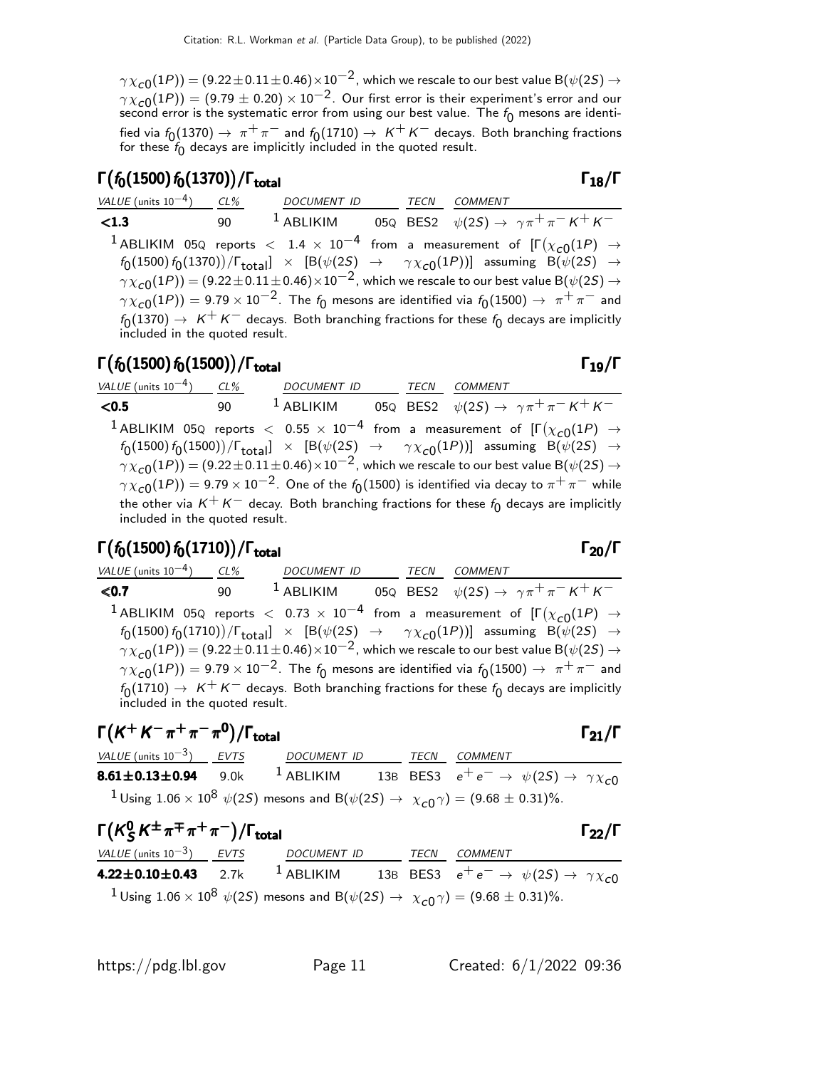$\gamma \chi_{c0}(1P)) = (9.22 \pm 0.11 \pm 0.46) \times 10^{-2}$, which we rescale to our best value B($\psi(2S) \rightarrow \gamma \chi_{c0}(1P)) = (9.79 \pm 0.20) \times 10^{-2}$. Our first error is their experiment's error and our second error is the systematic error from using our best value. The $f_0$ mesons are identified via $f_0(1370) \rightarrow \pi^+ \pi^-$ and $f_0(1710) \rightarrow K^+ K^-$ decays. Both branching fractions for these $f_0$ decays are implicitly included in the quoted result.

## $\Gamma(f_0(1500) f_0(1370))/\Gamma_{\text{total}}$ $\Gamma_{18}/\Gamma$

| VALUE (units $10^{-4}$) | CL% | DOCUMENT ID | | TECN | COMMENT |
|---|---|---|---|---|---|
| **<1.3** | 90 | [1] ABLIKIM | 05Q | BES2 | $\psi(2S) \rightarrow \gamma \pi^+ \pi^- K^+ K^-$ |

[1] ABLIKIM 05Q reports $< 1.4 \times 10^{-4}$ from a measurement of $[\Gamma(\chi_{c0}(1P) \rightarrow f_0(1500) f_0(1370))/\Gamma_{\text{total}}] \times [B(\psi(2S) \rightarrow \gamma \chi_{c0}(1P))]$ assuming $B(\psi(2S) \rightarrow \gamma \chi_{c0}(1P)) = (9.22 \pm 0.11 \pm 0.46) \times 10^{-2}$, which we rescale to our best value $B(\psi(2S) \rightarrow \gamma \chi_{c0}(1P)) = 9.79 \times 10^{-2}$. The $f_0$ mesons are identified via $f_0(1500) \rightarrow \pi^+ \pi^-$ and $f_0(1370) \rightarrow K^+ K^-$ decays. Both branching fractions for these $f_0$ decays are implicitly included in the quoted result.

## $\Gamma(f_0(1500) f_0(1500))/\Gamma_{\text{total}}$ $\Gamma_{19}/\Gamma$

| VALUE (units $10^{-4}$) | CL% | DOCUMENT ID | | TECN | COMMENT |
|---|---|---|---|---|---|
| **<0.5** | 90 | [1] ABLIKIM | 05Q | BES2 | $\psi(2S) \rightarrow \gamma \pi^+ \pi^- K^+ K^-$ |

[1] ABLIKIM 05Q reports $< 0.55 \times 10^{-4}$ from a measurement of $[\Gamma(\chi_{c0}(1P) \rightarrow f_0(1500) f_0(1500))/\Gamma_{\text{total}}] \times [B(\psi(2S) \rightarrow \gamma \chi_{c0}(1P))]$ assuming $B(\psi(2S) \rightarrow \gamma \chi_{c0}(1P)) = (9.22 \pm 0.11 \pm 0.46) \times 10^{-2}$, which we rescale to our best value $B(\psi(2S) \rightarrow \gamma \chi_{c0}(1P)) = 9.79 \times 10^{-2}$. One of the $f_0(1500)$ is identified via decay to $\pi^+ \pi^-$ while the other via $K^+ K^-$ decay. Both branching fractions for these $f_0$ decays are implicitly included in the quoted result.

## $\Gamma(f_0(1500) f_0(1710))/\Gamma_{\text{total}}$ $\Gamma_{20}/\Gamma$

| VALUE (units $10^{-4}$) | CL% | DOCUMENT ID | | TECN | COMMENT |
|---|---|---|---|---|---|
| **$\leq$0.7** | 90 | [1] ABLIKIM | 05Q | BES2 | $\psi(2S) \rightarrow \gamma \pi^+ \pi^- K^+ K^-$ |

[1] ABLIKIM 05Q reports $< 0.73 \times 10^{-4}$ from a measurement of $[\Gamma(\chi_{c0}(1P) \rightarrow f_0(1500) f_0(1710))/\Gamma_{\text{total}}] \times [B(\psi(2S) \rightarrow \gamma \chi_{c0}(1P))]$ assuming $B(\psi(2S) \rightarrow \gamma \chi_{c0}(1P)) = (9.22 \pm 0.11 \pm 0.46) \times 10^{-2}$, which we rescale to our best value $B(\psi(2S) \rightarrow \gamma \chi_{c0}(1P)) = 9.79 \times 10^{-2}$. The $f_0$ mesons are identified via $f_0(1500) \rightarrow \pi^+ \pi^-$ and $f_0(1710) \rightarrow K^+ K^-$ decays. Both branching fractions for these $f_0$ decays are implicitly included in the quoted result.

## $\Gamma(K^+ K^- \pi^+ \pi^- \pi^0)/\Gamma_{\text{total}}$ $\Gamma_{21}/\Gamma$

| VALUE (units $10^{-3}$) | EVTS | DOCUMENT ID | | TECN | COMMENT |
|---|---|---|---|---|---|
| **8.61$\pm$0.13$\pm$0.94** | 9.0k | [1] ABLIKIM | 13B | BES3 | $e^+ e^- \rightarrow \psi(2S) \rightarrow \gamma \chi_{c0}$ |

[1] Using $1.06 \times 10^8$ $\psi(2S)$ mesons and $B(\psi(2S) \rightarrow \chi_{c0} \gamma) = (9.68 \pm 0.31)\%$.

## $\Gamma(K_S^0 K^\pm \pi^\mp \pi^+ \pi^-)/\Gamma_{\text{total}}$ $\Gamma_{22}/\Gamma$

| VALUE (units $10^{-3}$) | EVTS | DOCUMENT ID | | TECN | COMMENT |
|---|---|---|---|---|---|
| **4.22$\pm$0.10$\pm$0.43** | 2.7k | [1] ABLIKIM | 13B | BES3 | $e^+ e^- \rightarrow \psi(2S) \rightarrow \gamma \chi_{c0}$ |

[1] Using $1.06 \times 10^8$ $\psi(2S)$ mesons and $B(\psi(2S) \rightarrow \chi_{c0} \gamma) = (9.68 \pm 0.31)\%$.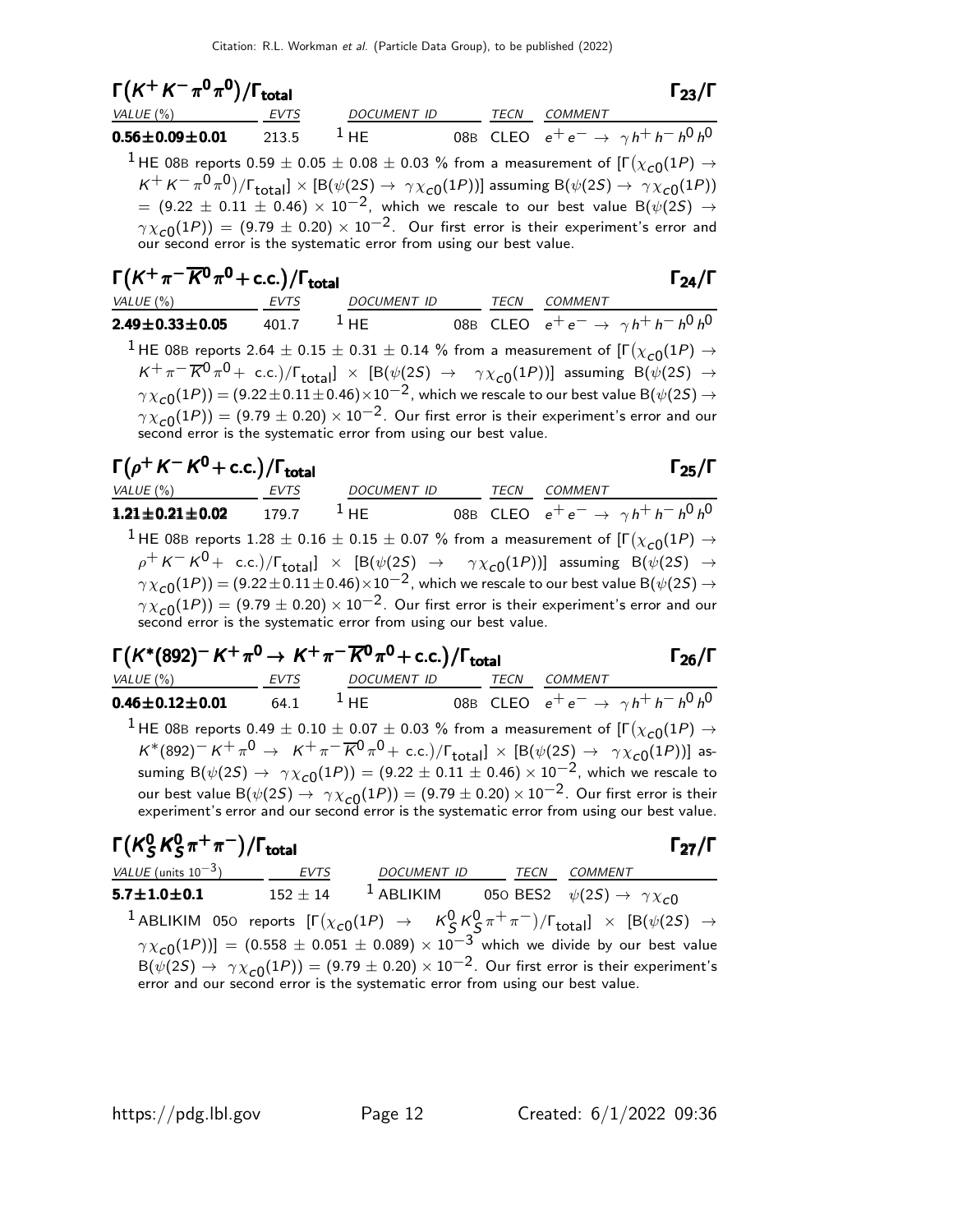### $\Gamma(K^+ K^- \pi^0 \pi^0)/\Gamma_{\text{total}}$ — $\Gamma_{23}/\Gamma$

| VALUE (%) | EVTS | DOCUMENT ID | | TECN | COMMENT |
|---|---|---|---|---|---|
| **0.56±0.09±0.01** | 213.5 | [1] HE | 08B | CLEO | $e^+ e^- \to \gamma h^+ h^- h^0 h^0$ |

[1] HE 08B reports $0.59 \pm 0.05 \pm 0.08 \pm 0.03$ % from a measurement of $[\Gamma(\chi_{c0}(1P) \to K^+ K^- \pi^0 \pi^0)/\Gamma_{\text{total}}] \times [B(\psi(2S) \to \gamma \chi_{c0}(1P))]$ assuming $B(\psi(2S) \to \gamma \chi_{c0}(1P)) = (9.22 \pm 0.11 \pm 0.46) \times 10^{-2}$, which we rescale to our best value $B(\psi(2S) \to \gamma \chi_{c0}(1P)) = (9.79 \pm 0.20) \times 10^{-2}$. Our first error is their experiment's error and our second error is the systematic error from using our best value.

### $\Gamma(K^+ \pi^- \overline{K}^0 \pi^0 + \text{c.c.})/\Gamma_{\text{total}}$ — $\Gamma_{24}/\Gamma$

| VALUE (%) | EVTS | DOCUMENT ID | | TECN | COMMENT |
|---|---|---|---|---|---|
| **2.49±0.33±0.05** | 401.7 | [1] HE | 08B | CLEO | $e^+ e^- \to \gamma h^+ h^- h^0 h^0$ |

[1] HE 08B reports $2.64 \pm 0.15 \pm 0.31 \pm 0.14$ % from a measurement of $[\Gamma(\chi_{c0}(1P) \to K^+ \pi^- \overline{K}^0 \pi^0 + \text{c.c.})/\Gamma_{\text{total}}] \times [B(\psi(2S) \to \gamma \chi_{c0}(1P))]$ assuming $B(\psi(2S) \to \gamma \chi_{c0}(1P)) = (9.22 \pm 0.11 \pm 0.46) \times 10^{-2}$, which we rescale to our best value $B(\psi(2S) \to \gamma \chi_{c0}(1P)) = (9.79 \pm 0.20) \times 10^{-2}$. Our first error is their experiment's error and our second error is the systematic error from using our best value.

### $\Gamma(\rho^+ K^- K^0 + \text{c.c.})/\Gamma_{\text{total}}$ — $\Gamma_{25}/\Gamma$

| VALUE (%) | EVTS | DOCUMENT ID | | TECN | COMMENT |
|---|---|---|---|---|---|
| **1.21±0.21±0.02** | 179.7 | [1] HE | 08B | CLEO | $e^+ e^- \to \gamma h^+ h^- h^0 h^0$ |

[1] HE 08B reports $1.28 \pm 0.16 \pm 0.15 \pm 0.07$ % from a measurement of $[\Gamma(\chi_{c0}(1P) \to \rho^+ K^- K^0 + \text{c.c.})/\Gamma_{\text{total}}] \times [B(\psi(2S) \to \gamma \chi_{c0}(1P))]$ assuming $B(\psi(2S) \to \gamma \chi_{c0}(1P)) = (9.22 \pm 0.11 \pm 0.46) \times 10^{-2}$, which we rescale to our best value $B(\psi(2S) \to \gamma \chi_{c0}(1P)) = (9.79 \pm 0.20) \times 10^{-2}$. Our first error is their experiment's error and our second error is the systematic error from using our best value.

### $\Gamma(K^*(892)^- K^+ \pi^0 \to K^+ \pi^- \overline{K}^0 \pi^0 + \text{c.c.})/\Gamma_{\text{total}}$ — $\Gamma_{26}/\Gamma$

| VALUE (%) | EVTS | DOCUMENT ID | | TECN | COMMENT |
|---|---|---|---|---|---|
| **0.46±0.12±0.01** | 64.1 | [1] HE | 08B | CLEO | $e^+ e^- \to \gamma h^+ h^- h^0 h^0$ |

[1] HE 08B reports $0.49 \pm 0.10 \pm 0.07 \pm 0.03$ % from a measurement of $[\Gamma(\chi_{c0}(1P) \to K^*(892)^- K^+ \pi^0 \to K^+ \pi^- \overline{K}^0 \pi^0 + \text{c.c.})/\Gamma_{\text{total}}] \times [B(\psi(2S) \to \gamma \chi_{c0}(1P))]$ assuming $B(\psi(2S) \to \gamma \chi_{c0}(1P)) = (9.22 \pm 0.11 \pm 0.46) \times 10^{-2}$, which we rescale to our best value $B(\psi(2S) \to \gamma \chi_{c0}(1P)) = (9.79 \pm 0.20) \times 10^{-2}$. Our first error is their experiment's error and our second error is the systematic error from using our best value.

### $\Gamma(K^0_S K^0_S \pi^+ \pi^-)/\Gamma_{\text{total}}$ — $\Gamma_{27}/\Gamma$

| VALUE (units $10^{-3}$) | EVTS | DOCUMENT ID | | TECN | COMMENT |
|---|---|---|---|---|---|
| **5.7±1.0±0.1** | $152 \pm 14$ | [1] ABLIKIM | 05O | BES2 | $\psi(2S) \to \gamma \chi_{c0}$ |

[1] ABLIKIM 05O reports $[\Gamma(\chi_{c0}(1P) \to K^0_S K^0_S \pi^+ \pi^-)/\Gamma_{\text{total}}] \times [B(\psi(2S) \to \gamma \chi_{c0}(1P))] = (0.558 \pm 0.051 \pm 0.089) \times 10^{-3}$ which we divide by our best value $B(\psi(2S) \to \gamma \chi_{c0}(1P)) = (9.79 \pm 0.20) \times 10^{-2}$. Our first error is their experiment's error and our second error is the systematic error from using our best value.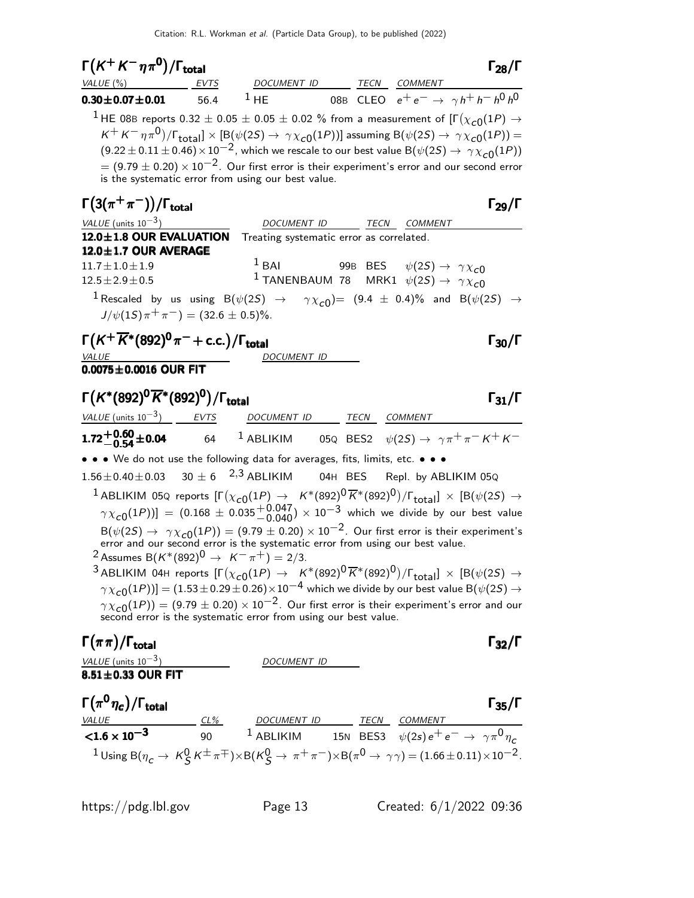## $\Gamma(K^+K^-\eta\pi^0)/\Gamma_{\rm total}$ $\Gamma_{28}/\Gamma$

| VALUE (%) | EVTS | DOCUMENT ID | TECN | COMMENT |
|---|---|---|---|---|
| **0.30±0.07±0.01** | 56.4 | [1] HE 08B | CLEO | $e^+e^- \to \gamma h^+h^- h^0 h^0$ |

[1] HE 08B reports $0.32 \pm 0.05 \pm 0.05 \pm 0.02$ % from a measurement of $[\Gamma(\chi_{c0}(1P) \to K^+K^-\eta\pi^0)/\Gamma_{\rm total}] \times [B(\psi(2S) \to \gamma\chi_{c0}(1P))]$ assuming $B(\psi(2S) \to \gamma\chi_{c0}(1P)) = (9.22 \pm 0.11 \pm 0.46)\times10^{-2}$, which we rescale to our best value $B(\psi(2S) \to \gamma\chi_{c0}(1P)) = (9.79 \pm 0.20) \times 10^{-2}$. Our first error is their experiment's error and our second error is the systematic error from using our best value.

## $\Gamma(3(\pi^+\pi^-))/\Gamma_{\rm total}$ $\Gamma_{29}/\Gamma$

| VALUE (units $10^{-3}$) | DOCUMENT ID | TECN | COMMENT |
|---|---|---|---|
| **12.0±1.8 OUR EVALUATION** | Treating systematic error as correlated. | | |
| **12.0±1.7 OUR AVERAGE** | | | |
| $11.7\pm1.0\pm1.9$ | [1] BAI 99B | BES | $\psi(2S) \to \gamma\chi_{c0}$ |
| $12.5\pm2.9\pm0.5$ | [1] TANENBAUM 78 | MRK1 | $\psi(2S) \to \gamma\chi_{c0}$ |

[1] Rescaled by us using $B(\psi(2S) \to \gamma\chi_{c0}) = (9.4 \pm 0.4)\%$ and $B(\psi(2S) \to J/\psi(1S)\pi^+\pi^-) = (32.6 \pm 0.5)\%$.

## $\Gamma(K^+\overline{K}^*(892)^0\pi^- + {\rm c.c.})/\Gamma_{\rm total}$ $\Gamma_{30}/\Gamma$

| VALUE | DOCUMENT ID |
|---|---|
| **0.0075±0.0016 OUR FIT** | |

## $\Gamma(K^*(892)^0\overline{K}^*(892)^0)/\Gamma_{\rm total}$ $\Gamma_{31}/\Gamma$

| VALUE (units $10^{-3}$) | EVTS | DOCUMENT ID | TECN | COMMENT |
|---|---|---|---|---|
| $\mathbf{1.72^{+0.60}_{-0.54}\pm0.04}$ | 64 | [1] ABLIKIM 05Q | BES2 | $\psi(2S) \to \gamma\pi^+\pi^-K^+K^-$ |
| • • • We do not use the following data for averages, fits, limits, etc. • • • | | | | |
| $1.56\pm0.40\pm0.03$ | $30\pm6$ | [2,3] ABLIKIM 04H | BES | Repl. by ABLIKIM 05Q |

[1] ABLIKIM 05Q reports $[\Gamma(\chi_{c0}(1P) \to K^*(892)^0\overline{K}^*(892)^0)/\Gamma_{\rm total}] \times [B(\psi(2S) \to \gamma\chi_{c0}(1P))] = (0.168 \pm 0.035^{+0.047}_{-0.040}) \times 10^{-3}$ which we divide by our best value $B(\psi(2S) \to \gamma\chi_{c0}(1P)) = (9.79 \pm 0.20) \times 10^{-2}$. Our first error is their experiment's error and our second error is the systematic error from using our best value.

[2] Assumes $B(K^*(892)^0 \to K^-\pi^+) = 2/3$.

[3] ABLIKIM 04H reports $[\Gamma(\chi_{c0}(1P) \to K^*(892)^0\overline{K}^*(892)^0)/\Gamma_{\rm total}] \times [B(\psi(2S) \to \gamma\chi_{c0}(1P))] = (1.53\pm0.29\pm0.26)\times10^{-4}$ which we divide by our best value $B(\psi(2S) \to \gamma\chi_{c0}(1P)) = (9.79 \pm 0.20) \times 10^{-2}$. Our first error is their experiment's error and our second error is the systematic error from using our best value.

## $\Gamma(\pi\pi)/\Gamma_{\rm total}$ $\Gamma_{32}/\Gamma$

| VALUE (units $10^{-3}$) | DOCUMENT ID |
|---|---|
| **8.51±0.33 OUR FIT** | |

## $\Gamma(\pi^0\eta_c)/\Gamma_{\rm total}$ $\Gamma_{35}/\Gamma$

| VALUE | CL% | DOCUMENT ID | TECN | COMMENT |
|---|---|---|---|---|
| $\mathbf{<1.6\times10^{-3}}$ | 90 | [1] ABLIKIM 15N | BES3 | $\psi(2s)e^+e^- \to \gamma\pi^0\eta_c$ |

[1] Using $B(\eta_c \to K^0_S K^\pm\pi^\mp)\times B(K^0_S \to \pi^+\pi^-)\times B(\pi^0 \to \gamma\gamma) = (1.66\pm0.11)\times10^{-2}$.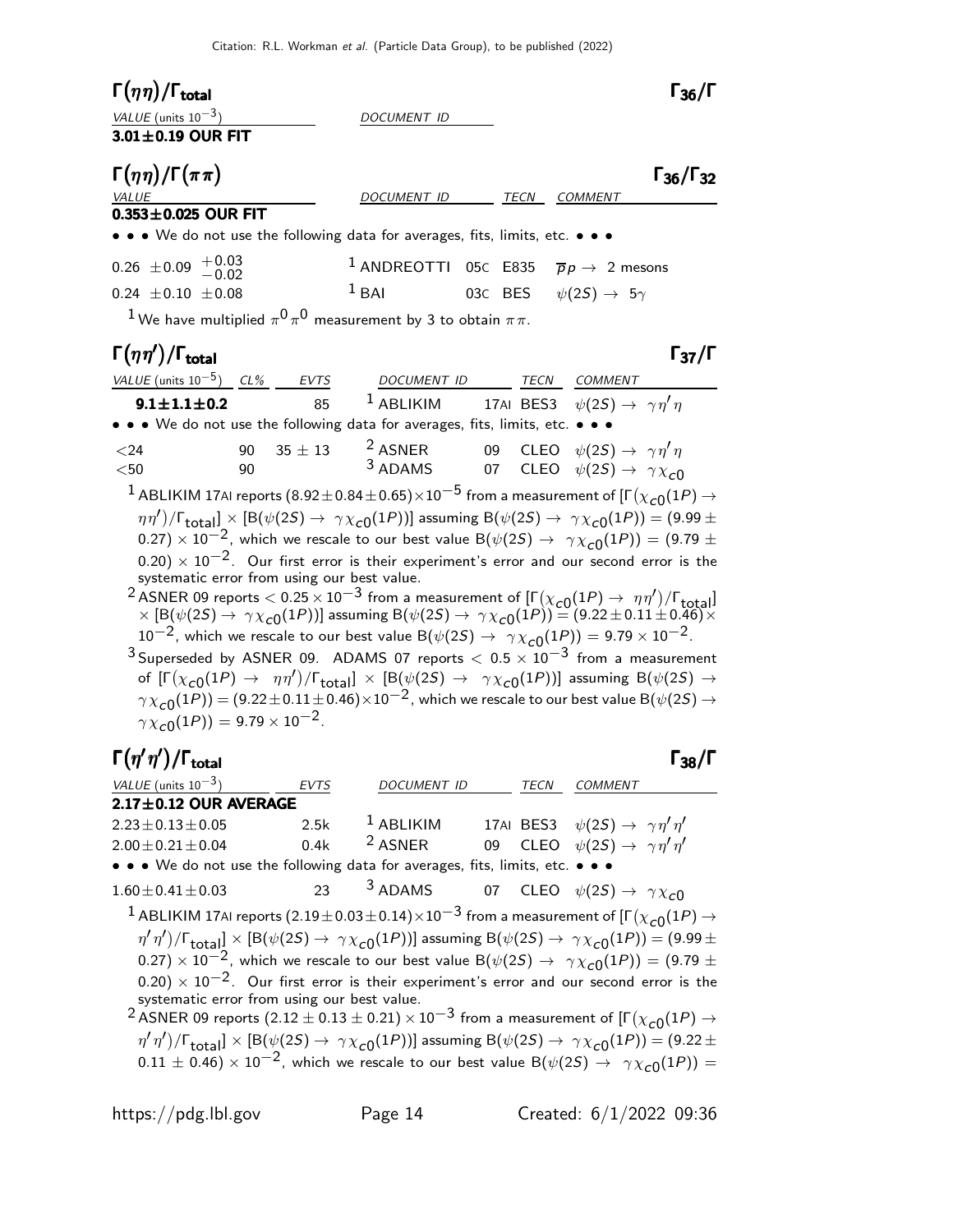## $\Gamma(\eta\eta)/\Gamma_{\rm total}$ — $\Gamma_{36}/\Gamma$

| VALUE (units $10^{-3}$) | DOCUMENT ID |
|---|---|
| **3.01±0.19 OUR FIT** | |

## $\Gamma(\eta\eta)/\Gamma(\pi\pi)$ — $\Gamma_{36}/\Gamma_{32}$

| VALUE | DOCUMENT ID | | TECN | COMMENT |
|---|---|---|---|---|
| **0.353±0.025 OUR FIT** | | | | |
| • • • We do not use the following data for averages, fits, limits, etc. • • • | | | | |
| $0.26 \pm 0.09 \ {}^{+0.03}_{-0.02}$ | [1] ANDREOTTI | 05C | E835 | $\overline{p}p \rightarrow$ 2 mesons |
| $0.24 \pm 0.10 \pm 0.08$ | [1] BAI | 03C | BES | $\psi(2S) \rightarrow 5\gamma$ |

[1] We have multiplied $\pi^0\pi^0$ measurement by 3 to obtain $\pi\pi$.

## $\Gamma(\eta\eta')/\Gamma_{\rm total}$ — $\Gamma_{37}/\Gamma$

| VALUE (units $10^{-5}$) | CL% | EVTS | DOCUMENT ID | | TECN | COMMENT |
|---|---|---|---|---|---|---|
| **9.1±1.1±0.2** | | 85 | [1] ABLIKIM | 17AI | BES3 | $\psi(2S) \rightarrow \gamma\eta'\eta$ |
| • • • We do not use the following data for averages, fits, limits, etc. • • • | | | | | | |
| <24 | 90 | 35 ± 13 | [2] ASNER | 09 | CLEO | $\psi(2S) \rightarrow \gamma\eta'\eta$ |
| <50 | 90 | | [3] ADAMS | 07 | CLEO | $\psi(2S) \rightarrow \gamma\chi_{c0}$ |

[1] ABLIKIM 17AI reports $(8.92\pm0.84\pm0.65)\times10^{-5}$ from a measurement of $[\Gamma(\chi_{c0}(1P) \rightarrow \eta\eta')/\Gamma_{\rm total}] \times [B(\psi(2S) \rightarrow \gamma\chi_{c0}(1P))]$ assuming $B(\psi(2S) \rightarrow \gamma\chi_{c0}(1P)) = (9.99 \pm 0.27) \times 10^{-2}$, which we rescale to our best value $B(\psi(2S) \rightarrow \gamma\chi_{c0}(1P)) = (9.79 \pm 0.20) \times 10^{-2}$. Our first error is their experiment's error and our second error is the systematic error from using our best value.

[2] ASNER 09 reports $< 0.25 \times 10^{-3}$ from a measurement of $[\Gamma(\chi_{c0}(1P) \rightarrow \eta\eta')/\Gamma_{\rm total}] \times [B(\psi(2S) \rightarrow \gamma\chi_{c0}(1P))]$ assuming $B(\psi(2S) \rightarrow \gamma\chi_{c0}(1P)) = (9.22\pm0.11\pm0.46)\times 10^{-2}$, which we rescale to our best value $B(\psi(2S) \rightarrow \gamma\chi_{c0}(1P)) = 9.79 \times 10^{-2}$.

[3] Superseded by ASNER 09. ADAMS 07 reports $< 0.5 \times 10^{-3}$ from a measurement of $[\Gamma(\chi_{c0}(1P) \rightarrow \eta\eta')/\Gamma_{\rm total}] \times [B(\psi(2S) \rightarrow \gamma\chi_{c0}(1P))]$ assuming $B(\psi(2S) \rightarrow \gamma\chi_{c0}(1P)) = (9.22\pm0.11\pm0.46)\times10^{-2}$, which we rescale to our best value $B(\psi(2S) \rightarrow \gamma\chi_{c0}(1P)) = 9.79 \times 10^{-2}$.

## $\Gamma(\eta'\eta')/\Gamma_{\rm total}$ — $\Gamma_{38}/\Gamma$

| VALUE (units $10^{-3}$) | EVTS | DOCUMENT ID | | TECN | COMMENT |
|---|---|---|---|---|---|
| **2.17±0.12 OUR AVERAGE** | | | | | |
| $2.23\pm0.13\pm0.05$ | 2.5k | [1] ABLIKIM | 17AI | BES3 | $\psi(2S) \rightarrow \gamma\eta'\eta'$ |
| $2.00\pm0.21\pm0.04$ | 0.4k | [2] ASNER | 09 | CLEO | $\psi(2S) \rightarrow \gamma\eta'\eta'$ |
| • • • We do not use the following data for averages, fits, limits, etc. • • • | | | | | |
| $1.60\pm0.41\pm0.03$ | 23 | [3] ADAMS | 07 | CLEO | $\psi(2S) \rightarrow \gamma\chi_{c0}$ |

[1] ABLIKIM 17AI reports $(2.19\pm0.03\pm0.14)\times10^{-3}$ from a measurement of $[\Gamma(\chi_{c0}(1P) \rightarrow \eta'\eta')/\Gamma_{\rm total}] \times [B(\psi(2S) \rightarrow \gamma\chi_{c0}(1P))]$ assuming $B(\psi(2S) \rightarrow \gamma\chi_{c0}(1P)) = (9.99 \pm 0.27) \times 10^{-2}$, which we rescale to our best value $B(\psi(2S) \rightarrow \gamma\chi_{c0}(1P)) = (9.79 \pm 0.20) \times 10^{-2}$. Our first error is their experiment's error and our second error is the systematic error from using our best value.

[2] ASNER 09 reports $(2.12 \pm 0.13 \pm 0.21) \times 10^{-3}$ from a measurement of $[\Gamma(\chi_{c0}(1P) \rightarrow \eta'\eta')/\Gamma_{\rm total}] \times [B(\psi(2S) \rightarrow \gamma\chi_{c0}(1P))]$ assuming $B(\psi(2S) \rightarrow \gamma\chi_{c0}(1P)) = (9.22 \pm 0.11 \pm 0.46) \times 10^{-2}$, which we rescale to our best value $B(\psi(2S) \rightarrow \gamma\chi_{c0}(1P)) =$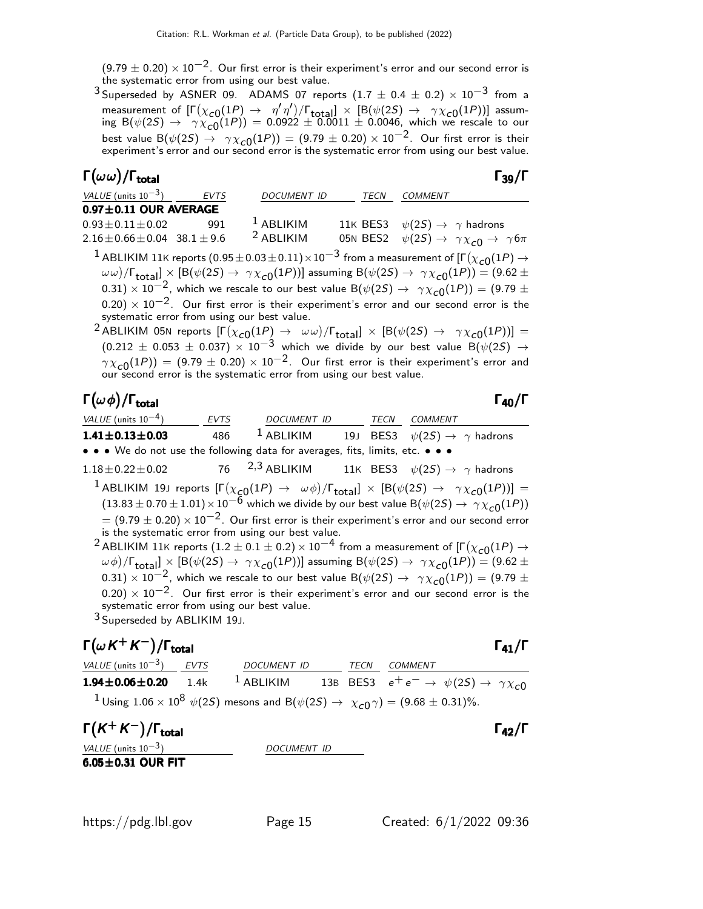$(9.79 \pm 0.20) \times 10^{-2}$. Our first error is their experiment's error and our second error is the systematic error from using our best value.

[3] Superseded by ASNER 09. ADAMS 07 reports $(1.7 \pm 0.4 \pm 0.2) \times 10^{-3}$ from a measurement of $[\Gamma(\chi_{c0}(1P) \to \eta'\eta')/\Gamma_{total}] \times [B(\psi(2S) \to \gamma\chi_{c0}(1P))]$ assuming $B(\psi(2S) \to \gamma\chi_{c0}(1P)) = 0.0922 \pm 0.0011 \pm 0.0046$, which we rescale to our best value $B(\psi(2S) \to \gamma\chi_{c0}(1P)) = (9.79 \pm 0.20) \times 10^{-2}$. Our first error is their experiment's error and our second error is the systematic error from using our best value.

## $\Gamma(\omega\omega)/\Gamma_{total}$ — $\Gamma_{39}/\Gamma$

| VALUE (units $10^{-3}$) | EVTS | DOCUMENT ID | | TECN | COMMENT |
|---|---|---|---|---|---|
| **0.97±0.11 OUR AVERAGE** | | | | | |
| $0.93 \pm 0.11 \pm 0.02$ | 991 | [1] ABLIKIM | 11K | BES3 | $\psi(2S) \to \gamma$ hadrons |
| $2.16 \pm 0.66 \pm 0.04$ | $38.1 \pm 9.6$ | [2] ABLIKIM | 05N | BES2 | $\psi(2S) \to \gamma\chi_{c0} \to \gamma 6\pi$ |

[1] ABLIKIM 11K reports $(0.95 \pm 0.03 \pm 0.11) \times 10^{-3}$ from a measurement of $[\Gamma(\chi_{c0}(1P) \to \omega\omega)/\Gamma_{total}] \times [B(\psi(2S) \to \gamma\chi_{c0}(1P))]$ assuming $B(\psi(2S) \to \gamma\chi_{c0}(1P)) = (9.62 \pm 0.31) \times 10^{-2}$, which we rescale to our best value $B(\psi(2S) \to \gamma\chi_{c0}(1P)) = (9.79 \pm 0.20) \times 10^{-2}$. Our first error is their experiment's error and our second error is the systematic error from using our best value.

[2] ABLIKIM 05N reports $[\Gamma(\chi_{c0}(1P) \to \omega\omega)/\Gamma_{total}] \times [B(\psi(2S) \to \gamma\chi_{c0}(1P))] = (0.212 \pm 0.053 \pm 0.037) \times 10^{-3}$ which we divide by our best value $B(\psi(2S) \to \gamma\chi_{c0}(1P)) = (9.79 \pm 0.20) \times 10^{-2}$. Our first error is their experiment's error and our second error is the systematic error from using our best value.

## $\Gamma(\omega\phi)/\Gamma_{total}$ — $\Gamma_{40}/\Gamma$

| VALUE (units $10^{-4}$) | EVTS | DOCUMENT ID | | TECN | COMMENT |
|---|---|---|---|---|---|
| **1.41±0.13±0.03** | 486 | [1] ABLIKIM | 19J | BES3 | $\psi(2S) \to \gamma$ hadrons |
| • • • We do not use the following data for averages, fits, limits, etc. • • • | | | | | |
| $1.18 \pm 0.22 \pm 0.02$ | 76 | [2,3] ABLIKIM | 11K | BES3 | $\psi(2S) \to \gamma$ hadrons |

[1] ABLIKIM 19J reports $[\Gamma(\chi_{c0}(1P) \to \omega\phi)/\Gamma_{total}] \times [B(\psi(2S) \to \gamma\chi_{c0}(1P))] = (13.83 \pm 0.70 \pm 1.01) \times 10^{-6}$ which we divide by our best value $B(\psi(2S) \to \gamma\chi_{c0}(1P)) = (9.79 \pm 0.20) \times 10^{-2}$. Our first error is their experiment's error and our second error is the systematic error from using our best value.

[2] ABLIKIM 11K reports $(1.2 \pm 0.1 \pm 0.2) \times 10^{-4}$ from a measurement of $[\Gamma(\chi_{c0}(1P) \to \omega\phi)/\Gamma_{total}] \times [B(\psi(2S) \to \gamma\chi_{c0}(1P))]$ assuming $B(\psi(2S) \to \gamma\chi_{c0}(1P)) = (9.62 \pm 0.31) \times 10^{-2}$, which we rescale to our best value $B(\psi(2S) \to \gamma\chi_{c0}(1P)) = (9.79 \pm 0.20) \times 10^{-2}$. Our first error is their experiment's error and our second error is the systematic error from using our best value.

[3] Superseded by ABLIKIM 19J.

## $\Gamma(\omega K^+K^-)/\Gamma_{total}$ — $\Gamma_{41}/\Gamma$

| VALUE (units $10^{-3}$) | EVTS | DOCUMENT ID | | TECN | COMMENT |
|---|---|---|---|---|---|
| **1.94±0.06±0.20** | 1.4k | [1] ABLIKIM | 13B | BES3 | $e^+e^- \to \psi(2S) \to \gamma\chi_{c0}$ |

[1] Using $1.06 \times 10^8$ $\psi(2S)$ mesons and $B(\psi(2S) \to \chi_{c0}\gamma) = (9.68 \pm 0.31)\%$.

## $\Gamma(K^+K^-)/\Gamma_{total}$ — $\Gamma_{42}/\Gamma$

| VALUE (units $10^{-3}$) | DOCUMENT ID |
|---|---|
| **6.05±0.31 OUR FIT** | |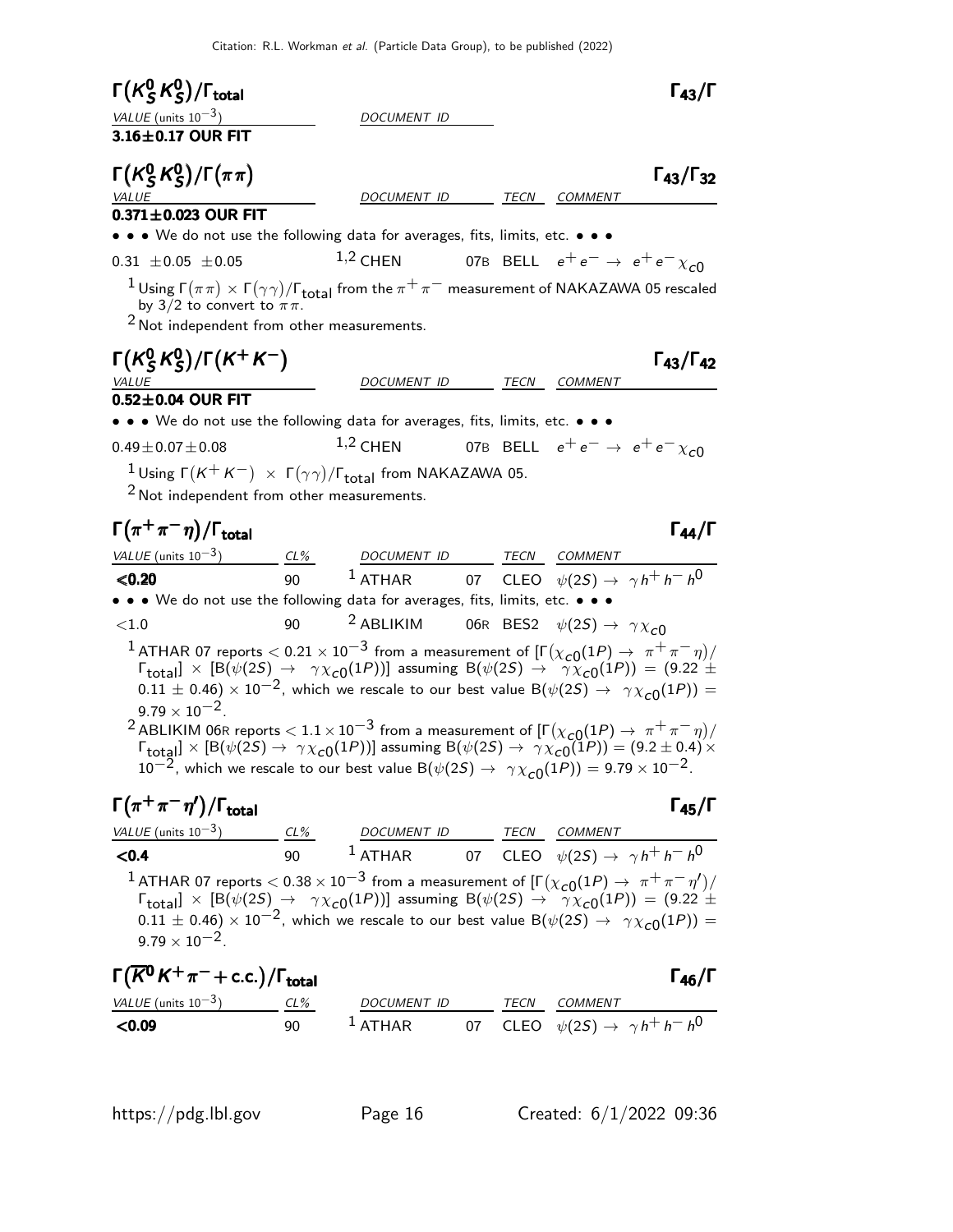### $\Gamma(K^0_S K^0_S)/\Gamma_{\text{total}}$ — $\Gamma_{43}/\Gamma$

| VALUE (units $10^{-3}$) | DOCUMENT ID |
|---|---|
| **3.16±0.17 OUR FIT** | |

### $\Gamma(K^0_S K^0_S)/\Gamma(\pi\pi)$ — $\Gamma_{43}/\Gamma_{32}$

| VALUE | DOCUMENT ID | | TECN | COMMENT |
|---|---|---|---|---|
| **0.371±0.023 OUR FIT** | | | | |
| • • • We do not use the following data for averages, fits, limits, etc. • • • | | | | |
| 0.31 ±0.05 ±0.05 | [1,2] CHEN | 07B | BELL | $e^+e^- \to e^+e^-\chi_{c0}$ |

[1] Using $\Gamma(\pi\pi) \times \Gamma(\gamma\gamma)/\Gamma_{\text{total}}$ from the $\pi^+\pi^-$ measurement of NAKAZAWA 05 rescaled by 3/2 to convert to $\pi\pi$.

[2] Not independent from other measurements.

### $\Gamma(K^0_S K^0_S)/\Gamma(K^+K^-)$ — $\Gamma_{43}/\Gamma_{42}$

| VALUE | DOCUMENT ID | | TECN | COMMENT |
|---|---|---|---|---|
| **0.52±0.04 OUR FIT** | | | | |
| • • • We do not use the following data for averages, fits, limits, etc. • • • | | | | |
| 0.49±0.07±0.08 | [1,2] CHEN | 07B | BELL | $e^+e^- \to e^+e^-\chi_{c0}$ |

[1] Using $\Gamma(K^+K^-) \times \Gamma(\gamma\gamma)/\Gamma_{\text{total}}$ from NAKAZAWA 05.

[2] Not independent from other measurements.

### $\Gamma(\pi^+\pi^-\eta)/\Gamma_{\text{total}}$ — $\Gamma_{44}/\Gamma$

| VALUE (units $10^{-3}$) | CL% | DOCUMENT ID | | TECN | COMMENT |
|---|---|---|---|---|---|
| **<0.20** | 90 | [1] ATHAR | 07 | CLEO | $\psi(2S) \to \gamma h^+h^-h^0$ |
| • • • We do not use the following data for averages, fits, limits, etc. • • • | | | | | |
| <1.0 | 90 | [2] ABLIKIM | 06R | BES2 | $\psi(2S) \to \gamma\chi_{c0}$ |

[1] ATHAR 07 reports $< 0.21 \times 10^{-3}$ from a measurement of $[\Gamma(\chi_{c0}(1P) \to \pi^+\pi^-\eta)/\Gamma_{\text{total}}] \times [B(\psi(2S) \to \gamma\chi_{c0}(1P))]$ assuming $B(\psi(2S) \to \gamma\chi_{c0}(1P)) = (9.22 \pm 0.11 \pm 0.46) \times 10^{-2}$, which we rescale to our best value $B(\psi(2S) \to \gamma\chi_{c0}(1P)) = 9.79 \times 10^{-2}$.

[2] ABLIKIM 06R reports $< 1.1 \times 10^{-3}$ from a measurement of $[\Gamma(\chi_{c0}(1P) \to \pi^+\pi^-\eta)/\Gamma_{\text{total}}] \times [B(\psi(2S) \to \gamma\chi_{c0}(1P))]$ assuming $B(\psi(2S) \to \gamma\chi_{c0}(1P)) = (9.2 \pm 0.4) \times 10^{-2}$, which we rescale to our best value $B(\psi(2S) \to \gamma\chi_{c0}(1P)) = 9.79 \times 10^{-2}$.

### $\Gamma(\pi^+\pi^-\eta')/\Gamma_{\text{total}}$ — $\Gamma_{45}/\Gamma$

| VALUE (units $10^{-3}$) | CL% | DOCUMENT ID | | TECN | COMMENT |
|---|---|---|---|---|---|
| **<0.4** | 90 | [1] ATHAR | 07 | CLEO | $\psi(2S) \to \gamma h^+h^-h^0$ |

[1] ATHAR 07 reports $< 0.38 \times 10^{-3}$ from a measurement of $[\Gamma(\chi_{c0}(1P) \to \pi^+\pi^-\eta')/\Gamma_{\text{total}}] \times [B(\psi(2S) \to \gamma\chi_{c0}(1P))]$ assuming $B(\psi(2S) \to \gamma\chi_{c0}(1P)) = (9.22 \pm 0.11 \pm 0.46) \times 10^{-2}$, which we rescale to our best value $B(\psi(2S) \to \gamma\chi_{c0}(1P)) = 9.79 \times 10^{-2}$.

### $\Gamma(\overline{K}^0 K^+\pi^- + \text{c.c.})/\Gamma_{\text{total}}$ — $\Gamma_{46}/\Gamma$

| VALUE (units $10^{-3}$) | CL% | DOCUMENT ID | | TECN | COMMENT |
|---|---|---|---|---|---|
| **<0.09** | 90 | [1] ATHAR | 07 | CLEO | $\psi(2S) \to \gamma h^+h^-h^0$ |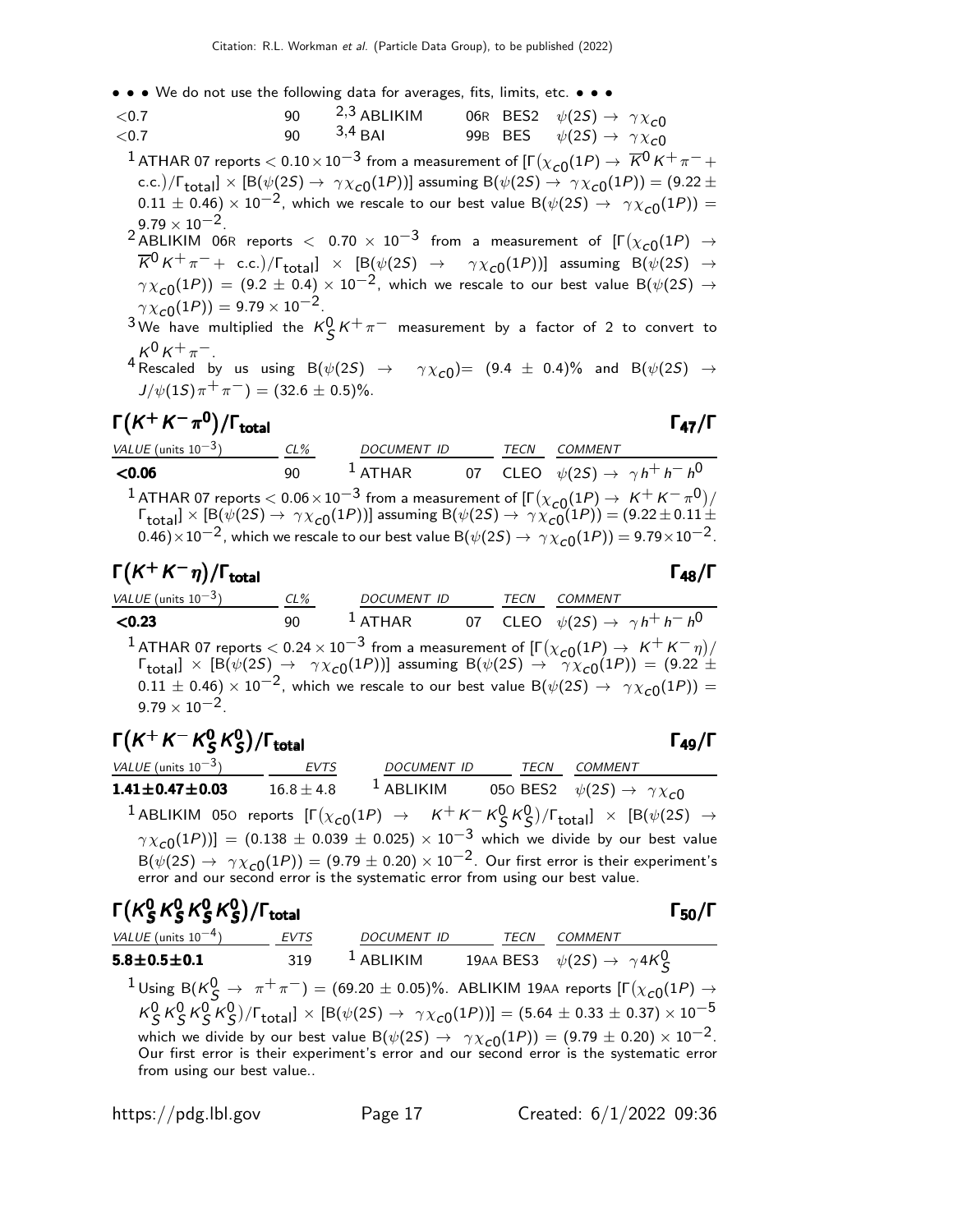• • • We do not use the following data for averages, fits, limits, etc. • • •

| | | | | | |
|---|---|---|---|---|---|
| <0.7 | 90 | [2,3] ABLIKIM | 06R | BES2 | $\psi(2S) \rightarrow \gamma\chi_{c0}$ |
| <0.7 | 90 | [3,4] BAI | 99B | BES | $\psi(2S) \rightarrow \gamma\chi_{c0}$ |

[1] ATHAR 07 reports $< 0.10 \times 10^{-3}$ from a measurement of $[\Gamma(\chi_{c0}(1P) \rightarrow \overline{K}^0 K^+ \pi^- + \text{c.c.})/\Gamma_{\text{total}}] \times [B(\psi(2S) \rightarrow \gamma\chi_{c0}(1P))]$ assuming $B(\psi(2S) \rightarrow \gamma\chi_{c0}(1P)) = (9.22 \pm 0.11 \pm 0.46) \times 10^{-2}$, which we rescale to our best value $B(\psi(2S) \rightarrow \gamma\chi_{c0}(1P)) = 9.79 \times 10^{-2}$.

[2] ABLIKIM 06R reports $< 0.70 \times 10^{-3}$ from a measurement of $[\Gamma(\chi_{c0}(1P) \rightarrow \overline{K}^0 K^+ \pi^- + \text{c.c.})/\Gamma_{\text{total}}] \times [B(\psi(2S) \rightarrow \gamma\chi_{c0}(1P))]$ assuming $B(\psi(2S) \rightarrow \gamma\chi_{c0}(1P)) = (9.2 \pm 0.4) \times 10^{-2}$, which we rescale to our best value $B(\psi(2S) \rightarrow \gamma\chi_{c0}(1P)) = 9.79 \times 10^{-2}$.

[3] We have multiplied the $K^0_S K^+ \pi^-$ measurement by a factor of 2 to convert to $K^0 K^+ \pi^-$.

[4] Rescaled by us using $B(\psi(2S) \rightarrow \gamma\chi_{c0}) = (9.4 \pm 0.4)\%$ and $B(\psi(2S) \rightarrow J/\psi(1S)\pi^+\pi^-) = (32.6 \pm 0.5)\%$.

## $\Gamma(K^+ K^- \pi^0)/\Gamma_{\text{total}}$ $\qquad\qquad$ $\Gamma_{47}/\Gamma$

| VALUE (units $10^{-3}$) | CL% | DOCUMENT ID | | TECN | COMMENT |
|---|---|---|---|---|---|
| **<0.06** | 90 | [1] ATHAR | 07 | CLEO | $\psi(2S) \rightarrow \gamma h^+ h^- h^0$ |

[1] ATHAR 07 reports $< 0.06 \times 10^{-3}$ from a measurement of $[\Gamma(\chi_{c0}(1P) \rightarrow K^+ K^- \pi^0)/\Gamma_{\text{total}}] \times [B(\psi(2S) \rightarrow \gamma\chi_{c0}(1P))]$ assuming $B(\psi(2S) \rightarrow \gamma\chi_{c0}(1P)) = (9.22 \pm 0.11 \pm 0.46) \times 10^{-2}$, which we rescale to our best value $B(\psi(2S) \rightarrow \gamma\chi_{c0}(1P)) = 9.79 \times 10^{-2}$.

## $\Gamma(K^+ K^- \eta)/\Gamma_{\text{total}}$ $\qquad\qquad$ $\Gamma_{48}/\Gamma$

| VALUE (units $10^{-3}$) | CL% | DOCUMENT ID | | TECN | COMMENT |
|---|---|---|---|---|---|
| **<0.23** | 90 | [1] ATHAR | 07 | CLEO | $\psi(2S) \rightarrow \gamma h^+ h^- h^0$ |

[1] ATHAR 07 reports $< 0.24 \times 10^{-3}$ from a measurement of $[\Gamma(\chi_{c0}(1P) \rightarrow K^+ K^- \eta)/\Gamma_{\text{total}}] \times [B(\psi(2S) \rightarrow \gamma\chi_{c0}(1P))]$ assuming $B(\psi(2S) \rightarrow \gamma\chi_{c0}(1P)) = (9.22 \pm 0.11 \pm 0.46) \times 10^{-2}$, which we rescale to our best value $B(\psi(2S) \rightarrow \gamma\chi_{c0}(1P)) = 9.79 \times 10^{-2}$.

## $\Gamma(K^+ K^- K^0_S K^0_S)/\Gamma_{\text{total}}$ $\qquad\qquad$ $\Gamma_{49}/\Gamma$

| VALUE (units $10^{-3}$) | EVTS | DOCUMENT ID | | TECN | COMMENT |
|---|---|---|---|---|---|
| **1.41±0.47±0.03** | 16.8 ± 4.8 | [1] ABLIKIM | 05O | BES2 | $\psi(2S) \rightarrow \gamma\chi_{c0}$ |

[1] ABLIKIM 05O reports $[\Gamma(\chi_{c0}(1P) \rightarrow K^+ K^- K^0_S K^0_S)/\Gamma_{\text{total}}] \times [B(\psi(2S) \rightarrow \gamma\chi_{c0}(1P))] = (0.138 \pm 0.039 \pm 0.025) \times 10^{-3}$ which we divide by our best value $B(\psi(2S) \rightarrow \gamma\chi_{c0}(1P)) = (9.79 \pm 0.20) \times 10^{-2}$. Our first error is their experiment's error and our second error is the systematic error from using our best value.

## $\Gamma(K^0_S K^0_S K^0_S K^0_S)/\Gamma_{\text{total}}$ $\qquad\qquad$ $\Gamma_{50}/\Gamma$

| VALUE (units $10^{-4}$) | EVTS | DOCUMENT ID | | TECN | COMMENT |
|---|---|---|---|---|---|
| **5.8±0.5±0.1** | 319 | [1] ABLIKIM | 19AA | BES3 | $\psi(2S) \rightarrow \gamma 4K^0_S$ |

[1] Using $B(K^0_S \rightarrow \pi^+\pi^-) = (69.20 \pm 0.05)\%$. ABLIKIM 19AA reports $[\Gamma(\chi_{c0}(1P) \rightarrow K^0_S K^0_S K^0_S K^0_S)/\Gamma_{\text{total}}] \times [B(\psi(2S) \rightarrow \gamma\chi_{c0}(1P))] = (5.64 \pm 0.33 \pm 0.37) \times 10^{-5}$ which we divide by our best value $B(\psi(2S) \rightarrow \gamma\chi_{c0}(1P)) = (9.79 \pm 0.20) \times 10^{-2}$. Our first error is their experiment's error and our second error is the systematic error from using our best value..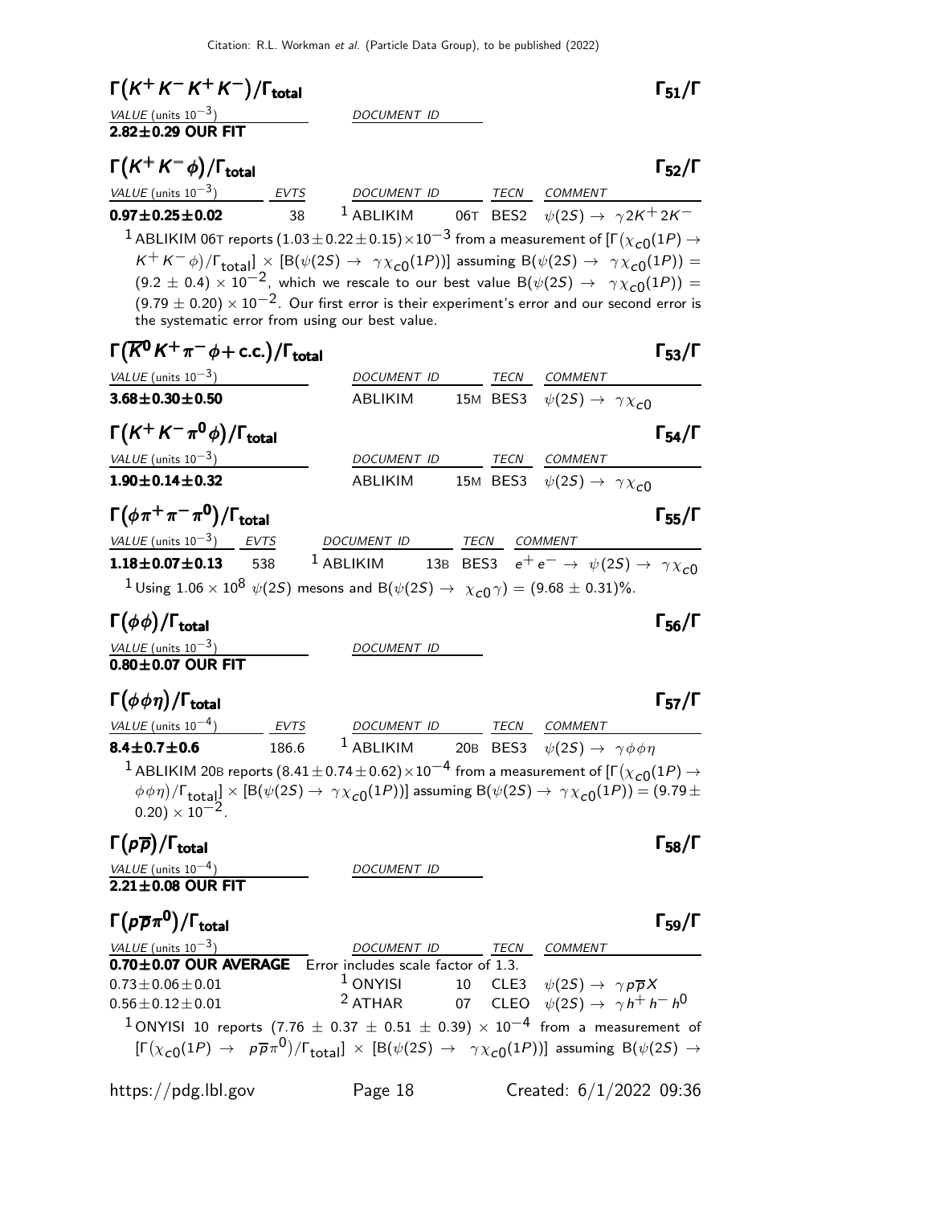### $\Gamma(K^+K^-K^+K^-)/\Gamma_{\text{total}}$ — $\Gamma_{51}/\Gamma$

| VALUE (units $10^{-3}$) | DOCUMENT ID |
|---|---|
| **2.82±0.29 OUR FIT** | |

### $\Gamma(K^+K^-\phi)/\Gamma_{\text{total}}$ — $\Gamma_{52}/\Gamma$

| VALUE (units $10^{-3}$) | EVTS | DOCUMENT ID | | TECN | COMMENT |
|---|---|---|---|---|---|
| **0.97±0.25±0.02** | 38 | [1] ABLIKIM | 06T | BES2 | $\psi(2S) \to \gamma 2K^+ 2K^-$ |

[1] ABLIKIM 06T reports $(1.03 \pm 0.22 \pm 0.15) \times 10^{-3}$ from a measurement of $[\Gamma(\chi_{c0}(1P) \to K^+K^-\phi)/\Gamma_{\text{total}}] \times [B(\psi(2S) \to \gamma\chi_{c0}(1P))]$ assuming $B(\psi(2S) \to \gamma\chi_{c0}(1P)) = (9.2 \pm 0.4) \times 10^{-2}$, which we rescale to our best value $B(\psi(2S) \to \gamma\chi_{c0}(1P)) = (9.79 \pm 0.20) \times 10^{-2}$. Our first error is their experiment's error and our second error is the systematic error from using our best value.

### $\Gamma(\overline{K}^0 K^+\pi^-\phi + \text{c.c.})/\Gamma_{\text{total}}$ — $\Gamma_{53}/\Gamma$

| VALUE (units $10^{-3}$) | DOCUMENT ID | | TECN | COMMENT |
|---|---|---|---|---|
| **3.68±0.30±0.50** | ABLIKIM | 15M | BES3 | $\psi(2S) \to \gamma\chi_{c0}$ |

### $\Gamma(K^+K^-\pi^0\phi)/\Gamma_{\text{total}}$ — $\Gamma_{54}/\Gamma$

| VALUE (units $10^{-3}$) | DOCUMENT ID | | TECN | COMMENT |
|---|---|---|---|---|
| **1.90±0.14±0.32** | ABLIKIM | 15M | BES3 | $\psi(2S) \to \gamma\chi_{c0}$ |

### $\Gamma(\phi\pi^+\pi^-\pi^0)/\Gamma_{\text{total}}$ — $\Gamma_{55}/\Gamma$

| VALUE (units $10^{-3}$) | EVTS | DOCUMENT ID | | TECN | COMMENT |
|---|---|---|---|---|---|
| **1.18±0.07±0.13** | 538 | [1] ABLIKIM | 13B | BES3 | $e^+e^- \to \psi(2S) \to \gamma\chi_{c0}$ |

[1] Using $1.06 \times 10^8$ $\psi(2S)$ mesons and $B(\psi(2S) \to \chi_{c0}\gamma) = (9.68 \pm 0.31)\%$.

### $\Gamma(\phi\phi)/\Gamma_{\text{total}}$ — $\Gamma_{56}/\Gamma$

| VALUE (units $10^{-3}$) | DOCUMENT ID |
|---|---|
| **0.80±0.07 OUR FIT** | |

### $\Gamma(\phi\phi\eta)/\Gamma_{\text{total}}$ — $\Gamma_{57}/\Gamma$

| VALUE (units $10^{-4}$) | EVTS | DOCUMENT ID | | TECN | COMMENT |
|---|---|---|---|---|---|
| **8.4±0.7±0.6** | 186.6 | [1] ABLIKIM | 20B | BES3 | $\psi(2S) \to \gamma\phi\phi\eta$ |

[1] ABLIKIM 20B reports $(8.41 \pm 0.74 \pm 0.62) \times 10^{-4}$ from a measurement of $[\Gamma(\chi_{c0}(1P) \to \phi\phi\eta)/\Gamma_{\text{total}}] \times [B(\psi(2S) \to \gamma\chi_{c0}(1P))]$ assuming $B(\psi(2S) \to \gamma\chi_{c0}(1P)) = (9.79 \pm 0.20) \times 10^{-2}$.

### $\Gamma(p\overline{p})/\Gamma_{\text{total}}$ — $\Gamma_{58}/\Gamma$

| VALUE (units $10^{-4}$) | DOCUMENT ID |
|---|---|
| **2.21±0.08 OUR FIT** | |

### $\Gamma(p\overline{p}\pi^0)/\Gamma_{\text{total}}$ — $\Gamma_{59}/\Gamma$

| VALUE (units $10^{-3}$) | DOCUMENT ID | | TECN | COMMENT |
|---|---|---|---|---|
| **0.70±0.07 OUR AVERAGE** | Error includes scale factor of 1.3. | | | |
| 0.73±0.06±0.01 | [1] ONYISI | 10 | CLE3 | $\psi(2S) \to \gamma p\overline{p}X$ |
| 0.56±0.12±0.01 | [2] ATHAR | 07 | CLEO | $\psi(2S) \to \gamma h^+h^-h^0$ |

[1] ONYISI 10 reports $(7.76 \pm 0.37 \pm 0.51 \pm 0.39) \times 10^{-4}$ from a measurement of $[\Gamma(\chi_{c0}(1P) \to p\overline{p}\pi^0)/\Gamma_{\text{total}}] \times [B(\psi(2S) \to \gamma\chi_{c0}(1P))]$ assuming $B(\psi(2S) \to$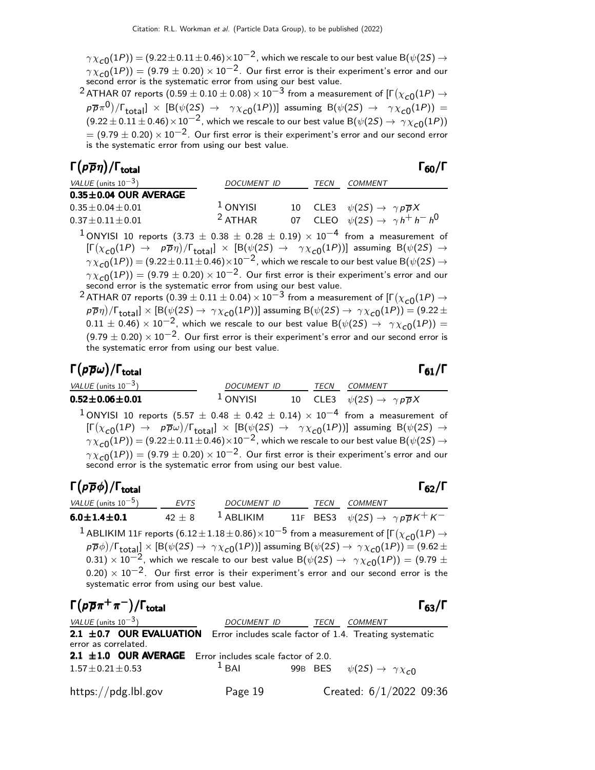$\gamma \chi_{c0}(1P)) = (9.22 \pm 0.11 \pm 0.46) \times 10^{-2}$, which we rescale to our best value $B(\psi(2S) \rightarrow \gamma \chi_{c0}(1P)) = (9.79 \pm 0.20) \times 10^{-2}$. Our first error is their experiment's error and our second error is the systematic error from using our best value.

[2] ATHAR 07 reports $(0.59 \pm 0.10 \pm 0.08) \times 10^{-3}$ from a measurement of $[\Gamma(\chi_{c0}(1P) \rightarrow p\overline{p}\pi^0)/\Gamma_{total}] \times [B(\psi(2S) \rightarrow \gamma \chi_{c0}(1P))]$ assuming $B(\psi(2S) \rightarrow \gamma \chi_{c0}(1P)) = (9.22 \pm 0.11 \pm 0.46) \times 10^{-2}$, which we rescale to our best value $B(\psi(2S) \rightarrow \gamma \chi_{c0}(1P)) = (9.79 \pm 0.20) \times 10^{-2}$. Our first error is their experiment's error and our second error is the systematic error from using our best value.

## $\Gamma(p\overline{p}\eta)/\Gamma_{total}$ — $\Gamma_{60}/\Gamma$

| VALUE (units $10^{-3}$) | DOCUMENT ID | | TECN | COMMENT |
|---|---|---|---|---|
| **0.35±0.04 OUR AVERAGE** | | | | |
| $0.35 \pm 0.04 \pm 0.01$ | [1] ONYISI | 10 | CLE3 | $\psi(2S) \rightarrow \gamma p\overline{p}X$ |
| $0.37 \pm 0.11 \pm 0.01$ | [2] ATHAR | 07 | CLEO | $\psi(2S) \rightarrow \gamma h^+ h^- h^0$ |

[1] ONYISI 10 reports $(3.73 \pm 0.38 \pm 0.28 \pm 0.19) \times 10^{-4}$ from a measurement of $[\Gamma(\chi_{c0}(1P) \rightarrow p\overline{p}\eta)/\Gamma_{total}] \times [B(\psi(2S) \rightarrow \gamma \chi_{c0}(1P))]$ assuming $B(\psi(2S) \rightarrow \gamma \chi_{c0}(1P)) = (9.22 \pm 0.11 \pm 0.46) \times 10^{-2}$, which we rescale to our best value $B(\psi(2S) \rightarrow \gamma \chi_{c0}(1P)) = (9.79 \pm 0.20) \times 10^{-2}$. Our first error is their experiment's error and our second error is the systematic error from using our best value.

[2] ATHAR 07 reports $(0.39 \pm 0.11 \pm 0.04) \times 10^{-3}$ from a measurement of $[\Gamma(\chi_{c0}(1P) \rightarrow p\overline{p}\eta)/\Gamma_{total}] \times [B(\psi(2S) \rightarrow \gamma \chi_{c0}(1P))]$ assuming $B(\psi(2S) \rightarrow \gamma \chi_{c0}(1P)) = (9.22 \pm 0.11 \pm 0.46) \times 10^{-2}$, which we rescale to our best value $B(\psi(2S) \rightarrow \gamma \chi_{c0}(1P)) = (9.79 \pm 0.20) \times 10^{-2}$. Our first error is their experiment's error and our second error is the systematic error from using our best value.

## $\Gamma(p\overline{p}\omega)/\Gamma_{total}$ — $\Gamma_{61}/\Gamma$

| VALUE (units $10^{-3}$) | DOCUMENT ID | | TECN | COMMENT |
|---|---|---|---|---|
| **0.52±0.06±0.01** | [1] ONYISI | 10 | CLE3 | $\psi(2S) \rightarrow \gamma p\overline{p}X$ |

[1] ONYISI 10 reports $(5.57 \pm 0.48 \pm 0.42 \pm 0.14) \times 10^{-4}$ from a measurement of $[\Gamma(\chi_{c0}(1P) \rightarrow p\overline{p}\omega)/\Gamma_{total}] \times [B(\psi(2S) \rightarrow \gamma \chi_{c0}(1P))]$ assuming $B(\psi(2S) \rightarrow \gamma \chi_{c0}(1P)) = (9.22 \pm 0.11 \pm 0.46) \times 10^{-2}$, which we rescale to our best value $B(\psi(2S) \rightarrow \gamma \chi_{c0}(1P)) = (9.79 \pm 0.20) \times 10^{-2}$. Our first error is their experiment's error and our second error is the systematic error from using our best value.

## $\Gamma(p\overline{p}\phi)/\Gamma_{total}$ — $\Gamma_{62}/\Gamma$

| VALUE (units $10^{-5}$) | EVTS | DOCUMENT ID | | TECN | COMMENT |
|---|---|---|---|---|---|
| **6.0±1.4±0.1** | $42 \pm 8$ | [1] ABLIKIM | 11F | BES3 | $\psi(2S) \rightarrow \gamma p\overline{p}K^+K^-$ |

[1] ABLIKIM 11F reports $(6.12 \pm 1.18 \pm 0.86) \times 10^{-5}$ from a measurement of $[\Gamma(\chi_{c0}(1P) \rightarrow p\overline{p}\phi)/\Gamma_{total}] \times [B(\psi(2S) \rightarrow \gamma \chi_{c0}(1P))]$ assuming $B(\psi(2S) \rightarrow \gamma \chi_{c0}(1P)) = (9.62 \pm 0.31) \times 10^{-2}$, which we rescale to our best value $B(\psi(2S) \rightarrow \gamma \chi_{c0}(1P)) = (9.79 \pm 0.20) \times 10^{-2}$. Our first error is their experiment's error and our second error is the systematic error from using our best value.

## $\Gamma(p\overline{p}\pi^+\pi^-)/\Gamma_{total}$ — $\Gamma_{63}/\Gamma$

| VALUE (units $10^{-3}$) | DOCUMENT ID | | TECN | COMMENT |
|---|---|---|---|---|
| **2.1 ±0.7 OUR EVALUATION** Error includes scale factor of 1.4. Treating systematic error as correlated. | | | | |
| **2.1 ±1.0 OUR AVERAGE** Error includes scale factor of 2.0. | | | | |
| $1.57 \pm 0.21 \pm 0.53$ | [1] BAI | 99B | BES | $\psi(2S) \rightarrow \gamma \chi_{c0}$ |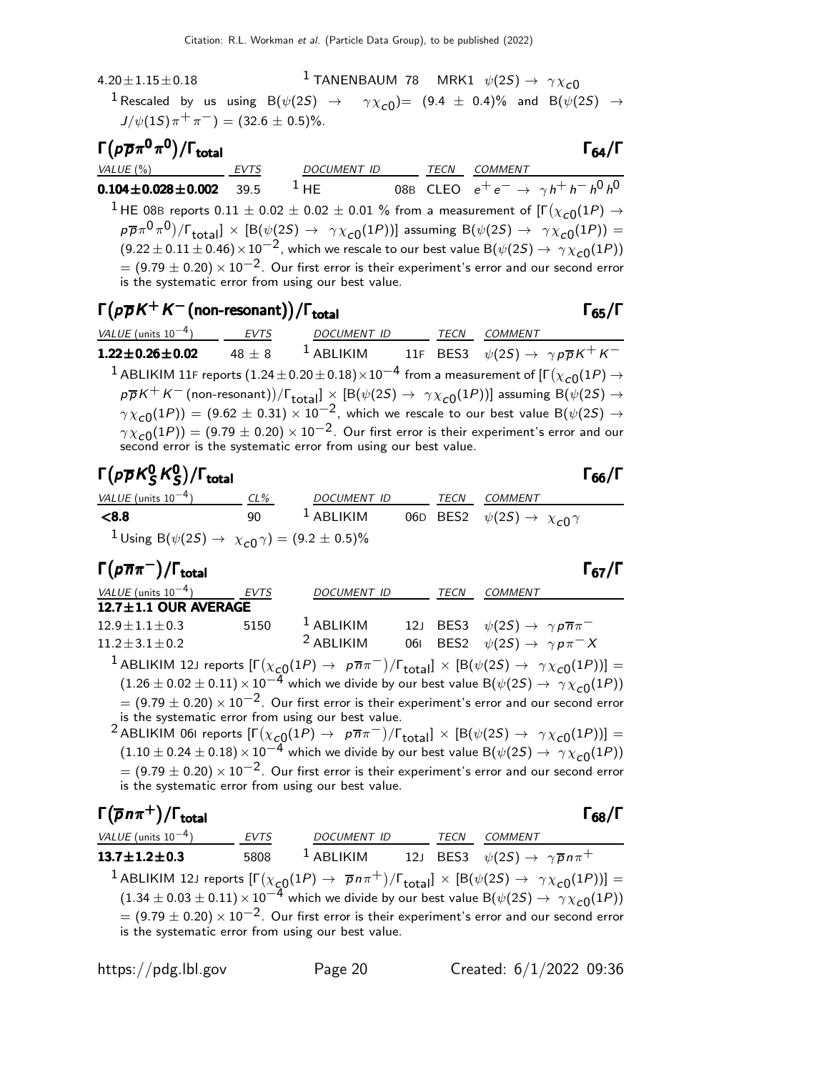| | | | | |
|---|---|---|---|---|
| $4.20\pm1.15\pm0.18$ | | [1] TANENBAUM 78 | MRK1 | $\psi(2S) \rightarrow \gamma\chi_{c0}$ |

[1] Rescaled by us using $B(\psi(2S) \rightarrow \gamma\chi_{c0}) = (9.4 \pm 0.4)\%$ and $B(\psi(2S) \rightarrow J/\psi(1S)\pi^+\pi^-) = (32.6 \pm 0.5)\%$.

## $\Gamma(p\overline{p}\pi^0\pi^0)/\Gamma_{\text{total}}$ $\qquad\qquad \Gamma_{64}/\Gamma$

| VALUE (%) | EVTS | DOCUMENT ID | | TECN | COMMENT |
|---|---|---|---|---|---|
| **$0.104\pm0.028\pm0.002$** | 39.5 | [1] HE | 08B | CLEO | $e^+e^- \rightarrow \gamma h^+h^-h^0h^0$ |

[1] HE 08B reports $0.11 \pm 0.02 \pm 0.02 \pm 0.01$ % from a measurement of $[\Gamma(\chi_{c0}(1P) \rightarrow p\overline{p}\pi^0\pi^0)/\Gamma_{\text{total}}] \times [B(\psi(2S) \rightarrow \gamma\chi_{c0}(1P))]$ assuming $B(\psi(2S) \rightarrow \gamma\chi_{c0}(1P)) = (9.22 \pm 0.11 \pm 0.46) \times 10^{-2}$, which we rescale to our best value $B(\psi(2S) \rightarrow \gamma\chi_{c0}(1P)) = (9.79 \pm 0.20) \times 10^{-2}$. Our first error is their experiment's error and our second error is the systematic error from using our best value.

## $\Gamma(p\overline{p}K^+K^-\text{(non-resonant)})/\Gamma_{\text{total}}$ $\qquad\qquad \Gamma_{65}/\Gamma$

| VALUE (units $10^{-4}$) | EVTS | DOCUMENT ID | | TECN | COMMENT |
|---|---|---|---|---|---|
| **$1.22\pm0.26\pm0.02$** | $48 \pm 8$ | [1] ABLIKIM | 11F | BES3 | $\psi(2S) \rightarrow \gamma p\overline{p}K^+K^-$ |

[1] ABLIKIM 11F reports $(1.24 \pm 0.20 \pm 0.18) \times 10^{-4}$ from a measurement of $[\Gamma(\chi_{c0}(1P) \rightarrow p\overline{p}K^+K^-\text{(non-resonant)})/\Gamma_{\text{total}}] \times [B(\psi(2S) \rightarrow \gamma\chi_{c0}(1P))]$ assuming $B(\psi(2S) \rightarrow \gamma\chi_{c0}(1P)) = (9.62 \pm 0.31) \times 10^{-2}$, which we rescale to our best value $B(\psi(2S) \rightarrow \gamma\chi_{c0}(1P)) = (9.79 \pm 0.20) \times 10^{-2}$. Our first error is their experiment's error and our second error is the systematic error from using our best value.

## $\Gamma(p\overline{p}K^0_SK^0_S)/\Gamma_{\text{total}}$ $\qquad\qquad \Gamma_{66}/\Gamma$

| VALUE (units $10^{-4}$) | CL% | DOCUMENT ID | | TECN | COMMENT |
|---|---|---|---|---|---|
| **<8.8** | 90 | [1] ABLIKIM | 06D | BES2 | $\psi(2S) \rightarrow \chi_{c0}\gamma$ |

[1] Using $B(\psi(2S) \rightarrow \chi_{c0}\gamma) = (9.2 \pm 0.5)\%$

## $\Gamma(p\overline{n}\pi^-)/\Gamma_{\text{total}}$ $\qquad\qquad \Gamma_{67}/\Gamma$

| VALUE (units $10^{-4}$) | EVTS | DOCUMENT ID | | TECN | COMMENT |
|---|---|---|---|---|---|
| **12.7±1.1 OUR AVERAGE** | | | | | |
| $12.9\pm1.1\pm0.3$ | 5150 | [1] ABLIKIM | 12J | BES3 | $\psi(2S) \rightarrow \gamma p\overline{n}\pi^-$ |
| $11.2\pm3.1\pm0.2$ | | [2] ABLIKIM | 06I | BES2 | $\psi(2S) \rightarrow \gamma p\pi^- X$ |

[1] ABLIKIM 12J reports $[\Gamma(\chi_{c0}(1P) \rightarrow p\overline{n}\pi^-)/\Gamma_{\text{total}}] \times [B(\psi(2S) \rightarrow \gamma\chi_{c0}(1P))] = (1.26 \pm 0.02 \pm 0.11) \times 10^{-4}$ which we divide by our best value $B(\psi(2S) \rightarrow \gamma\chi_{c0}(1P)) = (9.79 \pm 0.20) \times 10^{-2}$. Our first error is their experiment's error and our second error is the systematic error from using our best value.

[2] ABLIKIM 06I reports $[\Gamma(\chi_{c0}(1P) \rightarrow p\overline{n}\pi^-)/\Gamma_{\text{total}}] \times [B(\psi(2S) \rightarrow \gamma\chi_{c0}(1P))] = (1.10 \pm 0.24 \pm 0.18) \times 10^{-4}$ which we divide by our best value $B(\psi(2S) \rightarrow \gamma\chi_{c0}(1P)) = (9.79 \pm 0.20) \times 10^{-2}$. Our first error is their experiment's error and our second error is the systematic error from using our best value.

## $\Gamma(\overline{p}n\pi^+)/\Gamma_{\text{total}}$ $\qquad\qquad \Gamma_{68}/\Gamma$

| VALUE (units $10^{-4}$) | EVTS | DOCUMENT ID | | TECN | COMMENT |
|---|---|---|---|---|---|
| **$13.7\pm1.2\pm0.3$** | 5808 | [1] ABLIKIM | 12J | BES3 | $\psi(2S) \rightarrow \gamma\overline{p}n\pi^+$ |

[1] ABLIKIM 12J reports $[\Gamma(\chi_{c0}(1P) \rightarrow \overline{p}n\pi^+)/\Gamma_{\text{total}}] \times [B(\psi(2S) \rightarrow \gamma\chi_{c0}(1P))] = (1.34 \pm 0.03 \pm 0.11) \times 10^{-4}$ which we divide by our best value $B(\psi(2S) \rightarrow \gamma\chi_{c0}(1P)) = (9.79 \pm 0.20) \times 10^{-2}$. Our first error is their experiment's error and our second error is the systematic error from using our best value.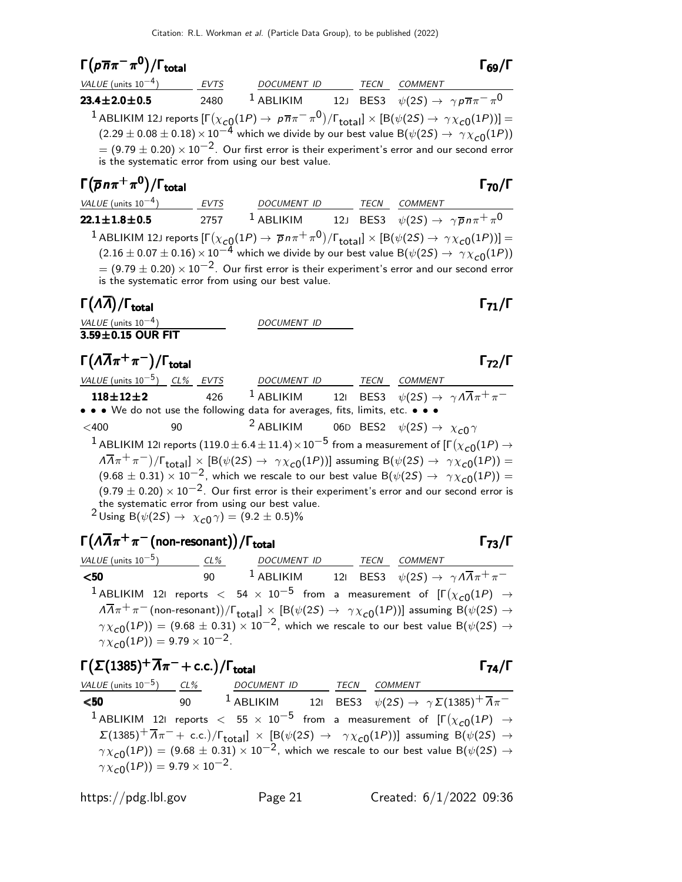## $\Gamma(p\overline{n}\pi^-\pi^0)/\Gamma_{total}$ $\Gamma_{69}/\Gamma$

| VALUE (units $10^{-4}$) | EVTS | DOCUMENT ID | TECN | COMMENT |
|---|---|---|---|---|
| **23.4±2.0±0.5** | 2480 | [1] ABLIKIM 12J | BES3 | $\psi(2S) \to \gamma p\overline{n}\pi^-\pi^0$ |

[1] ABLIKIM 12J reports $[\Gamma(\chi_{c0}(1P) \to p\overline{n}\pi^-\pi^0)/\Gamma_{total}] \times [B(\psi(2S) \to \gamma\chi_{c0}(1P))] = (2.29 \pm 0.08 \pm 0.18) \times 10^{-4}$ which we divide by our best value $B(\psi(2S) \to \gamma\chi_{c0}(1P)) = (9.79 \pm 0.20) \times 10^{-2}$. Our first error is their experiment's error and our second error is the systematic error from using our best value.

## $\Gamma(\overline{p}n\pi^+\pi^0)/\Gamma_{total}$ $\Gamma_{70}/\Gamma$

| VALUE (units $10^{-4}$) | EVTS | DOCUMENT ID | TECN | COMMENT |
|---|---|---|---|---|
| **22.1±1.8±0.5** | 2757 | [1] ABLIKIM 12J | BES3 | $\psi(2S) \to \gamma\overline{p}n\pi^+\pi^0$ |

[1] ABLIKIM 12J reports $[\Gamma(\chi_{c0}(1P) \to \overline{p}n\pi^+\pi^0)/\Gamma_{total}] \times [B(\psi(2S) \to \gamma\chi_{c0}(1P))] = (2.16 \pm 0.07 \pm 0.16) \times 10^{-4}$ which we divide by our best value $B(\psi(2S) \to \gamma\chi_{c0}(1P)) = (9.79 \pm 0.20) \times 10^{-2}$. Our first error is their experiment's error and our second error is the systematic error from using our best value.

## $\Gamma(\Lambda\overline{\Lambda})/\Gamma_{total}$ $\Gamma_{71}/\Gamma$

| VALUE (units $10^{-4}$) | DOCUMENT ID |
|---|---|
| **3.59±0.15 OUR FIT** | |

## $\Gamma(\Lambda\overline{\Lambda}\pi^+\pi^-)/\Gamma_{total}$ $\Gamma_{72}/\Gamma$

| VALUE (units $10^{-5}$) | CL% | EVTS | DOCUMENT ID | TECN | COMMENT |
|---|---|---|---|---|---|
| **118±12±2** | | 426 | [1] ABLIKIM 12I | BES3 | $\psi(2S) \to \gamma\Lambda\overline{\Lambda}\pi^+\pi^-$ |
| • • • We do not use the following data for averages, fits, limits, etc. • • • | | | | | |
| <400 | 90 | | [2] ABLIKIM 06D | BES2 | $\psi(2S) \to \chi_{c0}\gamma$ |

[1] ABLIKIM 12I reports $(119.0 \pm 6.4 \pm 11.4) \times 10^{-5}$ from a measurement of $[\Gamma(\chi_{c0}(1P) \to \Lambda\overline{\Lambda}\pi^+\pi^-)/\Gamma_{total}] \times [B(\psi(2S) \to \gamma\chi_{c0}(1P))]$ assuming $B(\psi(2S) \to \gamma\chi_{c0}(1P)) = (9.68 \pm 0.31) \times 10^{-2}$, which we rescale to our best value $B(\psi(2S) \to \gamma\chi_{c0}(1P)) = (9.79 \pm 0.20) \times 10^{-2}$. Our first error is their experiment's error and our second error is the systematic error from using our best value.

[2] Using $B(\psi(2S) \to \chi_{c0}\gamma) = (9.2 \pm 0.5)\%$

## $\Gamma(\Lambda\overline{\Lambda}\pi^+\pi^-\text{(non-resonant)})/\Gamma_{total}$ $\Gamma_{73}/\Gamma$

| VALUE (units $10^{-5}$) | CL% | DOCUMENT ID | TECN | COMMENT |
|---|---|---|---|---|
| **<50** | 90 | [1] ABLIKIM 12I | BES3 | $\psi(2S) \to \gamma\Lambda\overline{\Lambda}\pi^+\pi^-$ |

[1] ABLIKIM 12I reports $< 54 \times 10^{-5}$ from a measurement of $[\Gamma(\chi_{c0}(1P) \to \Lambda\overline{\Lambda}\pi^+\pi^-\text{(non-resonant)})/\Gamma_{total}] \times [B(\psi(2S) \to \gamma\chi_{c0}(1P))]$ assuming $B(\psi(2S) \to \gamma\chi_{c0}(1P)) = (9.68 \pm 0.31) \times 10^{-2}$, which we rescale to our best value $B(\psi(2S) \to \gamma\chi_{c0}(1P)) = 9.79 \times 10^{-2}$.

## $\Gamma(\Sigma(1385)^+\overline{\Lambda}\pi^- + \text{c.c.})/\Gamma_{total}$ $\Gamma_{74}/\Gamma$

| VALUE (units $10^{-5}$) | CL% | DOCUMENT ID | TECN | COMMENT |
|---|---|---|---|---|
| **<50** | 90 | [1] ABLIKIM 12I | BES3 | $\psi(2S) \to \gamma\Sigma(1385)^+\overline{\Lambda}\pi^-$ |

[1] ABLIKIM 12I reports $< 55 \times 10^{-5}$ from a measurement of $[\Gamma(\chi_{c0}(1P) \to \Sigma(1385)^+\overline{\Lambda}\pi^- + \text{c.c.})/\Gamma_{total}] \times [B(\psi(2S) \to \gamma\chi_{c0}(1P))]$ assuming $B(\psi(2S) \to \gamma\chi_{c0}(1P)) = (9.68 \pm 0.31) \times 10^{-2}$, which we rescale to our best value $B(\psi(2S) \to \gamma\chi_{c0}(1P)) = 9.79 \times 10^{-2}$.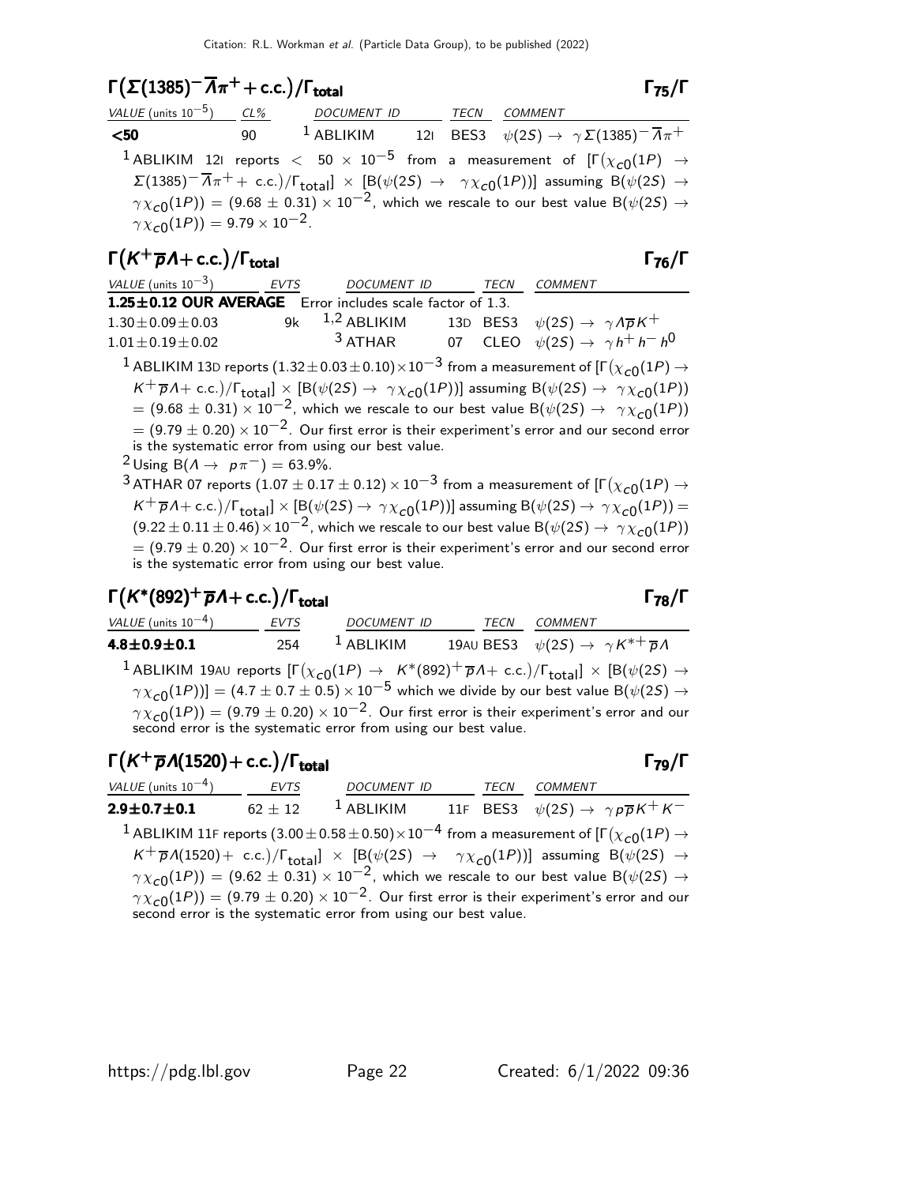## $\Gamma\big(\Sigma(1385)^-\overline{\Lambda}\pi^+ + \text{c.c.}\big)/\Gamma_{\text{total}}$ — $\Gamma_{75}/\Gamma$

| VALUE (units $10^{-5}$) | CL% | DOCUMENT ID | | TECN | COMMENT |
|---|---|---|---|---|---|
| **<50** | 90 | [1] ABLIKIM | 12I | BES3 | $\psi(2S) \to \gamma\Sigma(1385)^-\overline{\Lambda}\pi^+$ |

[1] ABLIKIM 12I reports $< 50 \times 10^{-5}$ from a measurement of $[\Gamma(\chi_{c0}(1P) \to \Sigma(1385)^-\overline{\Lambda}\pi^+ + \text{c.c.})/\Gamma_{\text{total}}] \times [B(\psi(2S) \to \gamma\chi_{c0}(1P))]$ assuming $B(\psi(2S) \to \gamma\chi_{c0}(1P)) = (9.68 \pm 0.31) \times 10^{-2}$, which we rescale to our best value $B(\psi(2S) \to \gamma\chi_{c0}(1P)) = 9.79 \times 10^{-2}$.

## $\Gamma\big(K^+\overline{p}\Lambda + \text{c.c.}\big)/\Gamma_{\text{total}}$ — $\Gamma_{76}/\Gamma$

| VALUE (units $10^{-3}$) | EVTS | DOCUMENT ID | | TECN | COMMENT |
|---|---|---|---|---|---|
| **1.25±0.12 OUR AVERAGE** | Error includes scale factor of 1.3. | | | | |
| $1.30\pm0.09\pm0.03$ | 9k | [1,2] ABLIKIM | 13D | BES3 | $\psi(2S) \to \gamma\Lambda\overline{p}K^+$ |
| $1.01\pm0.19\pm0.02$ | | [3] ATHAR | 07 | CLEO | $\psi(2S) \to \gamma h^+h^-h^0$ |

[1] ABLIKIM 13D reports $(1.32\pm0.03\pm0.10)\times10^{-3}$ from a measurement of $[\Gamma(\chi_{c0}(1P) \to K^+\overline{p}\Lambda + \text{c.c.})/\Gamma_{\text{total}}] \times [B(\psi(2S) \to \gamma\chi_{c0}(1P))]$ assuming $B(\psi(2S) \to \gamma\chi_{c0}(1P)) = (9.68 \pm 0.31) \times 10^{-2}$, which we rescale to our best value $B(\psi(2S) \to \gamma\chi_{c0}(1P)) = (9.79 \pm 0.20) \times 10^{-2}$. Our first error is their experiment's error and our second error is the systematic error from using our best value.

[2] Using $B(\Lambda \to p\pi^-) = 63.9\%$.

[3] ATHAR 07 reports $(1.07 \pm 0.17 \pm 0.12) \times 10^{-3}$ from a measurement of $[\Gamma(\chi_{c0}(1P) \to K^+\overline{p}\Lambda + \text{c.c.})/\Gamma_{\text{total}}] \times [B(\psi(2S) \to \gamma\chi_{c0}(1P))]$ assuming $B(\psi(2S) \to \gamma\chi_{c0}(1P)) = (9.22\pm0.11\pm0.46)\times10^{-2}$, which we rescale to our best value $B(\psi(2S) \to \gamma\chi_{c0}(1P)) = (9.79 \pm 0.20) \times 10^{-2}$. Our first error is their experiment's error and our second error is the systematic error from using our best value.

## $\Gamma\big(K^*(892)^+\overline{p}\Lambda + \text{c.c.}\big)/\Gamma_{\text{total}}$ — $\Gamma_{78}/\Gamma$

| VALUE (units $10^{-4}$) | EVTS | DOCUMENT ID | | TECN | COMMENT |
|---|---|---|---|---|---|
| **4.8±0.9±0.1** | 254 | [1] ABLIKIM | 19AU | BES3 | $\psi(2S) \to \gamma K^{*+}\overline{p}\Lambda$ |

[1] ABLIKIM 19AU reports $[\Gamma(\chi_{c0}(1P) \to K^*(892)^+\overline{p}\Lambda + \text{c.c.})/\Gamma_{\text{total}}] \times [B(\psi(2S) \to \gamma\chi_{c0}(1P))] = (4.7 \pm 0.7 \pm 0.5) \times 10^{-5}$ which we divide by our best value $B(\psi(2S) \to \gamma\chi_{c0}(1P)) = (9.79 \pm 0.20) \times 10^{-2}$. Our first error is their experiment's error and our second error is the systematic error from using our best value.

## $\Gamma\big(K^+\overline{p}\Lambda(1520) + \text{c.c.}\big)/\Gamma_{\text{total}}$ — $\Gamma_{79}/\Gamma$

| VALUE (units $10^{-4}$) | EVTS | DOCUMENT ID | | TECN | COMMENT |
|---|---|---|---|---|---|
| **2.9±0.7±0.1** | $62 \pm 12$ | [1] ABLIKIM | 11F | BES3 | $\psi(2S) \to \gamma p\overline{p}K^+K^-$ |

[1] ABLIKIM 11F reports $(3.00\pm0.58\pm0.50)\times10^{-4}$ from a measurement of $[\Gamma(\chi_{c0}(1P) \to K^+\overline{p}\Lambda(1520) + \text{c.c.})/\Gamma_{\text{total}}] \times [B(\psi(2S) \to \gamma\chi_{c0}(1P))]$ assuming $B(\psi(2S) \to \gamma\chi_{c0}(1P)) = (9.62 \pm 0.31) \times 10^{-2}$, which we rescale to our best value $B(\psi(2S) \to \gamma\chi_{c0}(1P)) = (9.79 \pm 0.20) \times 10^{-2}$. Our first error is their experiment's error and our second error is the systematic error from using our best value.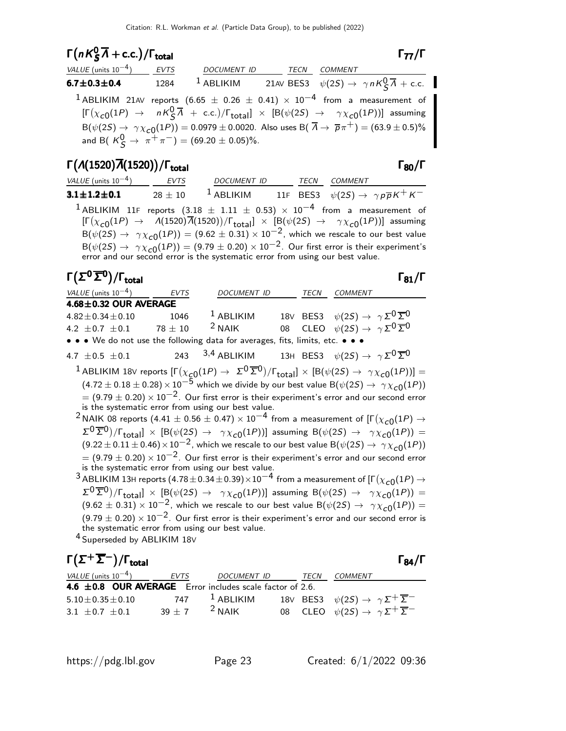## $\Gamma(nK^0_S\overline{\Lambda} + \text{c.c.})/\Gamma_{\text{total}}$ $\Gamma_{77}/\Gamma$

| VALUE (units $10^{-4}$) | EVTS | DOCUMENT ID | | TECN | COMMENT |
|---|---|---|---|---|---|
| **6.7±0.3±0.4** | 1284 | [1] ABLIKIM | 21AV | BES3 | $\psi(2S) \to \gamma nK^0_S\overline{\Lambda}$ + c.c. |

[1] ABLIKIM 21AV reports $(6.65 \pm 0.26 \pm 0.41) \times 10^{-4}$ from a measurement of $[\Gamma(\chi_{c0}(1P) \to nK^0_S\overline{\Lambda} + \text{c.c.})/\Gamma_{\text{total}}] \times [B(\psi(2S) \to \gamma\chi_{c0}(1P))]$ assuming $B(\psi(2S) \to \gamma\chi_{c0}(1P)) = 0.0979 \pm 0.0020$. Also uses $B(\overline{\Lambda} \to \overline{p}\pi^+) = (63.9 \pm 0.5)\%$ and $B(K^0_S \to \pi^+\pi^-) = (69.20 \pm 0.05)\%$.

## $\Gamma(\Lambda(1520)\overline{\Lambda}(1520))/\Gamma_{\text{total}}$ $\Gamma_{80}/\Gamma$

| VALUE (units $10^{-4}$) | EVTS | DOCUMENT ID | | TECN | COMMENT |
|---|---|---|---|---|---|
| **3.1±1.2±0.1** | $28 \pm 10$ | [1] ABLIKIM | 11F | BES3 | $\psi(2S) \to \gamma p\overline{p}K^+K^-$ |

[1] ABLIKIM 11F reports $(3.18 \pm 1.11 \pm 0.53) \times 10^{-4}$ from a measurement of $[\Gamma(\chi_{c0}(1P) \to \Lambda(1520)\overline{\Lambda}(1520))/\Gamma_{\text{total}}] \times [B(\psi(2S) \to \gamma\chi_{c0}(1P))]$ assuming $B(\psi(2S) \to \gamma\chi_{c0}(1P)) = (9.62 \pm 0.31) \times 10^{-2}$, which we rescale to our best value $B(\psi(2S) \to \gamma\chi_{c0}(1P)) = (9.79 \pm 0.20) \times 10^{-2}$. Our first error is their experiment's error and our second error is the systematic error from using our best value.

## $\Gamma(\Sigma^0\overline{\Sigma}^0)/\Gamma_{\text{total}}$ $\Gamma_{81}/\Gamma$

| VALUE (units $10^{-4}$) | EVTS | DOCUMENT ID | | TECN | COMMENT |
|---|---|---|---|---|---|
| **4.68±0.32 OUR AVERAGE** | | | | | |
| $4.82 \pm 0.34 \pm 0.10$ | 1046 | [1] ABLIKIM | 18V | BES3 | $\psi(2S) \to \gamma\Sigma^0\overline{\Sigma}^0$ |
| $4.2 \pm 0.7 \pm 0.1$ | $78 \pm 10$ | [2] NAIK | 08 | CLEO | $\psi(2S) \to \gamma\Sigma^0\overline{\Sigma}^0$ |
| • • • We do not use the following data for averages, fits, limits, etc. • • • | | | | | |
| $4.7 \pm 0.5 \pm 0.1$ | 243 | [3,4] ABLIKIM | 13H | BES3 | $\psi(2S) \to \gamma\Sigma^0\overline{\Sigma}^0$ |

[1] ABLIKIM 18V reports $[\Gamma(\chi_{c0}(1P) \to \Sigma^0\overline{\Sigma}^0)/\Gamma_{\text{total}}] \times [B(\psi(2S) \to \gamma\chi_{c0}(1P))] = (4.72 \pm 0.18 \pm 0.28) \times 10^{-5}$ which we divide by our best value $B(\psi(2S) \to \gamma\chi_{c0}(1P)) = (9.79 \pm 0.20) \times 10^{-2}$. Our first error is their experiment's error and our second error is the systematic error from using our best value.

[2] NAIK 08 reports $(4.41 \pm 0.56 \pm 0.47) \times 10^{-4}$ from a measurement of $[\Gamma(\chi_{c0}(1P) \to \Sigma^0\overline{\Sigma}^0)/\Gamma_{\text{total}}] \times [B(\psi(2S) \to \gamma\chi_{c0}(1P))]$ assuming $B(\psi(2S) \to \gamma\chi_{c0}(1P)) = (9.22 \pm 0.11 \pm 0.46) \times 10^{-2}$, which we rescale to our best value $B(\psi(2S) \to \gamma\chi_{c0}(1P)) = (9.79 \pm 0.20) \times 10^{-2}$. Our first error is their experiment's error and our second error is the systematic error from using our best value.

[3] ABLIKIM 13H reports $(4.78 \pm 0.34 \pm 0.39) \times 10^{-4}$ from a measurement of $[\Gamma(\chi_{c0}(1P) \to \Sigma^0\overline{\Sigma}^0)/\Gamma_{\text{total}}] \times [B(\psi(2S) \to \gamma\chi_{c0}(1P))]$ assuming $B(\psi(2S) \to \gamma\chi_{c0}(1P)) = (9.62 \pm 0.31) \times 10^{-2}$, which we rescale to our best value $B(\psi(2S) \to \gamma\chi_{c0}(1P)) = (9.79 \pm 0.20) \times 10^{-2}$. Our first error is their experiment's error and our second error is the systematic error from using our best value.

[4] Superseded by ABLIKIM 18V

## $\Gamma(\Sigma^+\overline{\Sigma}^-)/\Gamma_{\text{total}}$ $\Gamma_{84}/\Gamma$

| VALUE (units $10^{-4}$) | EVTS | DOCUMENT ID | | TECN | COMMENT |
|---|---|---|---|---|---|
| **4.6 ±0.8 OUR AVERAGE** Error includes scale factor of 2.6. | | | | | |
| $5.10 \pm 0.35 \pm 0.10$ | 747 | [1] ABLIKIM | 18V | BES3 | $\psi(2S) \to \gamma\Sigma^+\overline{\Sigma}^-$ |
| $3.1 \pm 0.7 \pm 0.1$ | $39 \pm 7$ | [2] NAIK | 08 | CLEO | $\psi(2S) \to \gamma\Sigma^+\overline{\Sigma}^-$ |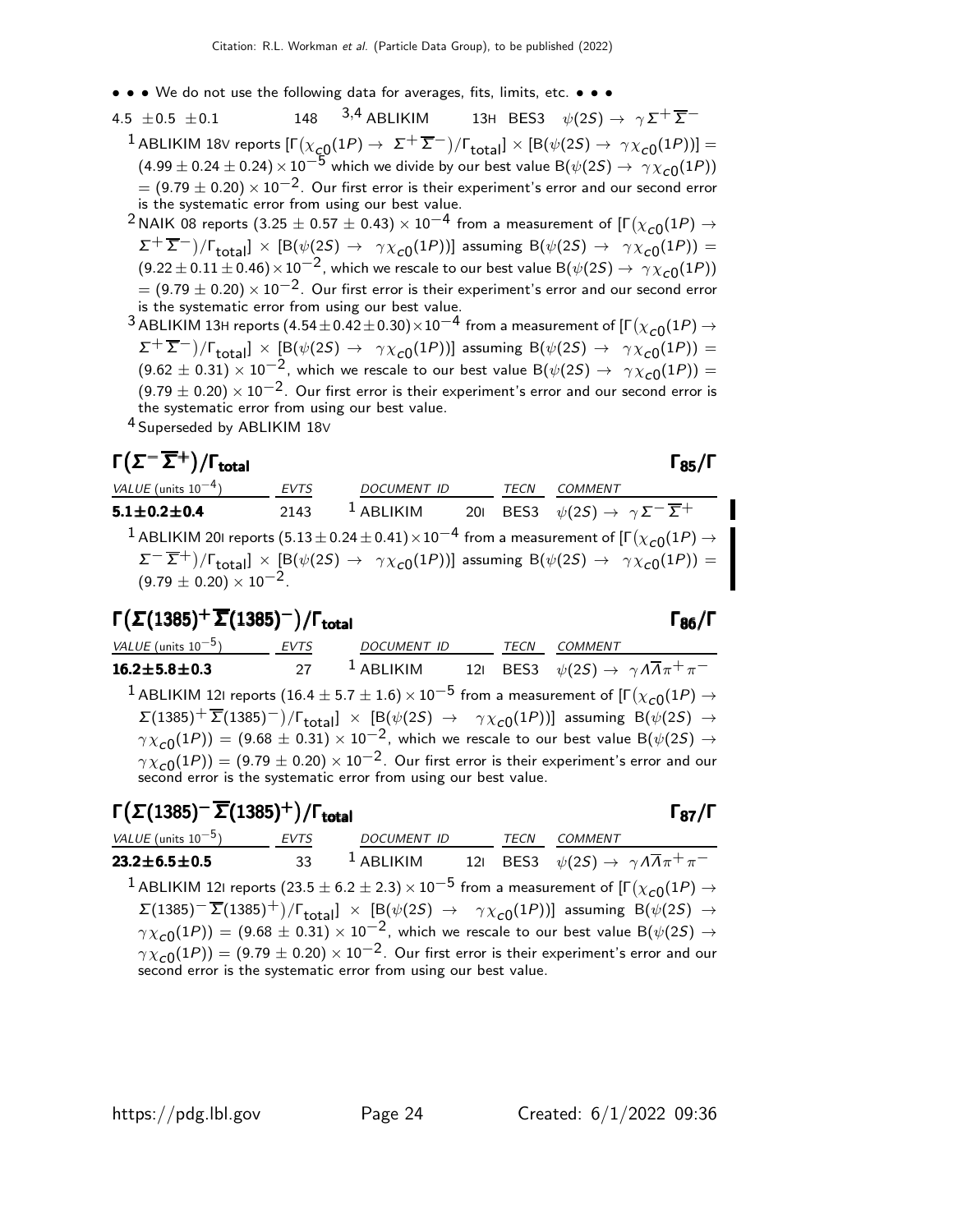• • • We do not use the following data for averages, fits, limits, etc. • • •

| | | | | | |
|---|---|---|---|---|---|
| $4.5 \pm 0.5 \pm 0.1$ | 148 | [3,4] ABLIKIM | 13H | BES3 | $\psi(2S) \to \gamma \Sigma^+ \overline{\Sigma}^-$ |

[1] ABLIKIM 18V reports $[\Gamma(\chi_{c0}(1P) \to \Sigma^+ \overline{\Sigma}^-)/\Gamma_{\text{total}}] \times [B(\psi(2S) \to \gamma \chi_{c0}(1P))] = (4.99 \pm 0.24 \pm 0.24) \times 10^{-5}$ which we divide by our best value $B(\psi(2S) \to \gamma \chi_{c0}(1P)) = (9.79 \pm 0.20) \times 10^{-2}$. Our first error is their experiment's error and our second error is the systematic error from using our best value.

[2] NAIK 08 reports $(3.25 \pm 0.57 \pm 0.43) \times 10^{-4}$ from a measurement of $[\Gamma(\chi_{c0}(1P) \to \Sigma^+ \overline{\Sigma}^-)/\Gamma_{\text{total}}] \times [B(\psi(2S) \to \gamma \chi_{c0}(1P))]$ assuming $B(\psi(2S) \to \gamma \chi_{c0}(1P)) = (9.22 \pm 0.11 \pm 0.46) \times 10^{-2}$, which we rescale to our best value $B(\psi(2S) \to \gamma \chi_{c0}(1P)) = (9.79 \pm 0.20) \times 10^{-2}$. Our first error is their experiment's error and our second error is the systematic error from using our best value.

[3] ABLIKIM 13H reports $(4.54 \pm 0.42 \pm 0.30) \times 10^{-4}$ from a measurement of $[\Gamma(\chi_{c0}(1P) \to \Sigma^+ \overline{\Sigma}^-)/\Gamma_{\text{total}}] \times [B(\psi(2S) \to \gamma \chi_{c0}(1P))]$ assuming $B(\psi(2S) \to \gamma \chi_{c0}(1P)) = (9.62 \pm 0.31) \times 10^{-2}$, which we rescale to our best value $B(\psi(2S) \to \gamma \chi_{c0}(1P)) = (9.79 \pm 0.20) \times 10^{-2}$. Our first error is their experiment's error and our second error is the systematic error from using our best value.

[4] Superseded by ABLIKIM 18V

## $\Gamma(\Sigma^- \overline{\Sigma}^+)/\Gamma_{\text{total}}$ $\Gamma_{85}/\Gamma$

| VALUE (units $10^{-4}$) | EVTS | DOCUMENT ID | | TECN | COMMENT |
|---|---|---|---|---|---|
| **$5.1 \pm 0.2 \pm 0.4$** | 2143 | [1] ABLIKIM | 20I | BES3 | $\psi(2S) \to \gamma \Sigma^- \overline{\Sigma}^+$ |

[1] ABLIKIM 20I reports $(5.13 \pm 0.24 \pm 0.41) \times 10^{-4}$ from a measurement of $[\Gamma(\chi_{c0}(1P) \to \Sigma^- \overline{\Sigma}^+)/\Gamma_{\text{total}}] \times [B(\psi(2S) \to \gamma \chi_{c0}(1P))]$ assuming $B(\psi(2S) \to \gamma \chi_{c0}(1P)) = (9.79 \pm 0.20) \times 10^{-2}$.

## $\Gamma(\Sigma(1385)^+ \overline{\Sigma}(1385)^-)/\Gamma_{\text{total}}$ $\Gamma_{86}/\Gamma$

| VALUE (units $10^{-5}$) | EVTS | DOCUMENT ID | | TECN | COMMENT |
|---|---|---|---|---|---|
| **$16.2 \pm 5.8 \pm 0.3$** | 27 | [1] ABLIKIM | 12I | BES3 | $\psi(2S) \to \gamma \Lambda \overline{\Lambda} \pi^+ \pi^-$ |

[1] ABLIKIM 12I reports $(16.4 \pm 5.7 \pm 1.6) \times 10^{-5}$ from a measurement of $[\Gamma(\chi_{c0}(1P) \to \Sigma(1385)^+ \overline{\Sigma}(1385)^-)/\Gamma_{\text{total}}] \times [B(\psi(2S) \to \gamma \chi_{c0}(1P))]$ assuming $B(\psi(2S) \to \gamma \chi_{c0}(1P)) = (9.68 \pm 0.31) \times 10^{-2}$, which we rescale to our best value $B(\psi(2S) \to \gamma \chi_{c0}(1P)) = (9.79 \pm 0.20) \times 10^{-2}$. Our first error is their experiment's error and our second error is the systematic error from using our best value.

## $\Gamma(\Sigma(1385)^- \overline{\Sigma}(1385)^+)/\Gamma_{\text{total}}$ $\Gamma_{87}/\Gamma$

| VALUE (units $10^{-5}$) | EVTS | DOCUMENT ID | | TECN | COMMENT |
|---|---|---|---|---|---|
| **$23.2 \pm 6.5 \pm 0.5$** | 33 | [1] ABLIKIM | 12I | BES3 | $\psi(2S) \to \gamma \Lambda \overline{\Lambda} \pi^+ \pi^-$ |

[1] ABLIKIM 12I reports $(23.5 \pm 6.2 \pm 2.3) \times 10^{-5}$ from a measurement of $[\Gamma(\chi_{c0}(1P) \to \Sigma(1385)^- \overline{\Sigma}(1385)^+)/\Gamma_{\text{total}}] \times [B(\psi(2S) \to \gamma \chi_{c0}(1P))]$ assuming $B(\psi(2S) \to \gamma \chi_{c0}(1P)) = (9.68 \pm 0.31) \times 10^{-2}$, which we rescale to our best value $B(\psi(2S) \to \gamma \chi_{c0}(1P)) = (9.79 \pm 0.20) \times 10^{-2}$. Our first error is their experiment's error and our second error is the systematic error from using our best value.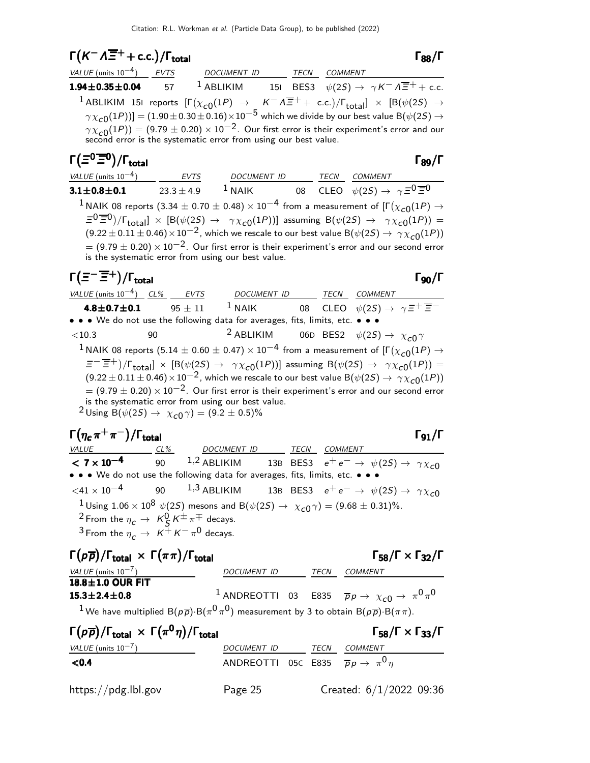## $\Gamma(K^- \Lambda \overline{\Xi}^+ + \text{c.c.})/\Gamma_{\text{total}}$ $\Gamma_{88}/\Gamma$

| VALUE (units $10^{-4}$) | EVTS | DOCUMENT ID | | TECN | COMMENT |
|---|---|---|---|---|---|
| **1.94±0.35±0.04** | 57 | [1] ABLIKIM | 15I | BES3 | $\psi(2S) \to \gamma K^- \Lambda \overline{\Xi}^+ +$ c.c. |

[1] ABLIKIM 15I reports $[\Gamma(\chi_{c0}(1P) \to K^- \Lambda \overline{\Xi}^+ + \text{c.c.})/\Gamma_{\text{total}}] \times [B(\psi(2S) \to \gamma \chi_{c0}(1P))] = (1.90 \pm 0.30 \pm 0.16) \times 10^{-5}$ which we divide by our best value $B(\psi(2S) \to \gamma \chi_{c0}(1P)) = (9.79 \pm 0.20) \times 10^{-2}$. Our first error is their experiment's error and our second error is the systematic error from using our best value.

## $\Gamma(\Xi^0 \overline{\Xi}^0)/\Gamma_{\text{total}}$ $\Gamma_{89}/\Gamma$

| VALUE (units $10^{-4}$) | EVTS | DOCUMENT ID | | TECN | COMMENT |
|---|---|---|---|---|---|
| **3.1±0.8±0.1** | 23.3 ± 4.9 | [1] NAIK | 08 | CLEO | $\psi(2S) \to \gamma \Xi^0 \overline{\Xi}^0$ |

[1] NAIK 08 reports $(3.34 \pm 0.70 \pm 0.48) \times 10^{-4}$ from a measurement of $[\Gamma(\chi_{c0}(1P) \to \Xi^0 \overline{\Xi}^0)/\Gamma_{\text{total}}] \times [B(\psi(2S) \to \gamma \chi_{c0}(1P))]$ assuming $B(\psi(2S) \to \gamma \chi_{c0}(1P)) = (9.22 \pm 0.11 \pm 0.46) \times 10^{-2}$, which we rescale to our best value $B(\psi(2S) \to \gamma \chi_{c0}(1P)) = (9.79 \pm 0.20) \times 10^{-2}$. Our first error is their experiment's error and our second error is the systematic error from using our best value.

## $\Gamma(\Xi^- \overline{\Xi}^+)/\Gamma_{\text{total}}$ $\Gamma_{90}/\Gamma$

| VALUE (units $10^{-4}$) | CL% | EVTS | DOCUMENT ID | | TECN | COMMENT |
|---|---|---|---|---|---|---|
| **4.8±0.7±0.1** | | 95 ± 11 | [1] NAIK | 08 | CLEO | $\psi(2S) \to \gamma \Xi^+ \overline{\Xi}^-$ |
| • • • We do not use the following data for averages, fits, limits, etc. • • • | | | | | | |
| <10.3 | 90 | | [2] ABLIKIM | 06D | BES2 | $\psi(2S) \to \chi_{c0} \gamma$ |

[1] NAIK 08 reports $(5.14 \pm 0.60 \pm 0.47) \times 10^{-4}$ from a measurement of $[\Gamma(\chi_{c0}(1P) \to \Xi^- \overline{\Xi}^+)/\Gamma_{\text{total}}] \times [B(\psi(2S) \to \gamma \chi_{c0}(1P))]$ assuming $B(\psi(2S) \to \gamma \chi_{c0}(1P)) = (9.22 \pm 0.11 \pm 0.46) \times 10^{-2}$, which we rescale to our best value $B(\psi(2S) \to \gamma \chi_{c0}(1P)) = (9.79 \pm 0.20) \times 10^{-2}$. Our first error is their experiment's error and our second error is the systematic error from using our best value.

[2] Using $B(\psi(2S) \to \chi_{c0} \gamma) = (9.2 \pm 0.5)\%$

## $\Gamma(\eta_c \pi^+ \pi^-)/\Gamma_{\text{total}}$ $\Gamma_{91}/\Gamma$

| VALUE | CL% | DOCUMENT ID | | TECN | COMMENT |
|---|---|---|---|---|---|
| **< 7 × 10⁻⁴** | 90 | [1,2] ABLIKIM | 13B | BES3 | $e^+ e^- \to \psi(2S) \to \gamma \chi_{c0}$ |
| • • • We do not use the following data for averages, fits, limits, etc. • • • | | | | | |
| $<41 \times 10^{-4}$ | 90 | [1,3] ABLIKIM | 13B | BES3 | $e^+ e^- \to \psi(2S) \to \gamma \chi_{c0}$ |

[1] Using $1.06 \times 10^8$ $\psi(2S)$ mesons and $B(\psi(2S) \to \chi_{c0} \gamma) = (9.68 \pm 0.31)\%$.

[2] From the $\eta_c \to K^0_S K^\pm \pi^\mp$ decays.

[3] From the $\eta_c \to K^+ K^- \pi^0$ decays.

## $\Gamma(p\overline{p})/\Gamma_{\text{total}} \times \Gamma(\pi\pi)/\Gamma_{\text{total}}$ $\Gamma_{58}/\Gamma \times \Gamma_{32}/\Gamma$

| VALUE (units $10^{-7}$) | DOCUMENT ID | | TECN | COMMENT |
|---|---|---|---|---|
| **18.8±1.0 OUR FIT** | | | | |
| **15.3±2.4±0.8** | [1] ANDREOTTI | 03 | E835 | $\overline{p} p \to \chi_{c0} \to \pi^0 \pi^0$ |

[1] We have multiplied $B(p\overline{p}) \cdot B(\pi^0 \pi^0)$ measurement by 3 to obtain $B(p\overline{p}) \cdot B(\pi\pi)$.

## $\Gamma(p\overline{p})/\Gamma_{\text{total}} \times \Gamma(\pi^0 \eta)/\Gamma_{\text{total}}$ $\Gamma_{58}/\Gamma \times \Gamma_{33}/\Gamma$

| VALUE (units $10^{-7}$) | DOCUMENT ID | | TECN | COMMENT |
|---|---|---|---|---|
| **<0.4** | ANDREOTTI | 05C | E835 | $\overline{p} p \to \pi^0 \eta$ |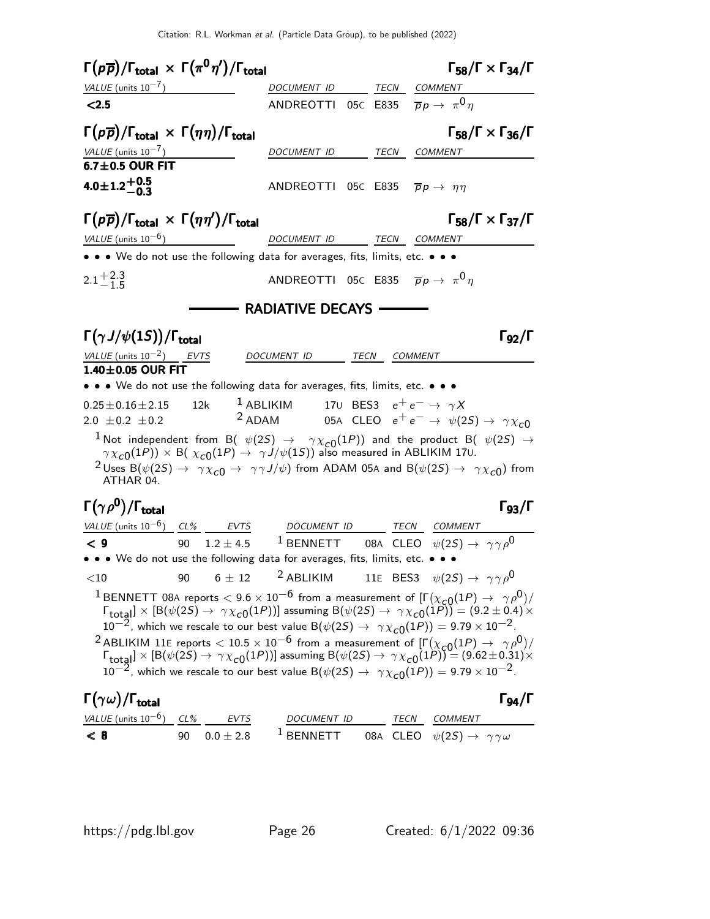### $\Gamma(p\overline{p})/\Gamma_{\rm total} \times \Gamma(\pi^0\eta')/\Gamma_{\rm total}$ — $\Gamma_{58}/\Gamma \times \Gamma_{34}/\Gamma$

| VALUE (units $10^{-7}$) | DOCUMENT ID | | TECN | COMMENT |
|---|---|---|---|---|
| **<2.5** | ANDREOTTI | 05C | E835 | $\overline{p}p \rightarrow \pi^0\eta$ |

### $\Gamma(p\overline{p})/\Gamma_{\rm total} \times \Gamma(\eta\eta)/\Gamma_{\rm total}$ — $\Gamma_{58}/\Gamma \times \Gamma_{36}/\Gamma$

| VALUE (units $10^{-7}$) | DOCUMENT ID | | TECN | COMMENT |
|---|---|---|---|---|
| **6.7±0.5 OUR FIT** | | | | |
| $\mathbf{4.0 \pm 1.2^{+0.5}_{-0.3}}$ | ANDREOTTI | 05C | E835 | $\overline{p}p \rightarrow \eta\eta$ |

### $\Gamma(p\overline{p})/\Gamma_{\rm total} \times \Gamma(\eta\eta')/\Gamma_{\rm total}$ — $\Gamma_{58}/\Gamma \times \Gamma_{37}/\Gamma$

| VALUE (units $10^{-6}$) | DOCUMENT ID | | TECN | COMMENT |
|---|---|---|---|---|
| • • • We do not use the following data for averages, fits, limits, etc. • • • | | | | |
| $2.1^{+2.3}_{-1.5}$ | ANDREOTTI | 05C | E835 | $\overline{p}p \rightarrow \pi^0\eta$ |

## RADIATIVE DECAYS

### $\Gamma(\gamma J/\psi(1S))/\Gamma_{\rm total}$ — $\Gamma_{92}/\Gamma$

| VALUE (units $10^{-2}$) | EVTS | DOCUMENT ID | | TECN | COMMENT |
|---|---|---|---|---|---|
| **1.40±0.05 OUR FIT** | | | | | |
| • • • We do not use the following data for averages, fits, limits, etc. • • • | | | | | |
| $0.25 \pm 0.16 \pm 2.15$ | 12k | [1] ABLIKIM | 17U | BES3 | $e^+e^- \rightarrow \gamma X$ |
| $2.0 \pm 0.2 \pm 0.2$ | | [2] ADAM | 05A | CLEO | $e^+e^- \rightarrow \psi(2S) \rightarrow \gamma\chi_{c0}$ |

[1] Not independent from B( $\psi(2S) \rightarrow \gamma\chi_{c0}(1P)$) and the product B( $\psi(2S) \rightarrow \gamma\chi_{c0}(1P)$) × B( $\chi_{c0}(1P) \rightarrow \gamma J/\psi(1S)$) also measured in ABLIKIM 17U.

[2] Uses B($\psi(2S) \rightarrow \gamma\chi_{c0} \rightarrow \gamma\gamma J/\psi$) from ADAM 05A and B($\psi(2S) \rightarrow \gamma\chi_{c0}$) from ATHAR 04.

### $\Gamma(\gamma\rho^0)/\Gamma_{\rm total}$ — $\Gamma_{93}/\Gamma$

| VALUE (units $10^{-6}$) | CL% | EVTS | DOCUMENT ID | | TECN | COMMENT |
|---|---|---|---|---|---|---|
| **< 9** | 90 | $1.2 \pm 4.5$ | [1] BENNETT | 08A | CLEO | $\psi(2S) \rightarrow \gamma\gamma\rho^0$ |
| • • • We do not use the following data for averages, fits, limits, etc. • • • | | | | | | |
| <10 | 90 | $6 \pm 12$ | [2] ABLIKIM | 11E | BES3 | $\psi(2S) \rightarrow \gamma\gamma\rho^0$ |

[1] BENNETT 08A reports $< 9.6 \times 10^{-6}$ from a measurement of [$\Gamma(\chi_{c0}(1P) \rightarrow \gamma\rho^0)/\Gamma_{\rm total}$] × [B($\psi(2S) \rightarrow \gamma\chi_{c0}(1P)$)] assuming B($\psi(2S) \rightarrow \gamma\chi_{c0}(1P)$) = $(9.2 \pm 0.4) \times 10^{-2}$, which we rescale to our best value B($\psi(2S) \rightarrow \gamma\chi_{c0}(1P)$) = $9.79 \times 10^{-2}$.

[2] ABLIKIM 11E reports $< 10.5 \times 10^{-6}$ from a measurement of [$\Gamma(\chi_{c0}(1P) \rightarrow \gamma\rho^0)/\Gamma_{\rm total}$] × [B($\psi(2S) \rightarrow \gamma\chi_{c0}(1P)$)] assuming B($\psi(2S) \rightarrow \gamma\chi_{c0}(1P)$) = $(9.62 \pm 0.31) \times 10^{-2}$, which we rescale to our best value B($\psi(2S) \rightarrow \gamma\chi_{c0}(1P)$) = $9.79 \times 10^{-2}$.

### $\Gamma(\gamma\omega)/\Gamma_{\rm total}$ — $\Gamma_{94}/\Gamma$

| VALUE (units $10^{-6}$) | CL% | EVTS | DOCUMENT ID | | TECN | COMMENT |
|---|---|---|---|---|---|---|
| **< 8** | 90 | $0.0 \pm 2.8$ | [1] BENNETT | 08A | CLEO | $\psi(2S) \rightarrow \gamma\gamma\omega$ |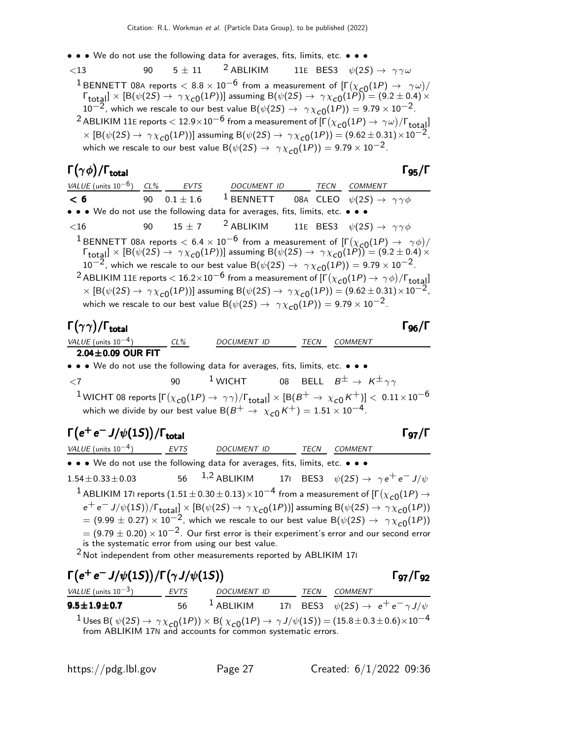• • • We do not use the following data for averages, fits, limits, etc. • • •

| | | | | | | |
|---|---|---|---|---|---|---|
| $<13$ | 90 | $5 \pm 11$ | [2] ABLIKIM | 11E | BES3 | $\psi(2S) \to \gamma\gamma\omega$ |

[1] BENNETT 08A reports $< 8.8 \times 10^{-6}$ from a measurement of $[\Gamma(\chi_{c0}(1P) \to \gamma\omega)/\Gamma_{total}] \times [B(\psi(2S) \to \gamma\chi_{c0}(1P))]$ assuming $B(\psi(2S) \to \gamma\chi_{c0}(1P)) = (9.2 \pm 0.4) \times 10^{-2}$, which we rescale to our best value $B(\psi(2S) \to \gamma\chi_{c0}(1P)) = 9.79 \times 10^{-2}$.

[2] ABLIKIM 11E reports $< 12.9 \times 10^{-6}$ from a measurement of $[\Gamma(\chi_{c0}(1P) \to \gamma\omega)/\Gamma_{total}] \times [B(\psi(2S) \to \gamma\chi_{c0}(1P))]$ assuming $B(\psi(2S) \to \gamma\chi_{c0}(1P)) = (9.62 \pm 0.31) \times 10^{-2}$, which we rescale to our best value $B(\psi(2S) \to \gamma\chi_{c0}(1P)) = 9.79 \times 10^{-2}$.

## $\Gamma(\gamma\phi)/\Gamma_{total}$ — $\Gamma_{95}/\Gamma$

| VALUE (units $10^{-6}$) | CL% | EVTS | DOCUMENT ID | | TECN | COMMENT |
|---|---|---|---|---|---|---|
| **< 6** | 90 | $0.1 \pm 1.6$ | [1] BENNETT | 08A | CLEO | $\psi(2S) \to \gamma\gamma\phi$ |

• • • We do not use the following data for averages, fits, limits, etc. • • •

| | | | | | | |
|---|---|---|---|---|---|---|
| $<16$ | 90 | $15 \pm 7$ | [2] ABLIKIM | 11E | BES3 | $\psi(2S) \to \gamma\gamma\phi$ |

[1] BENNETT 08A reports $< 6.4 \times 10^{-6}$ from a measurement of $[\Gamma(\chi_{c0}(1P) \to \gamma\phi)/\Gamma_{total}] \times [B(\psi(2S) \to \gamma\chi_{c0}(1P))]$ assuming $B(\psi(2S) \to \gamma\chi_{c0}(1P)) = (9.2 \pm 0.4) \times 10^{-2}$, which we rescale to our best value $B(\psi(2S) \to \gamma\chi_{c0}(1P)) = 9.79 \times 10^{-2}$.

[2] ABLIKIM 11E reports $< 16.2 \times 10^{-6}$ from a measurement of $[\Gamma(\chi_{c0}(1P) \to \gamma\phi)/\Gamma_{total}] \times [B(\psi(2S) \to \gamma\chi_{c0}(1P))]$ assuming $B(\psi(2S) \to \gamma\chi_{c0}(1P)) = (9.62 \pm 0.31) \times 10^{-2}$, which we rescale to our best value $B(\psi(2S) \to \gamma\chi_{c0}(1P)) = 9.79 \times 10^{-2}$.

## $\Gamma(\gamma\gamma)/\Gamma_{total}$ — $\Gamma_{96}/\Gamma$

| VALUE (units $10^{-4}$) | CL% | DOCUMENT ID | | TECN | COMMENT |
|---|---|---|---|---|---|
| **2.04±0.09 OUR FIT** | | | | | |

• • • We do not use the following data for averages, fits, limits, etc. • • •

| | | | | | |
|---|---|---|---|---|---|
| $<7$ | 90 | [1] WICHT | 08 | BELL | $B^{\pm} \to K^{\pm}\gamma\gamma$ |

[1] WICHT 08 reports $[\Gamma(\chi_{c0}(1P) \to \gamma\gamma)/\Gamma_{total}] \times [B(B^+ \to \chi_{c0}K^+)] < 0.11 \times 10^{-6}$ which we divide by our best value $B(B^+ \to \chi_{c0}K^+) = 1.51 \times 10^{-4}$.

## $\Gamma(e^+e^- J/\psi(1S))/\Gamma_{total}$ — $\Gamma_{97}/\Gamma$

| VALUE (units $10^{-4}$) | EVTS | DOCUMENT ID | | TECN | COMMENT |
|---|---|---|---|---|---|

• • • We do not use the following data for averages, fits, limits, etc. • • •

| | | | | | |
|---|---|---|---|---|---|
| $1.54 \pm 0.33 \pm 0.03$ | 56 | [1,2] ABLIKIM | 17I | BES3 | $\psi(2S) \to \gamma e^+e^- J/\psi$ |

[1] ABLIKIM 17I reports $(1.51 \pm 0.30 \pm 0.13) \times 10^{-4}$ from a measurement of $[\Gamma(\chi_{c0}(1P) \to e^+e^- J/\psi(1S))/\Gamma_{total}] \times [B(\psi(2S) \to \gamma\chi_{c0}(1P))]$ assuming $B(\psi(2S) \to \gamma\chi_{c0}(1P)) = (9.99 \pm 0.27) \times 10^{-2}$, which we rescale to our best value $B(\psi(2S) \to \gamma\chi_{c0}(1P)) = (9.79 \pm 0.20) \times 10^{-2}$. Our first error is their experiment's error and our second error is the systematic error from using our best value.

[2] Not independent from other measurements reported by ABLIKIM 17I

## $\Gamma(e^+e^- J/\psi(1S))/\Gamma(\gamma J/\psi(1S))$ — $\Gamma_{97}/\Gamma_{92}$

| VALUE (units $10^{-3}$) | EVTS | DOCUMENT ID | | TECN | COMMENT |
|---|---|---|---|---|---|
| **9.5±1.9±0.7** | 56 | [1] ABLIKIM | 17I | BES3 | $\psi(2S) \to e^+e^-\gamma J/\psi$ |

[1] Uses $B(\psi(2S) \to \gamma\chi_{c0}(1P)) \times B(\chi_{c0}(1P) \to \gamma J/\psi(1S)) = (15.8 \pm 0.3 \pm 0.6) \times 10^{-4}$ from ABLIKIM 17N and accounts for common systematic errors.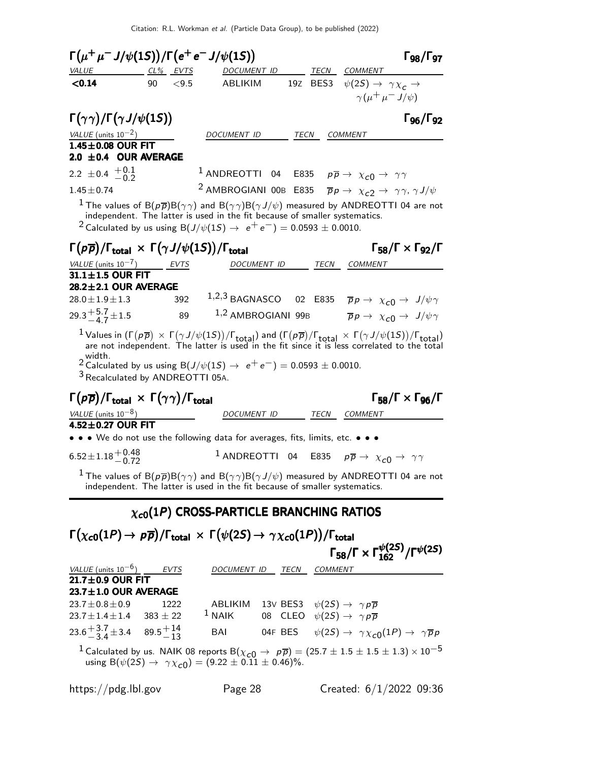### $\Gamma(\mu^+\mu^- J/\psi(1S))/\Gamma(e^+e^- J/\psi(1S))$ $\Gamma_{98}/\Gamma_{97}$

| VALUE | CL% | EVTS | DOCUMENT ID | | TECN | COMMENT |
|---|---|---|---|---|---|---|
| **<0.14** | 90 | <9.5 | ABLIKIM | 19Z | BES3 | $\psi(2S) \to \gamma\chi_c \to \gamma(\mu^+\mu^- J/\psi)$ |

### $\Gamma(\gamma\gamma)/\Gamma(\gamma J/\psi(1S))$ $\Gamma_{96}/\Gamma_{92}$

| VALUE (units $10^{-2}$) | DOCUMENT ID | | TECN | COMMENT |
|---|---|---|---|---|
| **1.45±0.08 OUR FIT** | | | | |
| **2.0 ±0.4 OUR AVERAGE** | | | | |
| $2.2 \pm 0.4 ^{+0.1}_{-0.2}$ | [1] ANDREOTTI | 04 | E835 | $p\overline{p} \to \chi_{c0} \to \gamma\gamma$ |
| $1.45 \pm 0.74$ | [2] AMBROGIANI | 00B | E835 | $\overline{p}p \to \chi_{c2} \to \gamma\gamma, \gamma J/\psi$ |

[1] The values of $B(p\overline{p})B(\gamma\gamma)$ and $B(\gamma\gamma)B(\gamma J/\psi)$ measured by ANDREOTTI 04 are not independent. The latter is used in the fit because of smaller systematics.

[2] Calculated by us using $B(J/\psi(1S) \to e^+e^-) = 0.0593 \pm 0.0010$.

### $\Gamma(p\overline{p})/\Gamma_{\text{total}} \times \Gamma(\gamma J/\psi(1S))/\Gamma_{\text{total}}$ $\Gamma_{58}/\Gamma \times \Gamma_{92}/\Gamma$

| VALUE (units $10^{-7}$) | EVTS | DOCUMENT ID | | TECN | COMMENT |
|---|---|---|---|---|---|
| **31.1±1.5 OUR FIT** | | | | | |
| **28.2±2.1 OUR AVERAGE** | | | | | |
| $28.0 \pm 1.9 \pm 1.3$ | 392 | [1,2,3] BAGNASCO | 02 | E835 | $\overline{p}p \to \chi_{c0} \to J/\psi\gamma$ |
| $29.3 ^{+5.7}_{-4.7} \pm 1.5$ | 89 | [1,2] AMBROGIANI | 99B | | $\overline{p}p \to \chi_{c0} \to J/\psi\gamma$ |

[1] Values in $(\Gamma(p\overline{p}) \times \Gamma(\gamma J/\psi(1S))/\Gamma_{\text{total}})$ and $(\Gamma(p\overline{p})/\Gamma_{\text{total}} \times \Gamma(\gamma J/\psi(1S))/\Gamma_{\text{total}})$ are not independent. The latter is used in the fit since it is less correlated to the total width.

[2] Calculated by us using $B(J/\psi(1S) \to e^+e^-) = 0.0593 \pm 0.0010$.

[3] Recalculated by ANDREOTTI 05A.

### $\Gamma(p\overline{p})/\Gamma_{\text{total}} \times \Gamma(\gamma\gamma)/\Gamma_{\text{total}}$ $\Gamma_{58}/\Gamma \times \Gamma_{96}/\Gamma$

| VALUE (units $10^{-8}$) | DOCUMENT ID | | TECN | COMMENT |
|---|---|---|---|---|
| **4.52±0.27 OUR FIT** | | | | |
| • • • We do not use the following data for averages, fits, limits, etc. • • • | | | | |
| $6.52 \pm 1.18 ^{+0.48}_{-0.72}$ | [1] ANDREOTTI | 04 | E835 | $p\overline{p} \to \chi_{c0} \to \gamma\gamma$ |

[1] The values of $B(p\overline{p})B(\gamma\gamma)$ and $B(\gamma\gamma)B(\gamma J/\psi)$ measured by ANDREOTTI 04 are not independent. The latter is used in the fit because of smaller systematics.

## $\chi_{c0}(1P)$ CROSS-PARTICLE BRANCHING RATIOS

### $\Gamma(\chi_{c0}(1P) \to p\overline{p})/\Gamma_{\text{total}} \times \Gamma(\psi(2S) \to \gamma\chi_{c0}(1P))/\Gamma_{\text{total}}$ $\Gamma_{58}/\Gamma \times \Gamma^{\psi(2S)}_{162}/\Gamma^{\psi(2S)}$

| VALUE (units $10^{-6}$) | EVTS | DOCUMENT ID | | TECN | COMMENT |
|---|---|---|---|---|---|
| **21.7±0.9 OUR FIT** | | | | | |
| **23.7±1.0 OUR AVERAGE** | | | | | |
| $23.7 \pm 0.8 \pm 0.9$ | 1222 | ABLIKIM | 13V | BES3 | $\psi(2S) \to \gamma p\overline{p}$ |
| $23.7 \pm 1.4 \pm 1.4$ | $383 \pm 22$ | [1] NAIK | 08 | CLEO | $\psi(2S) \to \gamma p\overline{p}$ |
| $23.6 ^{+3.7}_{-3.4} \pm 3.4$ | $89.5 ^{+14}_{-13}$ | BAI | 04F | BES | $\psi(2S) \to \gamma\chi_{c0}(1P) \to \gamma\overline{p}p$ |

[1] Calculated by us. NAIK 08 reports $B(\chi_{c0} \to p\overline{p}) = (25.7 \pm 1.5 \pm 1.5 \pm 1.3) \times 10^{-5}$ using $B(\psi(2S) \to \gamma\chi_{c0}) = (9.22 \pm 0.11 \pm 0.46)\%$.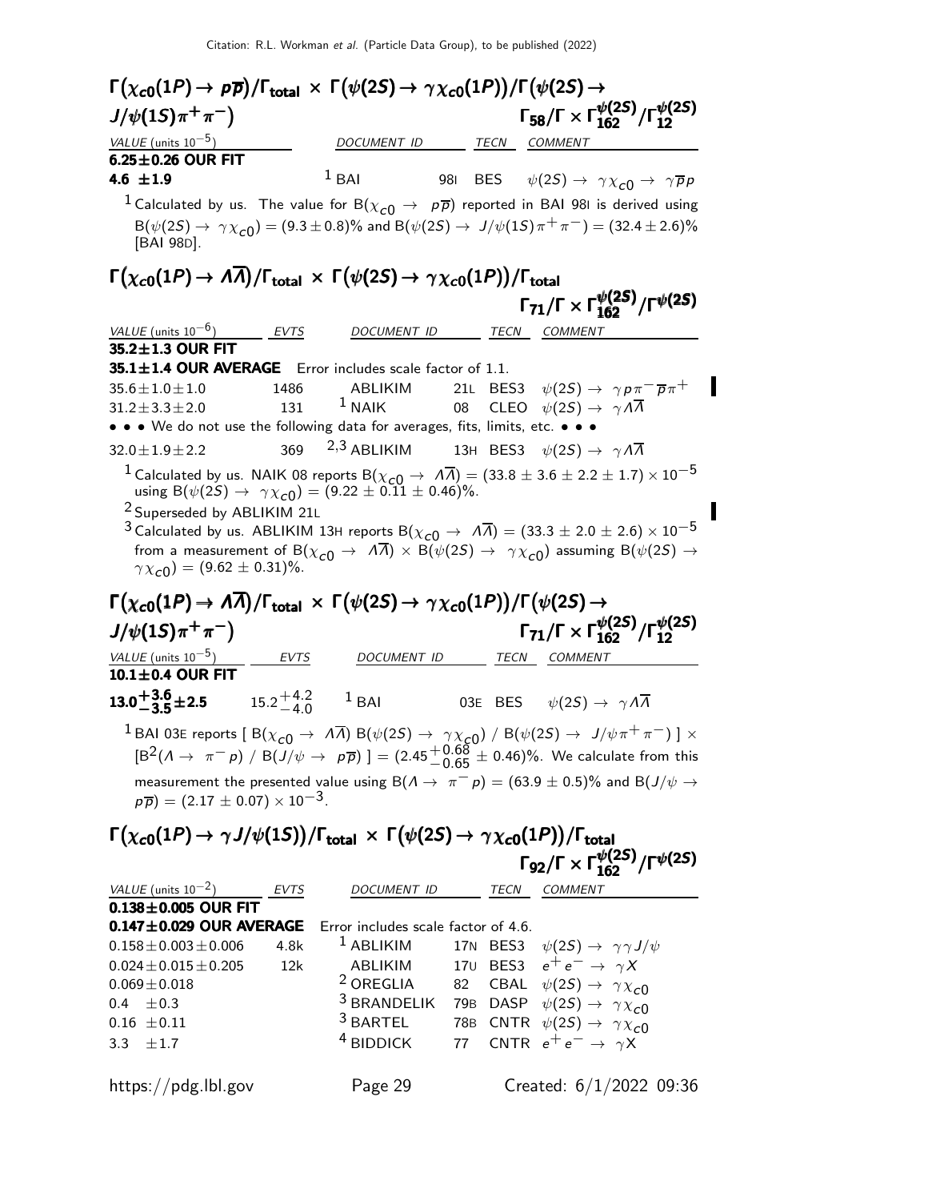## $\Gamma\big(\chi_{c0}(1P) \to p\overline{p}\big)/\Gamma_{\text{total}} \times \Gamma\big(\psi(2S) \to \gamma\chi_{c0}(1P)\big)/\Gamma\big(\psi(2S) \to J/\psi(1S)\pi^+\pi^-\big)$ $\quad \Gamma_{58}/\Gamma \times \Gamma^{\psi(2S)}_{162}/\Gamma^{\psi(2S)}_{12}$

| VALUE (units $10^{-5}$) | DOCUMENT ID | | TECN | COMMENT |
|---|---|---|---|---|
| **6.25±0.26 OUR FIT** | | | | |
| **4.6 ±1.9** | [1] BAI | 98I | BES | $\psi(2S) \to \gamma\chi_{c0} \to \gamma\overline{p}p$ |

[1] Calculated by us. The value for $B(\chi_{c0} \to p\overline{p})$ reported in BAI 98I is derived using $B(\psi(2S) \to \gamma\chi_{c0}) = (9.3 \pm 0.8)\%$ and $B(\psi(2S) \to J/\psi(1S)\pi^+\pi^-) = (32.4 \pm 2.6)\%$ [BAI 98D].

## $\Gamma\big(\chi_{c0}(1P) \to \Lambda\overline{\Lambda}\big)/\Gamma_{\text{total}} \times \Gamma\big(\psi(2S) \to \gamma\chi_{c0}(1P)\big)/\Gamma_{\text{total}}$ $\quad \Gamma_{71}/\Gamma \times \Gamma^{\psi(2S)}_{162}/\Gamma^{\psi(2S)}$

| VALUE (units $10^{-6}$) | EVTS | DOCUMENT ID | | TECN | COMMENT |
|---|---|---|---|---|---|
| **35.2±1.3 OUR FIT** | | | | | |
| **35.1±1.4 OUR AVERAGE** | Error includes scale factor of 1.1. | | | | |
| 35.6±1.0±1.0 | 1486 | ABLIKIM | 21L | BES3 | $\psi(2S) \to \gamma p\pi^-\overline{p}\pi^+$ |
| 31.2±3.3±2.0 | 131 | [1] NAIK | 08 | CLEO | $\psi(2S) \to \gamma\Lambda\overline{\Lambda}$ |
| • • • We do not use the following data for averages, fits, limits, etc. • • • | | | | | |
| 32.0±1.9±2.2 | 369 | [2,3] ABLIKIM | 13H | BES3 | $\psi(2S) \to \gamma\Lambda\overline{\Lambda}$ |

[1] Calculated by us. NAIK 08 reports $B(\chi_{c0} \to \Lambda\overline{\Lambda}) = (33.8 \pm 3.6 \pm 2.2 \pm 1.7) \times 10^{-5}$ using $B(\psi(2S) \to \gamma\chi_{c0}) = (9.22 \pm 0.11 \pm 0.46)\%$.

[2] Superseded by ABLIKIM 21L

[3] Calculated by us. ABLIKIM 13H reports $B(\chi_{c0} \to \Lambda\overline{\Lambda}) = (33.3 \pm 2.0 \pm 2.6) \times 10^{-5}$ from a measurement of $B(\chi_{c0} \to \Lambda\overline{\Lambda}) \times B(\psi(2S) \to \gamma\chi_{c0})$ assuming $B(\psi(2S) \to \gamma\chi_{c0}) = (9.62 \pm 0.31)\%$.

## $\Gamma\big(\chi_{c0}(1P) \to \Lambda\overline{\Lambda}\big)/\Gamma_{\text{total}} \times \Gamma\big(\psi(2S) \to \gamma\chi_{c0}(1P)\big)/\Gamma\big(\psi(2S) \to J/\psi(1S)\pi^+\pi^-\big)$ $\quad \Gamma_{71}/\Gamma \times \Gamma^{\psi(2S)}_{162}/\Gamma^{\psi(2S)}_{12}$

| VALUE (units $10^{-5}$) | EVTS | DOCUMENT ID | | TECN | COMMENT |
|---|---|---|---|---|---|
| **10.1±0.4 OUR FIT** | | | | | |
| $\mathbf{13.0^{+3.6}_{-3.5}\pm2.5}$ | $15.2^{+4.2}_{-4.0}$ | [1] BAI | 03E | BES | $\psi(2S) \to \gamma\Lambda\overline{\Lambda}$ |

[1] BAI 03E reports $[B(\chi_{c0} \to \Lambda\overline{\Lambda})\, B(\psi(2S) \to \gamma\chi_{c0}) / B(\psi(2S) \to J/\psi\pi^+\pi^-)] \times [B^2(\Lambda \to \pi^- p) / B(J/\psi \to p\overline{p})] = (2.45^{+0.68}_{-0.65} \pm 0.46)\%$. We calculate from this measurement the presented value using $B(\Lambda \to \pi^- p) = (63.9 \pm 0.5)\%$ and $B(J/\psi \to p\overline{p}) = (2.17 \pm 0.07) \times 10^{-3}$.

## $\Gamma\big(\chi_{c0}(1P) \to \gamma J/\psi(1S)\big)/\Gamma_{\text{total}} \times \Gamma\big(\psi(2S) \to \gamma\chi_{c0}(1P)\big)/\Gamma_{\text{total}}$ $\quad \Gamma_{92}/\Gamma \times \Gamma^{\psi(2S)}_{162}/\Gamma^{\psi(2S)}$

| VALUE (units $10^{-2}$) | EVTS | DOCUMENT ID | | TECN | COMMENT |
|---|---|---|---|---|---|
| **0.138±0.005 OUR FIT** | | | | | |
| **0.147±0.029 OUR AVERAGE** | Error includes scale factor of 4.6. | | | | |
| 0.158±0.003±0.006 | 4.8k | [1] ABLIKIM | 17N | BES3 | $\psi(2S) \to \gamma\gamma J/\psi$ |
| 0.024±0.015±0.205 | 12k | ABLIKIM | 17U | BES3 | $e^+e^- \to \gamma X$ |
| 0.069±0.018 | | [2] OREGLIA | 82 | CBAL | $\psi(2S) \to \gamma\chi_{c0}$ |
| 0.4 ±0.3 | | [3] BRANDELIK | 79B | DASP | $\psi(2S) \to \gamma\chi_{c0}$ |
| 0.16 ±0.11 | | [3] BARTEL | 78B | CNTR | $\psi(2S) \to \gamma\chi_{c0}$ |
| 3.3 ±1.7 | | [4] BIDDICK | 77 | CNTR | $e^+e^- \to \gamma X$ |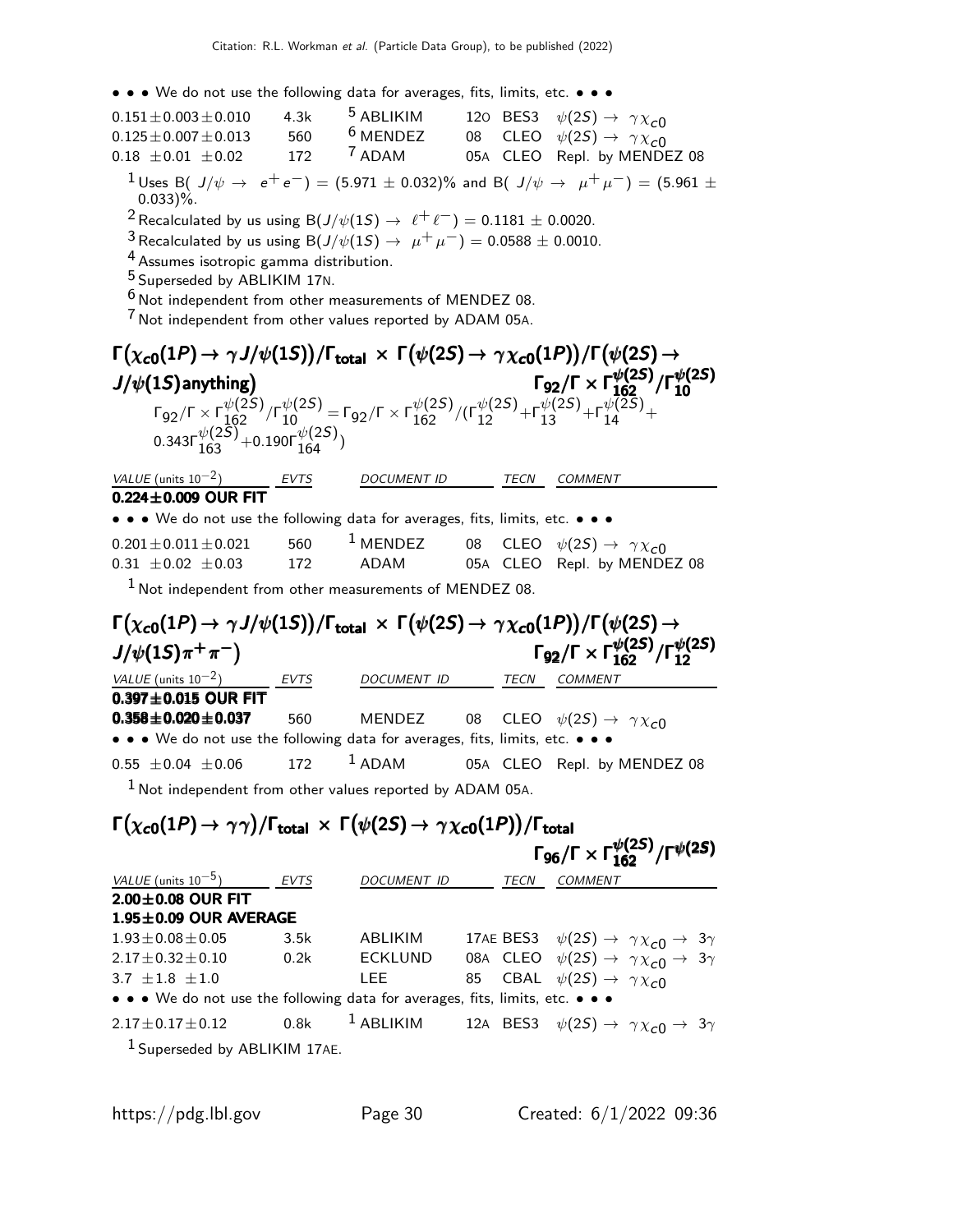• • • We do not use the following data for averages, fits, limits, etc. • • •

| | | | | | |
|---|---|---|---|---|---|
| $0.151 \pm 0.003 \pm 0.010$ | 4.3k | [5] ABLIKIM | 12O | BES3 | $\psi(2S) \to \gamma \chi_{c0}$ |
| $0.125 \pm 0.007 \pm 0.013$ | 560 | [6] MENDEZ | 08 | CLEO | $\psi(2S) \to \gamma \chi_{c0}$ |
| $0.18 \pm 0.01 \pm 0.02$ | 172 | [7] ADAM | 05A | CLEO | Repl. by MENDEZ 08 |

[1] Uses B( $J/\psi \to e^+e^-$) = (5.971 ± 0.032)% and B( $J/\psi \to \mu^+\mu^-$) = (5.961 ± 0.033)%.

[2] Recalculated by us using B($J/\psi(1S) \to \ell^+\ell^-$) = 0.1181 ± 0.0020.

[3] Recalculated by us using B($J/\psi(1S) \to \mu^+\mu^-$) = 0.0588 ± 0.0010.

[4] Assumes isotropic gamma distribution.

[5] Superseded by ABLIKIM 17N.

[6] Not independent from other measurements of MENDEZ 08.

[7] Not independent from other values reported by ADAM 05A.

## $\Gamma(\chi_{c0}(1P) \to \gamma J/\psi(1S))/\Gamma_{total} \times \Gamma(\psi(2S) \to \gamma\chi_{c0}(1P))/\Gamma(\psi(2S) \to J/\psi(1S)\text{anything})$ $\quad \Gamma_{92}/\Gamma \times \Gamma_{162}^{\psi(2S)}/\Gamma_{10}^{\psi(2S)}$

$$\Gamma_{92}/\Gamma \times \Gamma_{162}^{\psi(2S)}/\Gamma_{10}^{\psi(2S)} = \Gamma_{92}/\Gamma \times \Gamma_{162}^{\psi(2S)}/(\Gamma_{12}^{\psi(2S)}+\Gamma_{13}^{\psi(2S)}+\Gamma_{14}^{\psi(2S)}+0.343\Gamma_{163}^{\psi(2S)}+0.190\Gamma_{164}^{\psi(2S)})$$

| VALUE (units $10^{-2}$) | EVTS | DOCUMENT ID | | TECN | COMMENT |
|---|---|---|---|---|---|
| **0.224±0.009 OUR FIT** | | | | | |
| • • • We do not use the following data for averages, fits, limits, etc. • • • | | | | | |
| $0.201 \pm 0.011 \pm 0.021$ | 560 | [1] MENDEZ | 08 | CLEO | $\psi(2S) \to \gamma \chi_{c0}$ |
| $0.31 \pm 0.02 \pm 0.03$ | 172 | ADAM | 05A | CLEO | Repl. by MENDEZ 08 |

[1] Not independent from other measurements of MENDEZ 08.

## $\Gamma(\chi_{c0}(1P) \to \gamma J/\psi(1S))/\Gamma_{total} \times \Gamma(\psi(2S) \to \gamma\chi_{c0}(1P))/\Gamma(\psi(2S) \to J/\psi(1S)\pi^+\pi^-)$ $\quad \Gamma_{92}/\Gamma \times \Gamma_{162}^{\psi(2S)}/\Gamma_{12}^{\psi(2S)}$

| VALUE (units $10^{-2}$) | EVTS | DOCUMENT ID | | TECN | COMMENT |
|---|---|---|---|---|---|
| **0.397±0.015 OUR FIT** | | | | | |
| **0.358±0.020±0.037** | 560 | MENDEZ | 08 | CLEO | $\psi(2S) \to \gamma \chi_{c0}$ |
| • • • We do not use the following data for averages, fits, limits, etc. • • • | | | | | |
| $0.55 \pm 0.04 \pm 0.06$ | 172 | [1] ADAM | 05A | CLEO | Repl. by MENDEZ 08 |

[1] Not independent from other values reported by ADAM 05A.

## $\Gamma(\chi_{c0}(1P) \to \gamma\gamma)/\Gamma_{total} \times \Gamma(\psi(2S) \to \gamma\chi_{c0}(1P))/\Gamma_{total}$ $\quad \Gamma_{96}/\Gamma \times \Gamma_{162}^{\psi(2S)}/\Gamma^{\psi(2S)}$

| VALUE (units $10^{-5}$) | EVTS | DOCUMENT ID | | TECN | COMMENT |
|---|---|---|---|---|---|
| **2.00±0.08 OUR FIT** | | | | | |
| **1.95±0.09 OUR AVERAGE** | | | | | |
| $1.93 \pm 0.08 \pm 0.05$ | 3.5k | ABLIKIM | 17AE | BES3 | $\psi(2S) \to \gamma \chi_{c0} \to 3\gamma$ |
| $2.17 \pm 0.32 \pm 0.10$ | 0.2k | ECKLUND | 08A | CLEO | $\psi(2S) \to \gamma \chi_{c0} \to 3\gamma$ |
| $3.7 \pm 1.8 \pm 1.0$ | | LEE | 85 | CBAL | $\psi(2S) \to \gamma \chi_{c0}$ |
| • • • We do not use the following data for averages, fits, limits, etc. • • • | | | | | |
| $2.17 \pm 0.17 \pm 0.12$ | 0.8k | [1] ABLIKIM | 12A | BES3 | $\psi(2S) \to \gamma \chi_{c0} \to 3\gamma$ |

[1] Superseded by ABLIKIM 17AE.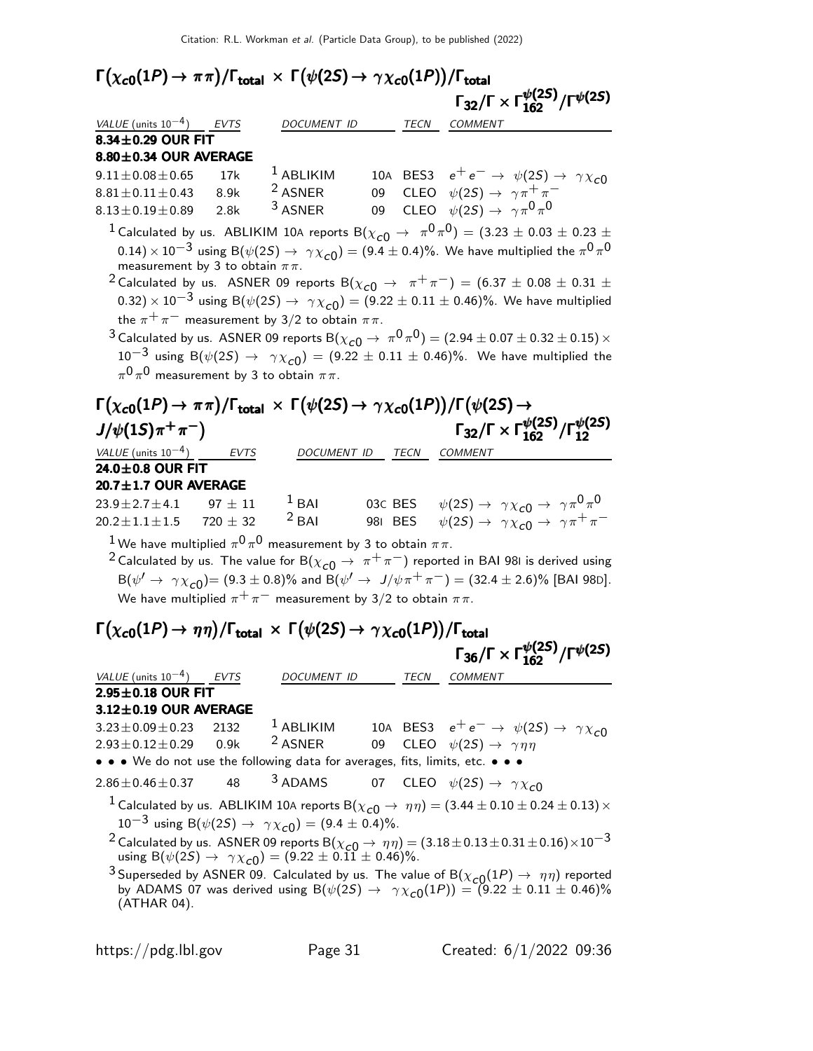### $\Gamma(\chi_{c0}(1P) \to \pi\pi)/\Gamma_{\text{total}} \times \Gamma(\psi(2S) \to \gamma\chi_{c0}(1P))/\Gamma_{\text{total}}$ $\qquad \Gamma_{32}/\Gamma \times \Gamma_{162}^{\psi(2S)}/\Gamma^{\psi(2S)}$

| VALUE (units $10^{-4}$) | EVTS | DOCUMENT ID | | TECN | COMMENT |
|---|---|---|---|---|---|
| **8.34±0.29 OUR FIT** | | | | | |
| **8.80±0.34 OUR AVERAGE** | | | | | |
| $9.11\pm0.08\pm0.65$ | 17k | [1] ABLIKIM | 10A | BES3 | $e^+e^- \to \psi(2S) \to \gamma\chi_{c0}$ |
| $8.81\pm0.11\pm0.43$ | 8.9k | [2] ASNER | 09 | CLEO | $\psi(2S) \to \gamma\pi^+\pi^-$ |
| $8.13\pm0.19\pm0.89$ | 2.8k | [3] ASNER | 09 | CLEO | $\psi(2S) \to \gamma\pi^0\pi^0$ |

[1] Calculated by us. ABLIKIM 10A reports $B(\chi_{c0} \to \pi^0\pi^0) = (3.23 \pm 0.03 \pm 0.23 \pm 0.14) \times 10^{-3}$ using $B(\psi(2S) \to \gamma\chi_{c0}) = (9.4 \pm 0.4)\%$. We have multiplied the $\pi^0\pi^0$ measurement by 3 to obtain $\pi\pi$.

[2] Calculated by us. ASNER 09 reports $B(\chi_{c0} \to \pi^+\pi^-) = (6.37 \pm 0.08 \pm 0.31 \pm 0.32) \times 10^{-3}$ using $B(\psi(2S) \to \gamma\chi_{c0}) = (9.22 \pm 0.11 \pm 0.46)\%$. We have multiplied the $\pi^+\pi^-$ measurement by 3/2 to obtain $\pi\pi$.

[3] Calculated by us. ASNER 09 reports $B(\chi_{c0} \to \pi^0\pi^0) = (2.94 \pm 0.07 \pm 0.32 \pm 0.15) \times 10^{-3}$ using $B(\psi(2S) \to \gamma\chi_{c0}) = (9.22 \pm 0.11 \pm 0.46)\%$. We have multiplied the $\pi^0\pi^0$ measurement by 3 to obtain $\pi\pi$.

### $\Gamma(\chi_{c0}(1P) \to \pi\pi)/\Gamma_{\text{total}} \times \Gamma(\psi(2S) \to \gamma\chi_{c0}(1P))/\Gamma(\psi(2S) \to J/\psi(1S)\pi^+\pi^-)$ $\qquad \Gamma_{32}/\Gamma \times \Gamma_{162}^{\psi(2S)}/\Gamma_{12}^{\psi(2S)}$

| VALUE (units $10^{-4}$) | EVTS | DOCUMENT ID | | TECN | COMMENT |
|---|---|---|---|---|---|
| **24.0±0.8 OUR FIT** | | | | | |
| **20.7±1.7 OUR AVERAGE** | | | | | |
| $23.9\pm2.7\pm4.1$ | $97\pm11$ | [1] BAI | 03C | BES | $\psi(2S) \to \gamma\chi_{c0} \to \gamma\pi^0\pi^0$ |
| $20.2\pm1.1\pm1.5$ | $720\pm32$ | [2] BAI | 98I | BES | $\psi(2S) \to \gamma\chi_{c0} \to \gamma\pi^+\pi^-$ |

[1] We have multiplied $\pi^0\pi^0$ measurement by 3 to obtain $\pi\pi$.

[2] Calculated by us. The value for $B(\chi_{c0} \to \pi^+\pi^-)$ reported in BAI 98I is derived using $B(\psi' \to \gamma\chi_{c0})= (9.3 \pm 0.8)\%$ and $B(\psi' \to J/\psi\pi^+\pi^-) = (32.4 \pm 2.6)\%$ [BAI 98D]. We have multiplied $\pi^+\pi^-$ measurement by 3/2 to obtain $\pi\pi$.

### $\Gamma(\chi_{c0}(1P) \to \eta\eta)/\Gamma_{\text{total}} \times \Gamma(\psi(2S) \to \gamma\chi_{c0}(1P))/\Gamma_{\text{total}}$ $\qquad \Gamma_{36}/\Gamma \times \Gamma_{162}^{\psi(2S)}/\Gamma^{\psi(2S)}$

| VALUE (units $10^{-4}$) | EVTS | DOCUMENT ID | | TECN | COMMENT |
|---|---|---|---|---|---|
| **2.95±0.18 OUR FIT** | | | | | |
| **3.12±0.19 OUR AVERAGE** | | | | | |
| $3.23\pm0.09\pm0.23$ | 2132 | [1] ABLIKIM | 10A | BES3 | $e^+e^- \to \psi(2S) \to \gamma\chi_{c0}$ |
| $2.93\pm0.12\pm0.29$ | 0.9k | [2] ASNER | 09 | CLEO | $\psi(2S) \to \gamma\eta\eta$ |
| • • • We do not use the following data for averages, fits, limits, etc. • • • | | | | | |
| $2.86\pm0.46\pm0.37$ | 48 | [3] ADAMS | 07 | CLEO | $\psi(2S) \to \gamma\chi_{c0}$ |

[1] Calculated by us. ABLIKIM 10A reports $B(\chi_{c0} \to \eta\eta) = (3.44 \pm 0.10 \pm 0.24 \pm 0.13) \times 10^{-3}$ using $B(\psi(2S) \to \gamma\chi_{c0}) = (9.4 \pm 0.4)\%$.

[2] Calculated by us. ASNER 09 reports $B(\chi_{c0} \to \eta\eta) = (3.18 \pm 0.13 \pm 0.31 \pm 0.16) \times 10^{-3}$ using $B(\psi(2S) \to \gamma\chi_{c0}) = (9.22 \pm 0.11 \pm 0.46)\%$.

[3] Superseded by ASNER 09. Calculated by us. The value of $B(\chi_{c0}(1P) \to \eta\eta)$ reported by ADAMS 07 was derived using $B(\psi(2S) \to \gamma\chi_{c0}(1P)) = (9.22 \pm 0.11 \pm 0.46)\%$ (ATHAR 04).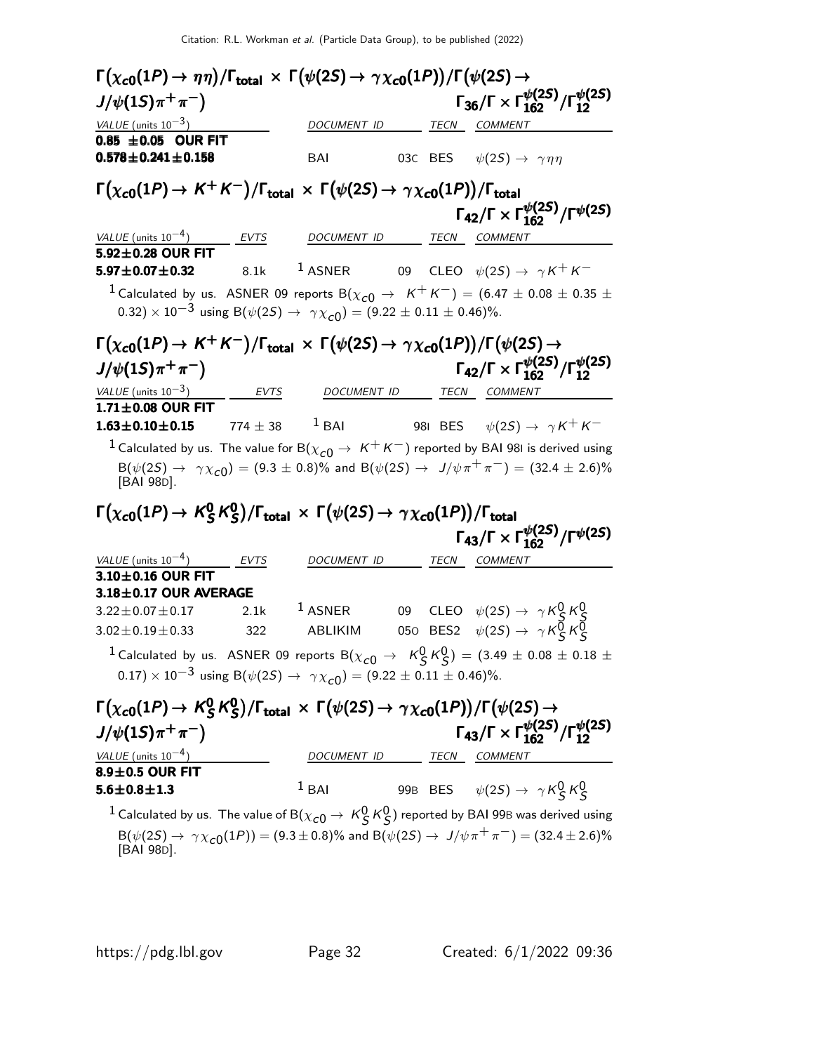### $\Gamma(\chi_{c0}(1P) \to \eta\eta)/\Gamma_{\text{total}} \times \Gamma(\psi(2S) \to \gamma\chi_{c0}(1P))/\Gamma(\psi(2S) \to J/\psi(1S)\pi^+\pi^-)$ $\quad\Gamma_{36}/\Gamma \times \Gamma_{162}^{\psi(2S)}/\Gamma_{12}^{\psi(2S)}$

| VALUE (units $10^{-3}$) | DOCUMENT ID | | TECN | COMMENT |
|---|---|---|---|---|
| **0.85 ±0.05 OUR FIT** | | | | |
| **0.578±0.241±0.158** | BAI | 03C | BES | $\psi(2S) \to \gamma\eta\eta$ |

### $\Gamma(\chi_{c0}(1P) \to K^+K^-)/\Gamma_{\text{total}} \times \Gamma(\psi(2S) \to \gamma\chi_{c0}(1P))/\Gamma_{\text{total}}$ $\quad\Gamma_{42}/\Gamma \times \Gamma_{162}^{\psi(2S)}/\Gamma^{\psi(2S)}$

| VALUE (units $10^{-4}$) | EVTS | DOCUMENT ID | | TECN | COMMENT |
|---|---|---|---|---|---|
| **5.92±0.28 OUR FIT** | | | | | |
| **5.97±0.07±0.32** | 8.1k | [1] ASNER | 09 | CLEO | $\psi(2S) \to \gamma K^+K^-$ |

[1] Calculated by us. ASNER 09 reports $B(\chi_{c0} \to K^+K^-) = (6.47 \pm 0.08 \pm 0.35 \pm 0.32) \times 10^{-3}$ using $B(\psi(2S) \to \gamma\chi_{c0}) = (9.22 \pm 0.11 \pm 0.46)\%$.

### $\Gamma(\chi_{c0}(1P) \to K^+K^-)/\Gamma_{\text{total}} \times \Gamma(\psi(2S) \to \gamma\chi_{c0}(1P))/\Gamma(\psi(2S) \to J/\psi(1S)\pi^+\pi^-)$ $\quad\Gamma_{42}/\Gamma \times \Gamma_{162}^{\psi(2S)}/\Gamma_{12}^{\psi(2S)}$

| VALUE (units $10^{-3}$) | EVTS | DOCUMENT ID | | TECN | COMMENT |
|---|---|---|---|---|---|
| **1.71±0.08 OUR FIT** | | | | | |
| **1.63±0.10±0.15** | 774 ± 38 | [1] BAI | 98I | BES | $\psi(2S) \to \gamma K^+K^-$ |

[1] Calculated by us. The value for $B(\chi_{c0} \to K^+K^-)$ reported by BAI 98I is derived using $B(\psi(2S) \to \gamma\chi_{c0}) = (9.3 \pm 0.8)\%$ and $B(\psi(2S) \to J/\psi\pi^+\pi^-) = (32.4 \pm 2.6)\%$ [BAI 98D].

### $\Gamma(\chi_{c0}(1P) \to K^0_S K^0_S)/\Gamma_{\text{total}} \times \Gamma(\psi(2S) \to \gamma\chi_{c0}(1P))/\Gamma_{\text{total}}$ $\quad\Gamma_{43}/\Gamma \times \Gamma_{162}^{\psi(2S)}/\Gamma^{\psi(2S)}$

| VALUE (units $10^{-4}$) | EVTS | DOCUMENT ID | | TECN | COMMENT |
|---|---|---|---|---|---|
| **3.10±0.16 OUR FIT** | | | | | |
| **3.18±0.17 OUR AVERAGE** | | | | | |
| 3.22±0.07±0.17 | 2.1k | [1] ASNER | 09 | CLEO | $\psi(2S) \to \gamma K^0_S K^0_S$ |
| 3.02±0.19±0.33 | 322 | ABLIKIM | 05O | BES2 | $\psi(2S) \to \gamma K^0_S K^0_S$ |

[1] Calculated by us. ASNER 09 reports $B(\chi_{c0} \to K^0_S K^0_S) = (3.49 \pm 0.08 \pm 0.18 \pm 0.17) \times 10^{-3}$ using $B(\psi(2S) \to \gamma\chi_{c0}) = (9.22 \pm 0.11 \pm 0.46)\%$.

### $\Gamma(\chi_{c0}(1P) \to K^0_S K^0_S)/\Gamma_{\text{total}} \times \Gamma(\psi(2S) \to \gamma\chi_{c0}(1P))/\Gamma(\psi(2S) \to J/\psi(1S)\pi^+\pi^-)$ $\quad\Gamma_{43}/\Gamma \times \Gamma_{162}^{\psi(2S)}/\Gamma_{12}^{\psi(2S)}$

| VALUE (units $10^{-4}$) | DOCUMENT ID | | TECN | COMMENT |
|---|---|---|---|---|
| **8.9±0.5 OUR FIT** | | | | |
| **5.6±0.8±1.3** | [1] BAI | 99B | BES | $\psi(2S) \to \gamma K^0_S K^0_S$ |

[1] Calculated by us. The value of $B(\chi_{c0} \to K^0_S K^0_S)$ reported by BAI 99B was derived using $B(\psi(2S) \to \gamma\chi_{c0}(1P)) = (9.3 \pm 0.8)\%$ and $B(\psi(2S) \to J/\psi\pi^+\pi^-) = (32.4 \pm 2.6)\%$ [BAI 98D].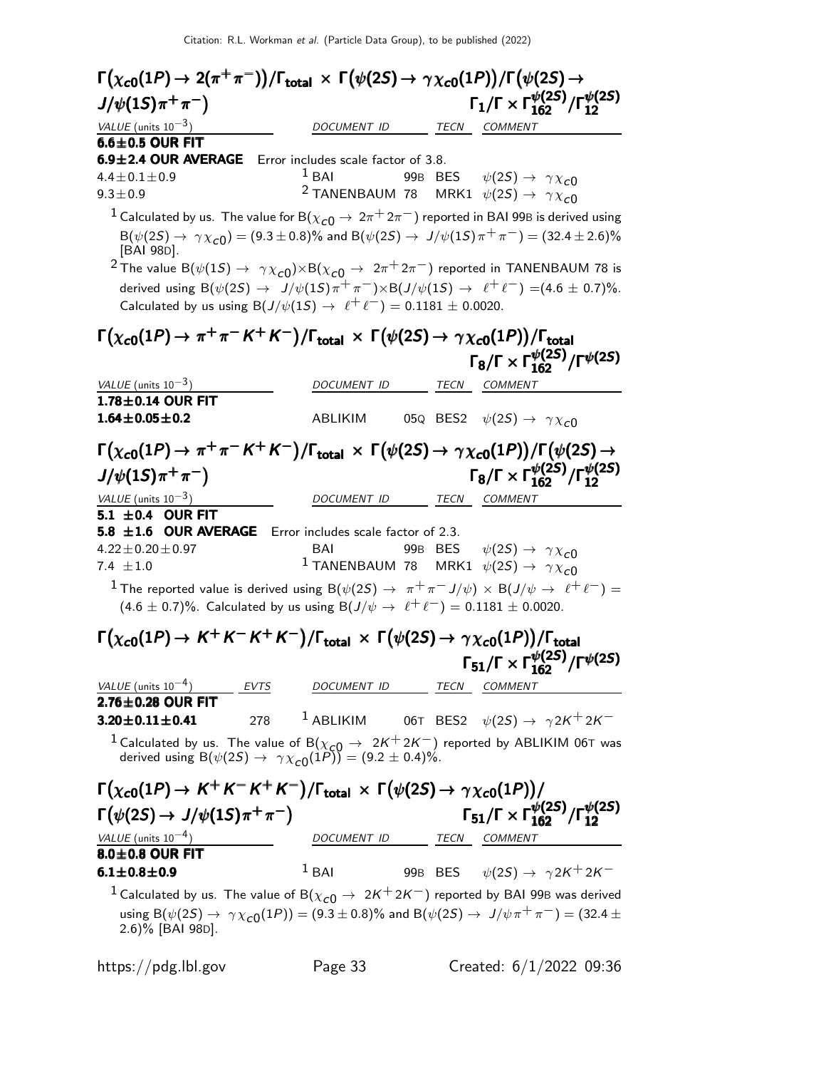### $\Gamma\big(\chi_{c0}(1P) \to 2(\pi^+\pi^-)\big)/\Gamma_{\text{total}} \times \Gamma\big(\psi(2S) \to \gamma\chi_{c0}(1P)\big)/\Gamma\big(\psi(2S) \to J/\psi(1S)\pi^+\pi^-\big)$ $\quad \Gamma_1/\Gamma \times \Gamma^{\psi(2S)}_{162}/\Gamma^{\psi(2S)}_{12}$

| VALUE (units $10^{-3}$) | DOCUMENT ID | TECN | COMMENT |
|---|---|---|---|
| **6.6±0.5 OUR FIT** | | | |
| **6.9±2.4 OUR AVERAGE** Error includes scale factor of 3.8. | | | |
| $4.4\pm0.1\pm0.9$ | [1] BAI 99B | BES | $\psi(2S) \to \gamma\chi_{c0}$ |
| $9.3\pm0.9$ | [2] TANENBAUM 78 | MRK1 | $\psi(2S) \to \gamma\chi_{c0}$ |

[1] Calculated by us. The value for $B(\chi_{c0} \to 2\pi^+2\pi^-)$ reported in BAI 99B is derived using $B(\psi(2S) \to \gamma\chi_{c0}) = (9.3\pm0.8)\%$ and $B(\psi(2S) \to J/\psi(1S)\pi^+\pi^-) = (32.4\pm2.6)\%$ [BAI 98D].

[2] The value $B(\psi(1S) \to \gamma\chi_{c0})\times B(\chi_{c0} \to 2\pi^+2\pi^-)$ reported in TANENBAUM 78 is derived using $B(\psi(2S) \to J/\psi(1S)\pi^+\pi^-)\times B(J/\psi(1S) \to \ell^+\ell^-) = (4.6\pm0.7)\%$. Calculated by us using $B(J/\psi(1S) \to \ell^+\ell^-) = 0.1181 \pm 0.0020$.

### $\Gamma\big(\chi_{c0}(1P) \to \pi^+\pi^-K^+K^-\big)/\Gamma_{\text{total}} \times \Gamma\big(\psi(2S) \to \gamma\chi_{c0}(1P)\big)/\Gamma_{\text{total}}$ $\quad \Gamma_8/\Gamma \times \Gamma^{\psi(2S)}_{162}/\Gamma^{\psi(2S)}$

| VALUE (units $10^{-3}$) | DOCUMENT ID | TECN | COMMENT |
|---|---|---|---|
| **1.78±0.14 OUR FIT** | | | |
| **1.64±0.05±0.2** | ABLIKIM 05Q | BES2 | $\psi(2S) \to \gamma\chi_{c0}$ |

### $\Gamma\big(\chi_{c0}(1P) \to \pi^+\pi^-K^+K^-\big)/\Gamma_{\text{total}} \times \Gamma\big(\psi(2S) \to \gamma\chi_{c0}(1P)\big)/\Gamma\big(\psi(2S) \to J/\psi(1S)\pi^+\pi^-\big)$ $\quad \Gamma_8/\Gamma \times \Gamma^{\psi(2S)}_{162}/\Gamma^{\psi(2S)}_{12}$

| VALUE (units $10^{-3}$) | DOCUMENT ID | TECN | COMMENT |
|---|---|---|---|
| **5.1 ±0.4 OUR FIT** | | | |
| **5.8 ±1.6 OUR AVERAGE** Error includes scale factor of 2.3. | | | |
| $4.22\pm0.20\pm0.97$ | BAI 99B | BES | $\psi(2S) \to \gamma\chi_{c0}$ |
| $7.4\ \pm1.0$ | [1] TANENBAUM 78 | MRK1 | $\psi(2S) \to \gamma\chi_{c0}$ |

[1] The reported value is derived using $B(\psi(2S) \to \pi^+\pi^-J/\psi) \times B(J/\psi \to \ell^+\ell^-) = (4.6\pm0.7)\%$. Calculated by us using $B(J/\psi \to \ell^+\ell^-) = 0.1181 \pm 0.0020$.

### $\Gamma\big(\chi_{c0}(1P) \to K^+K^-K^+K^-\big)/\Gamma_{\text{total}} \times \Gamma\big(\psi(2S) \to \gamma\chi_{c0}(1P)\big)/\Gamma_{\text{total}}$ $\quad \Gamma_{51}/\Gamma \times \Gamma^{\psi(2S)}_{162}/\Gamma^{\psi(2S)}$

| VALUE (units $10^{-4}$) | EVTS | DOCUMENT ID | TECN | COMMENT |
|---|---|---|---|---|
| **2.76±0.28 OUR FIT** | | | | |
| **3.20±0.11±0.41** | 278 | [1] ABLIKIM 06T | BES2 | $\psi(2S) \to \gamma 2K^+2K^-$ |

[1] Calculated by us. The value of $B(\chi_{c0} \to 2K^+2K^-)$ reported by ABLIKIM 06T was derived using $B(\psi(2S) \to \gamma\chi_{c0}(1P)) = (9.2\pm0.4)\%$.

### $\Gamma\big(\chi_{c0}(1P) \to K^+K^-K^+K^-\big)/\Gamma_{\text{total}} \times \Gamma\big(\psi(2S) \to \gamma\chi_{c0}(1P)\big)/\Gamma\big(\psi(2S) \to J/\psi(1S)\pi^+\pi^-\big)$ $\quad \Gamma_{51}/\Gamma \times \Gamma^{\psi(2S)}_{162}/\Gamma^{\psi(2S)}_{12}$

| VALUE (units $10^{-4}$) | DOCUMENT ID | TECN | COMMENT |
|---|---|---|---|
| **8.0±0.8 OUR FIT** | | | |
| **6.1±0.8±0.9** | [1] BAI 99B | BES | $\psi(2S) \to \gamma 2K^+2K^-$ |

[1] Calculated by us. The value of $B(\chi_{c0} \to 2K^+2K^-)$ reported by BAI 99B was derived using $B(\psi(2S) \to \gamma\chi_{c0}(1P)) = (9.3\pm0.8)\%$ and $B(\psi(2S) \to J/\psi\pi^+\pi^-) = (32.4\pm2.6)\%$ [BAI 98D].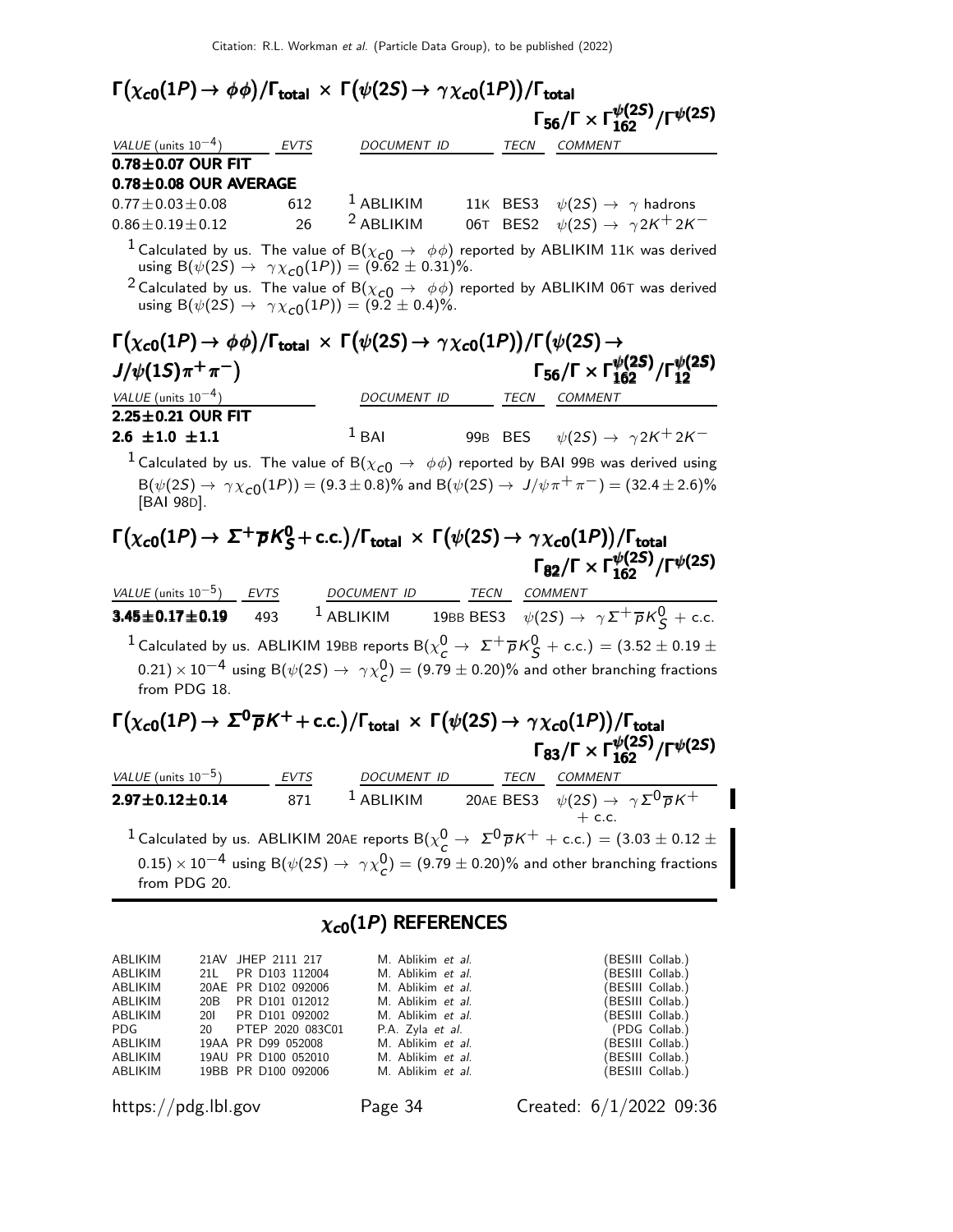## $\Gamma(\chi_{c0}(1P) \to \phi\phi)/\Gamma_{\rm total} \times \Gamma(\psi(2S) \to \gamma\chi_{c0}(1P))/\Gamma_{\rm total}$ $\qquad \Gamma_{56}/\Gamma \times \Gamma^{\psi(2S)}_{162}/\Gamma^{\psi(2S)}$

| VALUE (units $10^{-4}$) | EVTS | DOCUMENT ID | | TECN | COMMENT |
|---|---|---|---|---|---|
| **0.78±0.07 OUR FIT** | | | | | |
| **0.78±0.08 OUR AVERAGE** | | | | | |
| 0.77±0.03±0.08 | 612 | [1] ABLIKIM | 11K | BES3 | $\psi(2S) \to \gamma$ hadrons |
| 0.86±0.19±0.12 | 26 | [2] ABLIKIM | 06T | BES2 | $\psi(2S) \to \gamma 2K^+ 2K^-$ |

[1] Calculated by us. The value of $B(\chi_{c0} \to \phi\phi)$ reported by ABLIKIM 11K was derived using $B(\psi(2S) \to \gamma\chi_{c0}(1P)) = (9.62 \pm 0.31)\%$.

[2] Calculated by us. The value of $B(\chi_{c0} \to \phi\phi)$ reported by ABLIKIM 06T was derived using $B(\psi(2S) \to \gamma\chi_{c0}(1P)) = (9.2 \pm 0.4)\%$.

## $\Gamma(\chi_{c0}(1P) \to \phi\phi)/\Gamma_{\rm total} \times \Gamma(\psi(2S) \to \gamma\chi_{c0}(1P))/\Gamma(\psi(2S) \to J/\psi(1S)\pi^+\pi^-)$ $\qquad \Gamma_{56}/\Gamma \times \Gamma^{\psi(2S)}_{162}/\Gamma^{\psi(2S)}_{12}$

| VALUE (units $10^{-4}$) | DOCUMENT ID | | TECN | COMMENT |
|---|---|---|---|---|
| **2.25±0.21 OUR FIT** | | | | |
| **2.6 ±1.0 ±1.1** | [1] BAI | 99B | BES | $\psi(2S) \to \gamma 2K^+ 2K^-$ |

[1] Calculated by us. The value of $B(\chi_{c0} \to \phi\phi)$ reported by BAI 99B was derived using $B(\psi(2S) \to \gamma\chi_{c0}(1P)) = (9.3 \pm 0.8)\%$ and $B(\psi(2S) \to J/\psi\pi^+\pi^-) = (32.4 \pm 2.6)\%$ [BAI 98D].

## $\Gamma(\chi_{c0}(1P) \to \Sigma^+\overline{p}K^0_S + \text{c.c.})/\Gamma_{\rm total} \times \Gamma(\psi(2S) \to \gamma\chi_{c0}(1P))/\Gamma_{\rm total}$ $\qquad \Gamma_{82}/\Gamma \times \Gamma^{\psi(2S)}_{162}/\Gamma^{\psi(2S)}$

| VALUE (units $10^{-5}$) | EVTS | DOCUMENT ID | | TECN | COMMENT |
|---|---|---|---|---|---|
| **3.45±0.17±0.19** | 493 | [1] ABLIKIM | 19BB | BES3 | $\psi(2S) \to \gamma\Sigma^+\overline{p}K^0_S$ + c.c. |

[1] Calculated by us. ABLIKIM 19BB reports $B(\chi^0_c \to \Sigma^+\overline{p}K^0_S + \text{c.c.}) = (3.52 \pm 0.19 \pm 0.21) \times 10^{-4}$ using $B(\psi(2S) \to \gamma\chi^0_c) = (9.79 \pm 0.20)\%$ and other branching fractions from PDG 18.

## $\Gamma(\chi_{c0}(1P) \to \Sigma^0\overline{p}K^+ + \text{c.c.})/\Gamma_{\rm total} \times \Gamma(\psi(2S) \to \gamma\chi_{c0}(1P))/\Gamma_{\rm total}$ $\qquad \Gamma_{83}/\Gamma \times \Gamma^{\psi(2S)}_{162}/\Gamma^{\psi(2S)}$

| VALUE (units $10^{-5}$) | EVTS | DOCUMENT ID | | TECN | COMMENT |
|---|---|---|---|---|---|
| **2.97±0.12±0.14** | 871 | [1] ABLIKIM | 20AE | BES3 | $\psi(2S) \to \gamma\Sigma^0\overline{p}K^+$ + c.c. |

[1] Calculated by us. ABLIKIM 20AE reports $B(\chi^0_c \to \Sigma^0\overline{p}K^+ + \text{c.c.}) = (3.03 \pm 0.12 \pm 0.15) \times 10^{-4}$ using $B(\psi(2S) \to \gamma\chi^0_c) = (9.79 \pm 0.20)\%$ and other branching fractions from PDG 20.

# $\chi_{c0}(1P)$ REFERENCES

| | | | | |
|---|---|---|---|---|
| ABLIKIM | 21AV | JHEP 2111 217 | M. Ablikim *et al.* | (BESIII Collab.) |
| ABLIKIM | 21L | PR D103 112004 | M. Ablikim *et al.* | (BESIII Collab.) |
| ABLIKIM | 20AE | PR D102 092006 | M. Ablikim *et al.* | (BESIII Collab.) |
| ABLIKIM | 20B | PR D101 012012 | M. Ablikim *et al.* | (BESIII Collab.) |
| ABLIKIM | 20I | PR D101 092002 | M. Ablikim *et al.* | (BESIII Collab.) |
| PDG | 20 | PTEP 2020 083C01 | P.A. Zyla *et al.* | (PDG Collab.) |
| ABLIKIM | 19AA | PR D99 052008 | M. Ablikim *et al.* | (BESIII Collab.) |
| ABLIKIM | 19AU | PR D100 052010 | M. Ablikim *et al.* | (BESIII Collab.) |
| ABLIKIM | 19BB | PR D100 092006 | M. Ablikim *et al.* | (BESIII Collab.) |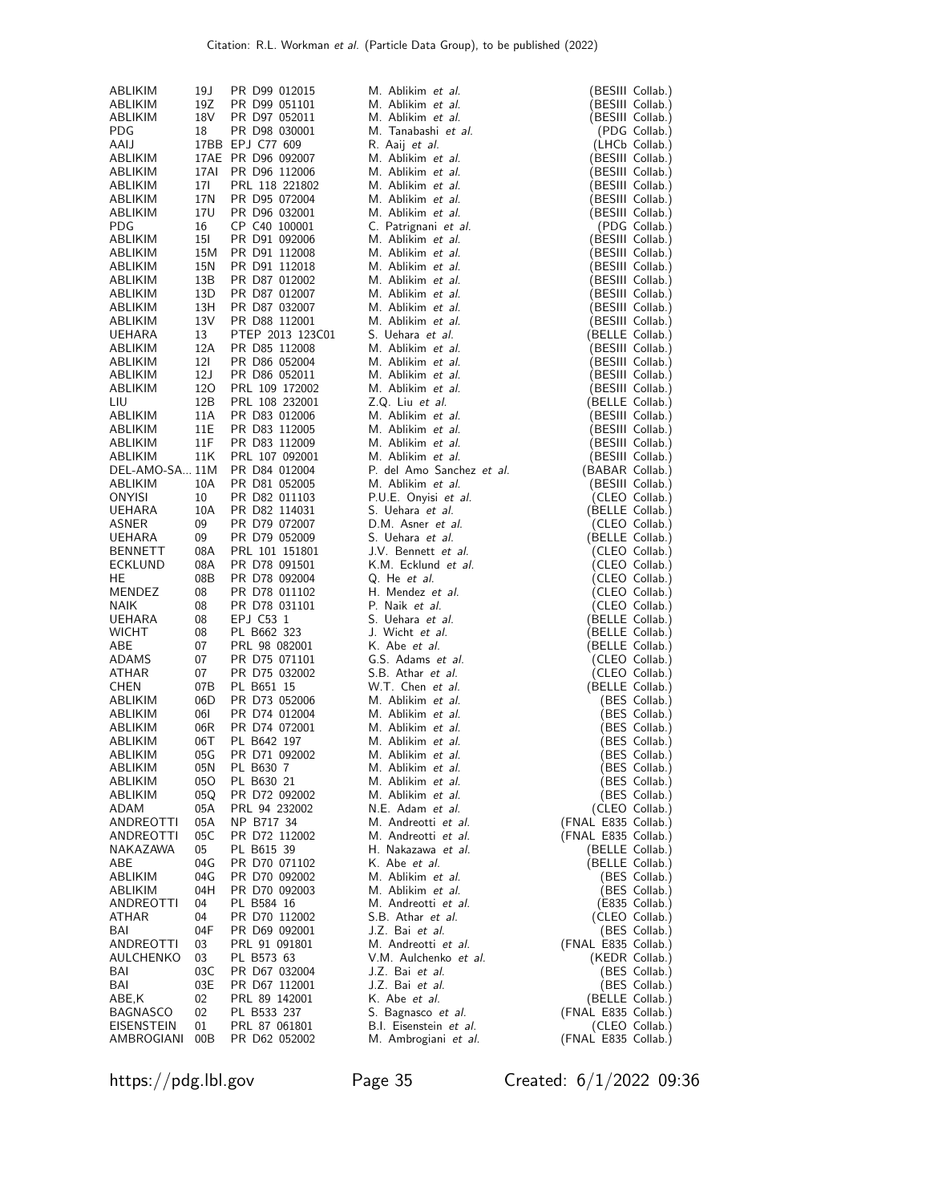| | | | | |
|---|---|---|---|---|
| ABLIKIM | 19J | PR D99 012015 | M. Ablikim *et al.* | (BESIII Collab.) |
| ABLIKIM | 19Z | PR D99 051101 | M. Ablikim *et al.* | (BESIII Collab.) |
| ABLIKIM | 18V | PR D97 052011 | M. Ablikim *et al.* | (BESIII Collab.) |
| PDG | 18 | PR D98 030001 | M. Tanabashi *et al.* | (PDG Collab.) |
| AAIJ | 17BB | EPJ C77 609 | R. Aaij *et al.* | (LHCb Collab.) |
| ABLIKIM | 17AE | PR D96 092007 | M. Ablikim *et al.* | (BESIII Collab.) |
| ABLIKIM | 17AI | PR D96 112006 | M. Ablikim *et al.* | (BESIII Collab.) |
| ABLIKIM | 17I | PRL 118 221802 | M. Ablikim *et al.* | (BESIII Collab.) |
| ABLIKIM | 17N | PR D95 072004 | M. Ablikim *et al.* | (BESIII Collab.) |
| ABLIKIM | 17U | PR D96 032001 | M. Ablikim *et al.* | (BESIII Collab.) |
| PDG | 16 | CP C40 100001 | C. Patrignani *et al.* | (PDG Collab.) |
| ABLIKIM | 15I | PR D91 092006 | M. Ablikim *et al.* | (BESIII Collab.) |
| ABLIKIM | 15M | PR D91 112008 | M. Ablikim *et al.* | (BESIII Collab.) |
| ABLIKIM | 15N | PR D91 112018 | M. Ablikim *et al.* | (BESIII Collab.) |
| ABLIKIM | 13B | PR D87 012002 | M. Ablikim *et al.* | (BESIII Collab.) |
| ABLIKIM | 13D | PR D87 012007 | M. Ablikim *et al.* | (BESIII Collab.) |
| ABLIKIM | 13H | PR D87 032007 | M. Ablikim *et al.* | (BESIII Collab.) |
| ABLIKIM | 13V | PR D88 112001 | M. Ablikim *et al.* | (BESIII Collab.) |
| UEHARA | 13 | PTEP 2013 123C01 | S. Uehara *et al.* | (BELLE Collab.) |
| ABLIKIM | 12A | PR D85 112008 | M. Ablikim *et al.* | (BESIII Collab.) |
| ABLIKIM | 12I | PR D86 052004 | M. Ablikim *et al.* | (BESIII Collab.) |
| ABLIKIM | 12J | PR D86 052011 | M. Ablikim *et al.* | (BESIII Collab.) |
| ABLIKIM | 12O | PRL 109 172002 | M. Ablikim *et al.* | (BESIII Collab.) |
| LIU | 12B | PRL 108 232001 | Z.Q. Liu *et al.* | (BELLE Collab.) |
| ABLIKIM | 11A | PR D83 012006 | M. Ablikim *et al.* | (BESIII Collab.) |
| ABLIKIM | 11E | PR D83 112005 | M. Ablikim *et al.* | (BESIII Collab.) |
| ABLIKIM | 11F | PR D83 112009 | M. Ablikim *et al.* | (BESIII Collab.) |
| ABLIKIM | 11K | PRL 107 092001 | M. Ablikim *et al.* | (BESIII Collab.) |
| DEL-AMO-SA... | 11M | PR D84 012004 | P. del Amo Sanchez *et al.* | (BABAR Collab.) |
| ABLIKIM | 10A | PR D81 052005 | M. Ablikim *et al.* | (BESIII Collab.) |
| ONYISI | 10 | PR D82 011103 | P.U.E. Onyisi *et al.* | (CLEO Collab.) |
| UEHARA | 10A | PR D82 114031 | S. Uehara *et al.* | (BELLE Collab.) |
| ASNER | 09 | PR D79 072007 | D.M. Asner *et al.* | (CLEO Collab.) |
| UEHARA | 09 | PR D79 052009 | S. Uehara *et al.* | (BELLE Collab.) |
| BENNETT | 08A | PRL 101 151801 | J.V. Bennett *et al.* | (CLEO Collab.) |
| ECKLUND | 08A | PR D78 091501 | K.M. Ecklund *et al.* | (CLEO Collab.) |
| HE | 08B | PR D78 092004 | Q. He *et al.* | (CLEO Collab.) |
| MENDEZ | 08 | PR D78 011102 | H. Mendez *et al.* | (CLEO Collab.) |
| NAIK | 08 | PR D78 031101 | P. Naik *et al.* | (CLEO Collab.) |
| UEHARA | 08 | EPJ C53 1 | S. Uehara *et al.* | (BELLE Collab.) |
| WICHT | 08 | PL B662 323 | J. Wicht *et al.* | (BELLE Collab.) |
| ABE | 07 | PRL 98 082001 | K. Abe *et al.* | (BELLE Collab.) |
| ADAMS | 07 | PR D75 071101 | G.S. Adams *et al.* | (CLEO Collab.) |
| ATHAR | 07 | PR D75 032002 | S.B. Athar *et al.* | (CLEO Collab.) |
| CHEN | 07B | PL B651 15 | W.T. Chen *et al.* | (BELLE Collab.) |
| ABLIKIM | 06D | PR D73 052006 | M. Ablikim *et al.* | (BES Collab.) |
| ABLIKIM | 06I | PR D74 012004 | M. Ablikim *et al.* | (BES Collab.) |
| ABLIKIM | 06R | PR D74 072001 | M. Ablikim *et al.* | (BES Collab.) |
| ABLIKIM | 06T | PL B642 197 | M. Ablikim *et al.* | (BES Collab.) |
| ABLIKIM | 05G | PR D71 092002 | M. Ablikim *et al.* | (BES Collab.) |
| ABLIKIM | 05N | PL B630 7 | M. Ablikim *et al.* | (BES Collab.) |
| ABLIKIM | 05O | PL B630 21 | M. Ablikim *et al.* | (BES Collab.) |
| ABLIKIM | 05Q | PR D72 092002 | M. Ablikim *et al.* | (BES Collab.) |
| ADAM | 05A | PRL 94 232002 | N.E. Adam *et al.* | (CLEO Collab.) |
| ANDREOTTI | 05A | NP B717 34 | M. Andreotti *et al.* | (FNAL E835 Collab.) |
| ANDREOTTI | 05C | PR D72 112002 | M. Andreotti *et al.* | (FNAL E835 Collab.) |
| NAKAZAWA | 05 | PL B615 39 | H. Nakazawa *et al.* | (BELLE Collab.) |
| ABE | 04G | PR D70 071102 | K. Abe *et al.* | (BELLE Collab.) |
| ABLIKIM | 04G | PR D70 092002 | M. Ablikim *et al.* | (BES Collab.) |
| ABLIKIM | 04H | PR D70 092003 | M. Ablikim *et al.* | (BES Collab.) |
| ANDREOTTI | 04 | PL B584 16 | M. Andreotti *et al.* | (E835 Collab.) |
| ATHAR | 04 | PR D70 112002 | S.B. Athar *et al.* | (CLEO Collab.) |
| BAI | 04F | PR D69 092001 | J.Z. Bai *et al.* | (BES Collab.) |
| ANDREOTTI | 03 | PRL 91 091801 | M. Andreotti *et al.* | (FNAL E835 Collab.) |
| AULCHENKO | 03 | PL B573 63 | V.M. Aulchenko *et al.* | (KEDR Collab.) |
| BAI | 03C | PR D67 032004 | J.Z. Bai *et al.* | (BES Collab.) |
| BAI | 03E | PR D67 112001 | J.Z. Bai *et al.* | (BES Collab.) |
| ABE,K | 02 | PRL 89 142001 | K. Abe *et al.* | (BELLE Collab.) |
| BAGNASCO | 02 | PL B533 237 | S. Bagnasco *et al.* | (FNAL E835 Collab.) |
| EISENSTEIN | 01 | PRL 87 061801 | B.I. Eisenstein *et al.* | (CLEO Collab.) |
| AMBROGIANI | 00B | PR D62 052002 | M. Ambrogiani *et al.* | (FNAL E835 Collab.) |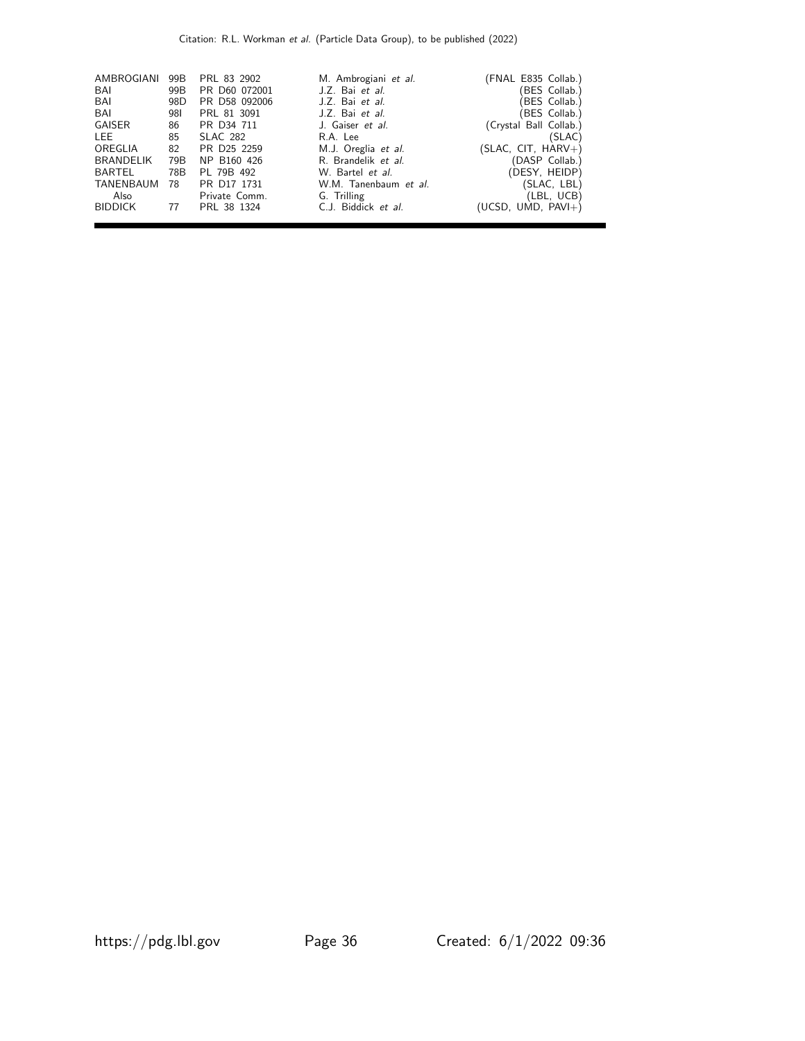| | | | | |
|---|---|---|---|---|
| AMBROGIANI | 99B | PRL 83 2902 | M. Ambrogiani *et al.* | (FNAL E835 Collab.) |
| BAI | 99B | PR D60 072001 | J.Z. Bai *et al.* | (BES Collab.) |
| BAI | 98D | PR D58 092006 | J.Z. Bai *et al.* | (BES Collab.) |
| BAI | 98I | PRL 81 3091 | J.Z. Bai *et al.* | (BES Collab.) |
| GAISER | 86 | PR D34 711 | J. Gaiser *et al.* | (Crystal Ball Collab.) |
| LEE | 85 | SLAC 282 | R.A. Lee | (SLAC) |
| OREGLIA | 82 | PR D25 2259 | M.J. Oreglia *et al.* | (SLAC, CIT, HARV+) |
| BRANDELIK | 79B | NP B160 426 | R. Brandelik *et al.* | (DASP Collab.) |
| BARTEL | 78B | PL 79B 492 | W. Bartel *et al.* | (DESY, HEIDP) |
| TANENBAUM | 78 | PR D17 1731 | W.M. Tanenbaum *et al.* | (SLAC, LBL) |
| Also | | Private Comm. | G. Trilling | (LBL, UCB) |
| BIDDICK | 77 | PRL 38 1324 | C.J. Biddick *et al.* | (UCSD, UMD, PAVI+) |